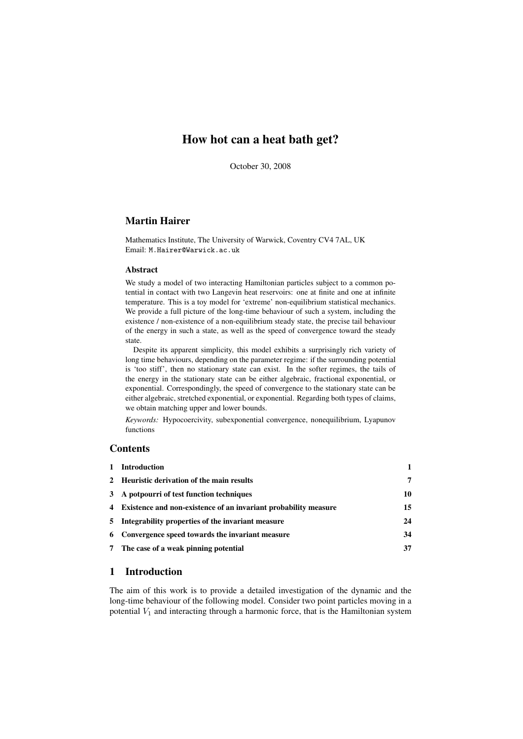# How hot can a heat bath get?

October 30, 2008

## Martin Hairer

Mathematics Institute, The University of Warwick, Coventry CV4 7AL, UK
Email: M.Hairer@Warwick.ac.uk

### Abstract

We study a model of two interacting Hamiltonian particles subject to a common potential in contact with two Langevin heat reservoirs: one at finite and one at infinite temperature. This is a toy model for 'extreme' non-equilibrium statistical mechanics. We provide a full picture of the long-time behaviour of such a system, including the existence / non-existence of a non-equilibrium steady state, the precise tail behaviour of the energy in such a state, as well as the speed of convergence toward the steady state.

Despite its apparent simplicity, this model exhibits a surprisingly rich variety of long time behaviours, depending on the parameter regime: if the surrounding potential is 'too stiff', then no stationary state can exist. In the softer regimes, the tails of the energy in the stationary state can be either algebraic, fractional exponential, or exponential. Correspondingly, the speed of convergence to the stationary state can be either algebraic, stretched exponential, or exponential. Regarding both types of claims, we obtain matching upper and lower bounds.

*Keywords:* Hypocoercivity, subexponential convergence, nonequilibrium, Lyapunov functions

## Contents

| | | |
|---|---|---|
| 1 | Introduction | 1 |
| 2 | Heuristic derivation of the main results | 7 |
| 3 | A potpourri of test function techniques | 10 |
| 4 | Existence and non-existence of an invariant probability measure | 15 |
| 5 | Integrability properties of the invariant measure | 24 |
| 6 | Convergence speed towards the invariant measure | 34 |
| 7 | The case of a weak pinning potential | 37 |

## 1 Introduction

The aim of this work is to provide a detailed investigation of the dynamic and the long-time behaviour of the following model. Consider two point particles moving in a potential $V_1$ and interacting through a harmonic force, that is the Hamiltonian system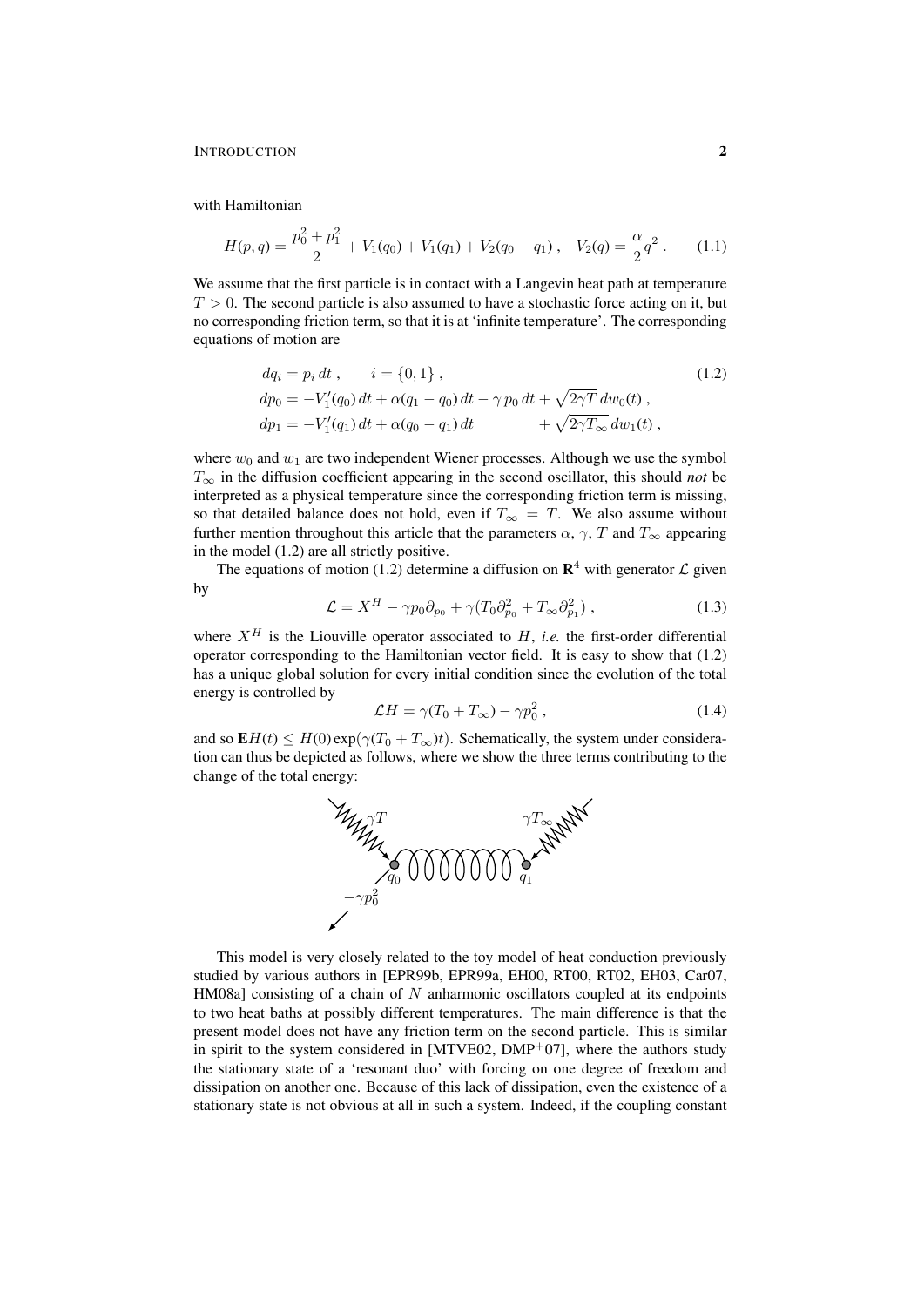with Hamiltonian

$$H(p,q) = \frac{p_0^2 + p_1^2}{2} + V_1(q_0) + V_1(q_1) + V_2(q_0 - q_1) \,, \quad V_2(q) = \frac{\alpha}{2} q^2 \,. \tag{1.1}$$

We assume that the first particle is in contact with a Langevin heat path at temperature $T > 0$. The second particle is also assumed to have a stochastic force acting on it, but no corresponding friction term, so that it is at 'infinite temperature'. The corresponding equations of motion are

$$\begin{aligned}
dq_i &= p_i \, dt \,, \qquad i = \{0,1\} \,, \\
dp_0 &= -V_1'(q_0)\, dt + \alpha(q_1 - q_0)\, dt - \gamma \, p_0 \, dt + \sqrt{2\gamma T}\, dw_0(t) \,, \\
dp_1 &= -V_1'(q_1)\, dt + \alpha(q_0 - q_1)\, dt \qquad\qquad\;\; + \sqrt{2\gamma T_\infty}\, dw_1(t) \,,
\end{aligned} \tag{1.2}$$

where $w_0$ and $w_1$ are two independent Wiener processes. Although we use the symbol $T_\infty$ in the diffusion coefficient appearing in the second oscillator, this should *not* be interpreted as a physical temperature since the corresponding friction term is missing, so that detailed balance does not hold, even if $T_\infty = T$. We also assume without further mention throughout this article that the parameters $\alpha$, $\gamma$, $T$ and $T_\infty$ appearing in the model (1.2) are all strictly positive.

The equations of motion (1.2) determine a diffusion on $\mathbf{R}^4$ with generator $\mathcal{L}$ given by

$$\mathcal{L} = X^H - \gamma p_0 \partial_{p_0} + \gamma (T_0 \partial_{p_0}^2 + T_\infty \partial_{p_1}^2) \,, \tag{1.3}$$

where $X^H$ is the Liouville operator associated to $H$, *i.e.* the first-order differential operator corresponding to the Hamiltonian vector field. It is easy to show that (1.2) has a unique global solution for every initial condition since the evolution of the total energy is controlled by

$$\mathcal{L} H = \gamma (T_0 + T_\infty) - \gamma p_0^2 \,, \tag{1.4}$$

and so $\mathbf{E}H(t) \le H(0) \exp(\gamma (T_0 + T_\infty) t)$. Schematically, the system under consideration can thus be depicted as follows, where we show the three terms contributing to the change of the total energy:

This model is very closely related to the toy model of heat conduction previously studied by various authors in [EPR99b, EPR99a, EH00, RT00, RT02, EH03, Car07, HM08a] consisting of a chain of $N$ anharmonic oscillators coupled at its endpoints to two heat baths at possibly different temperatures. The main difference is that the present model does not have any friction term on the second particle. This is similar in spirit to the system considered in [MTVE02, DMP+07], where the authors study the stationary state of a 'resonant duo' with forcing on one degree of freedom and dissipation on another one. Because of this lack of dissipation, even the existence of a stationary state is not obvious at all in such a system. Indeed, if the coupling constant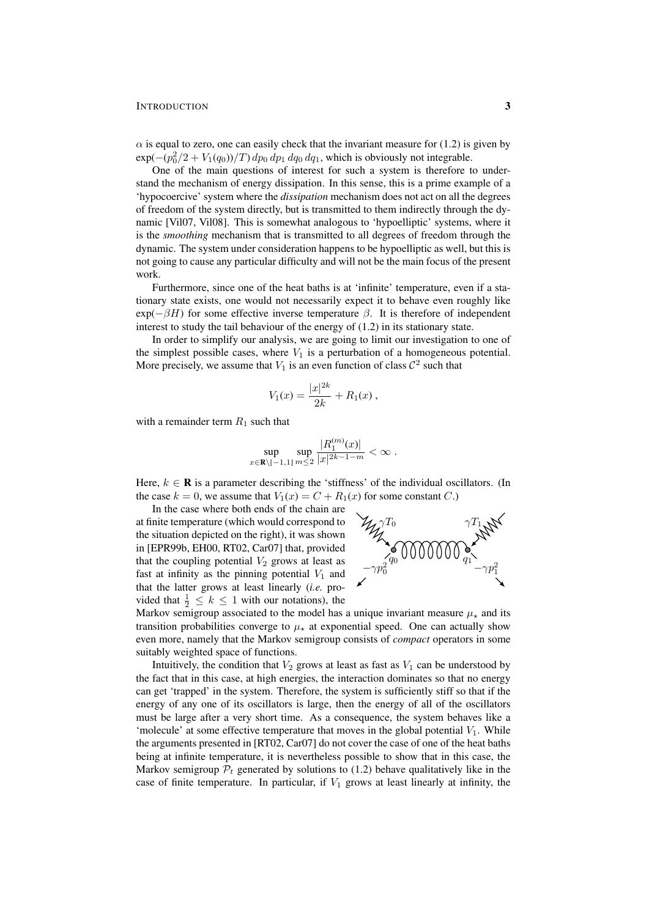$\alpha$ is equal to zero, one can easily check that the invariant measure for (1.2) is given by $\exp(-(p_0^2/2 + V_1(q_0))/T)\, dp_0\, dp_1\, dq_0\, dq_1$, which is obviously not integrable.

One of the main questions of interest for such a system is therefore to understand the mechanism of energy dissipation. In this sense, this is a prime example of a 'hypocoercive' system where the *dissipation* mechanism does not act on all the degrees of freedom of the system directly, but is transmitted to them indirectly through the dynamic [Vil07, Vil08]. This is somewhat analogous to 'hypoelliptic' systems, where it is the *smoothing* mechanism that is transmitted to all degrees of freedom through the dynamic. The system under consideration happens to be hypoelliptic as well, but this is not going to cause any particular difficulty and will not be the main focus of the present work.

Furthermore, since one of the heat baths is at 'infinite' temperature, even if a stationary state exists, one would not necessarily expect it to behave even roughly like $\exp(-\beta H)$ for some effective inverse temperature $\beta$. It is therefore of independent interest to study the tail behaviour of the energy of (1.2) in its stationary state.

In order to simplify our analysis, we are going to limit our investigation to one of the simplest possible cases, where $V_1$ is a perturbation of a homogeneous potential. More precisely, we assume that $V_1$ is an even function of class $\mathcal{C}^2$ such that

$$V_1(x) = \frac{|x|^{2k}}{2k} + R_1(x)\;,$$

with a remainder term $R_1$ such that

$$\sup_{x\in\mathbf{R}\setminus[-1,1]} \sup_{m\le 2} \frac{|R_1^{(m)}(x)|}{|x|^{2k-1-m}} < \infty\;.$$

Here, $k \in \mathbf{R}$ is a parameter describing the 'stiffness' of the individual oscillators. (In the case $k = 0$, we assume that $V_1(x) = C + R_1(x)$ for some constant $C$.)

In the case where both ends of the chain are at finite temperature (which would correspond to the situation depicted on the right), it was shown in [EPR99b, EH00, RT02, Car07] that, provided that the coupling potential $V_2$ grows at least as fast at infinity as the pinning potential $V_1$ and that the latter grows at least linearly (*i.e.* provided that $\frac{1}{2} \le k \le 1$ with our notations), the Markov semigroup associated to the model has a unique invariant measure $\mu_\star$ and its transition probabilities converge to $\mu_\star$ at exponential speed. One can actually show even more, namely that the Markov semigroup consists of *compact* operators in some suitably weighted space of functions.

Intuitively, the condition that $V_2$ grows at least as fast as $V_1$ can be understood by the fact that in this case, at high energies, the interaction dominates so that no energy can get 'trapped' in the system. Therefore, the system is sufficiently stiff so that if the energy of any one of its oscillators is large, then the energy of all of the oscillators must be large after a very short time. As a consequence, the system behaves like a 'molecule' at some effective temperature that moves in the global potential $V_1$. While the arguments presented in [RT02, Car07] do not cover the case of one of the heat baths being at infinite temperature, it is nevertheless possible to show that in this case, the Markov semigroup $\mathcal{P}_t$ generated by solutions to (1.2) behave qualitatively like in the case of finite temperature. In particular, if $V_1$ grows at least linearly at infinity, the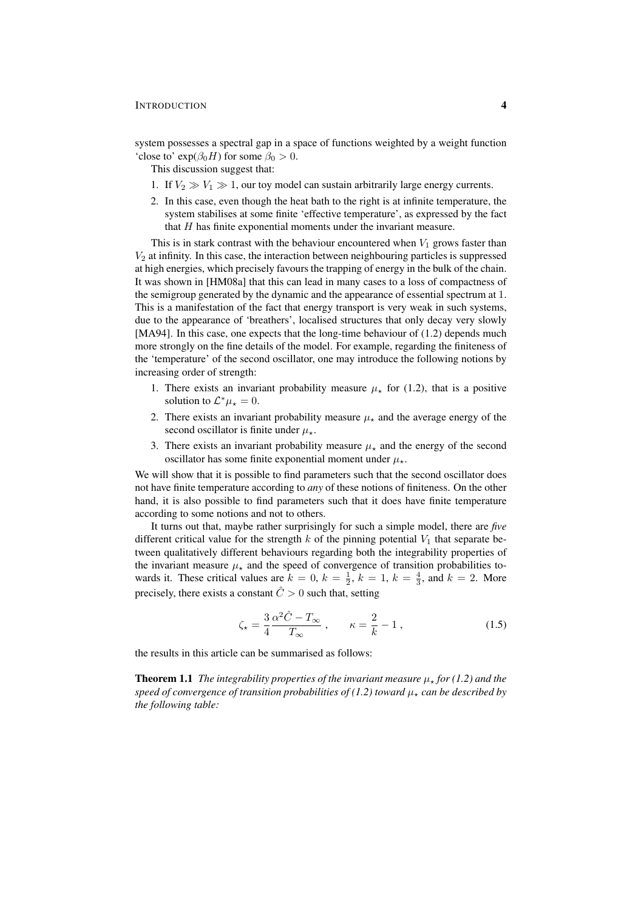system possesses a spectral gap in a space of functions weighted by a weight function 'close to' $\exp(\beta_0 H)$ for some $\beta_0 > 0$.

This discussion suggest that:

1. If $V_2 \gg V_1 \gg 1$, our toy model can sustain arbitrarily large energy currents.
2. In this case, even though the heat bath to the right is at infinite temperature, the system stabilises at some finite 'effective temperature', as expressed by the fact that $H$ has finite exponential moments under the invariant measure.

This is in stark contrast with the behaviour encountered when $V_1$ grows faster than $V_2$ at infinity. In this case, the interaction between neighbouring particles is suppressed at high energies, which precisely favours the trapping of energy in the bulk of the chain. It was shown in [HM08a] that this can lead in many cases to a loss of compactness of the semigroup generated by the dynamic and the appearance of essential spectrum at 1. This is a manifestation of the fact that energy transport is very weak in such systems, due to the appearance of 'breathers', localised structures that only decay very slowly [MA94]. In this case, one expects that the long-time behaviour of (1.2) depends much more strongly on the fine details of the model. For example, regarding the finiteness of the 'temperature' of the second oscillator, one may introduce the following notions by increasing order of strength:

1. There exists an invariant probability measure $\mu_\star$ for (1.2), that is a positive solution to $\mathcal{L}^*\mu_\star = 0$.
2. There exists an invariant probability measure $\mu_\star$ and the average energy of the second oscillator is finite under $\mu_\star$.
3. There exists an invariant probability measure $\mu_\star$ and the energy of the second oscillator has some finite exponential moment under $\mu_\star$.

We will show that it is possible to find parameters such that the second oscillator does not have finite temperature according to *any* of these notions of finiteness. On the other hand, it is also possible to find parameters such that it does have finite temperature according to some notions and not to others.

It turns out that, maybe rather surprisingly for such a simple model, there are *five* different critical value for the strength $k$ of the pinning potential $V_1$ that separate between qualitatively different behaviours regarding both the integrability properties of the invariant measure $\mu_\star$ and the speed of convergence of transition probabilities towards it. These critical values are $k = 0$, $k = \frac{1}{2}$, $k = 1$, $k = \frac{4}{3}$, and $k = 2$. More precisely, there exists a constant $\hat{C} > 0$ such that, setting

$$\zeta_\star = \frac{3}{4}\frac{\alpha^2 \hat{C} - T_\infty}{T_\infty}\,, \qquad \kappa = \frac{2}{k} - 1\,, \tag{1.5}$$

the results in this article can be summarised as follows:

**Theorem 1.1** *The integrability properties of the invariant measure $\mu_\star$ for (1.2) and the speed of convergence of transition probabilities of (1.2) toward $\mu_\star$ can be described by the following table:*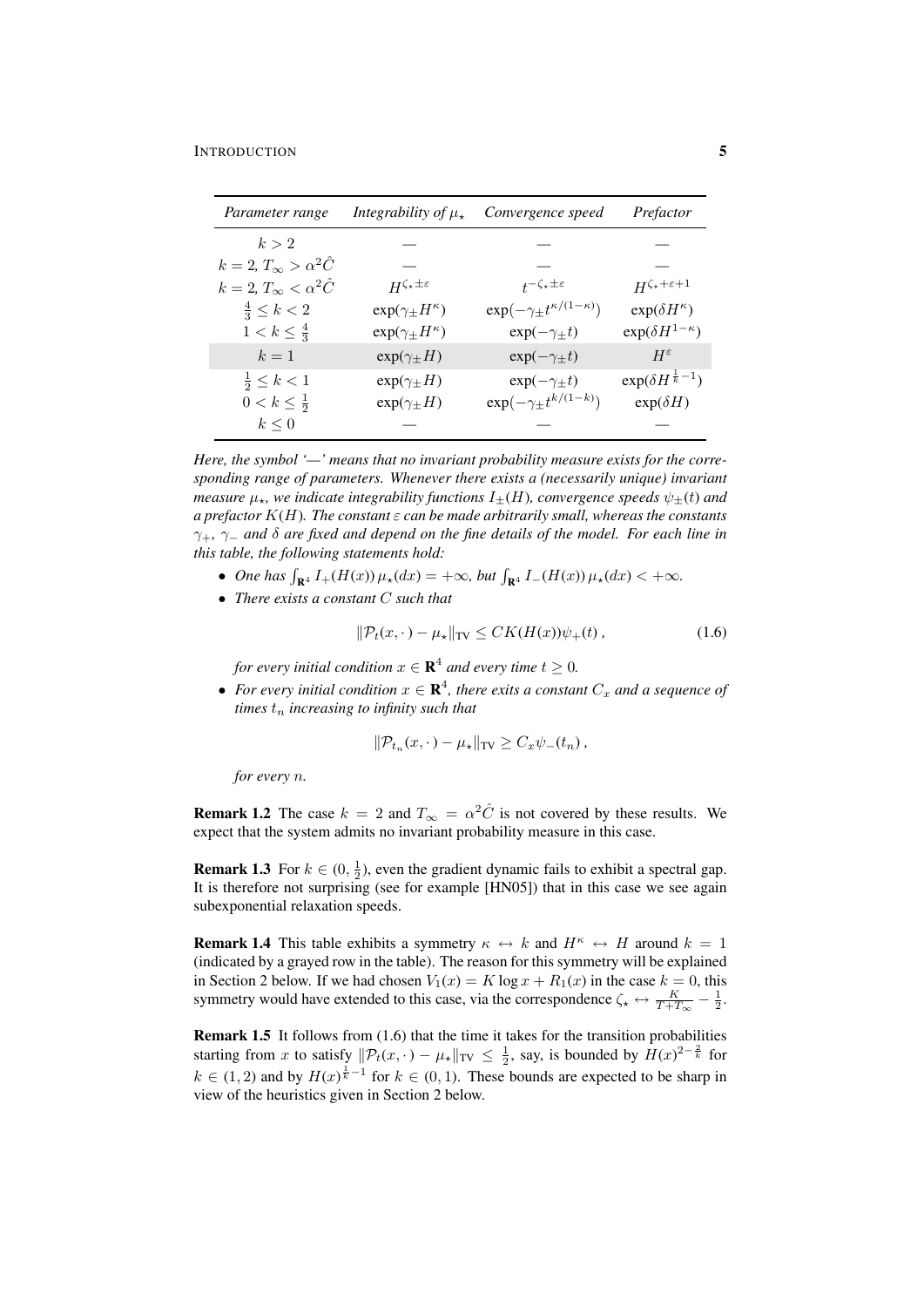| *Parameter range* | *Integrability of $\mu_\star$* | *Convergence speed* | *Prefactor* |
|---|---|---|---|
| $k > 2$ | — | — | — |
| $k = 2$, $T_\infty > \alpha^2 \hat{C}$ | — | — | — |
| $k = 2$, $T_\infty < \alpha^2 \hat{C}$ | $H^{\zeta_\star \pm \varepsilon}$ | $t^{-\zeta_\star \pm \varepsilon}$ | $H^{\zeta_\star + \varepsilon + 1}$ |
| $\frac{4}{3} \le k < 2$ | $\exp(\gamma_\pm H^\kappa)$ | $\exp(-\gamma_\pm t^{\kappa/(1-\kappa)})$ | $\exp(\delta H^\kappa)$ |
| $1 < k \le \frac{4}{3}$ | $\exp(\gamma_\pm H^\kappa)$ | $\exp(-\gamma_\pm t)$ | $\exp(\delta H^{1-\kappa})$ |
| $k = 1$ | $\exp(\gamma_\pm H)$ | $\exp(-\gamma_\pm t)$ | $H^\varepsilon$ |
| $\frac{1}{2} \le k < 1$ | $\exp(\gamma_\pm H)$ | $\exp(-\gamma_\pm t)$ | $\exp(\delta H^{\frac{1}{k}-1})$ |
| $0 < k \le \frac{1}{2}$ | $\exp(\gamma_\pm H)$ | $\exp(-\gamma_\pm t^{k/(1-k)})$ | $\exp(\delta H)$ |
| $k \le 0$ | — | — | — |

*Here, the symbol '—' means that no invariant probability measure exists for the corresponding range of parameters. Whenever there exists a (necessarily unique) invariant measure $\mu_\star$, we indicate integrability functions $I_\pm(H)$, convergence speeds $\psi_\pm(t)$ and a prefactor $K(H)$. The constant $\varepsilon$ can be made arbitrarily small, whereas the constants $\gamma_+$, $\gamma_-$ and $\delta$ are fixed and depend on the fine details of the model. For each line in this table, the following statements hold:*

- *One has $\int_{\mathbf{R}^4} I_+(H(x))\, \mu_\star(dx) = +\infty$, but $\int_{\mathbf{R}^4} I_-(H(x))\, \mu_\star(dx) < +\infty$.*
- *There exists a constant $C$ such that*

$$\|\mathcal{P}_t(x, \cdot) - \mu_\star\|_{\mathrm{TV}} \le C K(H(x)) \psi_+(t)\,, \tag{1.6}$$

  *for every initial condition $x \in \mathbf{R}^4$ and every time $t \ge 0$.*
- *For every initial condition $x \in \mathbf{R}^4$, there exits a constant $C_x$ and a sequence of times $t_n$ increasing to infinity such that*

$$\|\mathcal{P}_{t_n}(x, \cdot) - \mu_\star\|_{\mathrm{TV}} \ge C_x \psi_-(t_n)\,,$$

  *for every $n$.*

**Remark 1.2** The case $k = 2$ and $T_\infty = \alpha^2 \hat{C}$ is not covered by these results. We expect that the system admits no invariant probability measure in this case.

**Remark 1.3** For $k \in (0, \frac{1}{2})$, even the gradient dynamic fails to exhibit a spectral gap. It is therefore not surprising (see for example [HN05]) that in this case we see again subexponential relaxation speeds.

**Remark 1.4** This table exhibits a symmetry $\kappa \leftrightarrow k$ and $H^\kappa \leftrightarrow H$ around $k = 1$ (indicated by a grayed row in the table). The reason for this symmetry will be explained in Section 2 below. If we had chosen $V_1(x) = K \log x + R_1(x)$ in the case $k = 0$, this symmetry would have extended to this case, via the correspondence $\zeta_\star \leftrightarrow \frac{K}{T + T_\infty} - \frac{1}{2}$.

**Remark 1.5** It follows from (1.6) that the time it takes for the transition probabilities starting from $x$ to satisfy $\|\mathcal{P}_t(x, \cdot) - \mu_\star\|_{\mathrm{TV}} \le \frac{1}{2}$, say, is bounded by $H(x)^{2 - \frac{2}{k}}$ for $k \in (1, 2)$ and by $H(x)^{\frac{1}{k} - 1}$ for $k \in (0, 1)$. These bounds are expected to be sharp in view of the heuristics given in Section 2 below.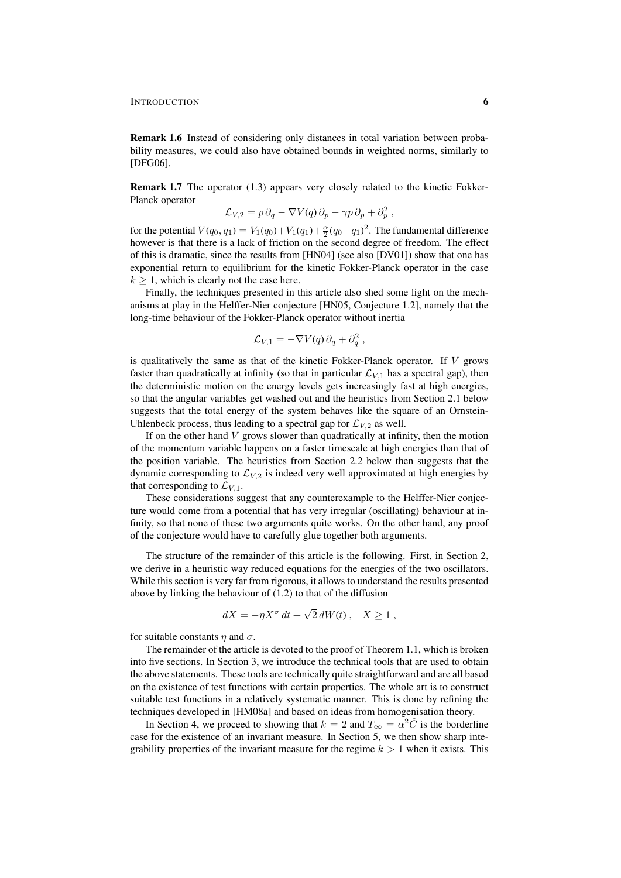**Remark 1.6** Instead of considering only distances in total variation between probability measures, we could also have obtained bounds in weighted norms, similarly to [DFG06].

**Remark 1.7** The operator (1.3) appears very closely related to the kinetic Fokker-Planck operator

$$\mathcal{L}_{V,2} = p\,\partial_q - \nabla V(q)\,\partial_p - \gamma p\,\partial_p + \partial_p^2\;,$$

for the potential $V(q_0, q_1) = V_1(q_0) + V_1(q_1) + \frac{\alpha}{2}(q_0 - q_1)^2$. The fundamental difference however is that there is a lack of friction on the second degree of freedom. The effect of this is dramatic, since the results from [HN04] (see also [DV01]) show that one has exponential return to equilibrium for the kinetic Fokker-Planck operator in the case $k \geq 1$, which is clearly not the case here.

Finally, the techniques presented in this article also shed some light on the mechanisms at play in the Helffer-Nier conjecture [HN05, Conjecture 1.2], namely that the long-time behaviour of the Fokker-Planck operator without inertia

$$\mathcal{L}_{V,1} = -\nabla V(q)\,\partial_q + \partial_q^2\;,$$

is qualitatively the same as that of the kinetic Fokker-Planck operator. If $V$ grows faster than quadratically at infinity (so that in particular $\mathcal{L}_{V,1}$ has a spectral gap), then the deterministic motion on the energy levels gets increasingly fast at high energies, so that the angular variables get washed out and the heuristics from Section 2.1 below suggests that the total energy of the system behaves like the square of an Ornstein-Uhlenbeck process, thus leading to a spectral gap for $\mathcal{L}_{V,2}$ as well.

If on the other hand $V$ grows slower than quadratically at infinity, then the motion of the momentum variable happens on a faster timescale at high energies than that of the position variable. The heuristics from Section 2.2 below then suggests that the dynamic corresponding to $\mathcal{L}_{V,2}$ is indeed very well approximated at high energies by that corresponding to $\mathcal{L}_{V,1}$.

These considerations suggest that any counterexample to the Helffer-Nier conjecture would come from a potential that has very irregular (oscillating) behaviour at infinity, so that none of these two arguments quite works. On the other hand, any proof of the conjecture would have to carefully glue together both arguments.

The structure of the remainder of this article is the following. First, in Section 2, we derive in a heuristic way reduced equations for the energies of the two oscillators. While this section is very far from rigorous, it allows to understand the results presented above by linking the behaviour of (1.2) to that of the diffusion

$$dX = -\eta X^\sigma\,dt + \sqrt{2}\,dW(t)\;, \quad X \geq 1\;,$$

for suitable constants $\eta$ and $\sigma$.

The remainder of the article is devoted to the proof of Theorem 1.1, which is broken into five sections. In Section 3, we introduce the technical tools that are used to obtain the above statements. These tools are technically quite straightforward and are all based on the existence of test functions with certain properties. The whole art is to construct suitable test functions in a relatively systematic manner. This is done by refining the techniques developed in [HM08a] and based on ideas from homogenisation theory.

In Section 4, we proceed to showing that $k = 2$ and $T_\infty = \alpha^2 \hat{C}$ is the borderline case for the existence of an invariant measure. In Section 5, we then show sharp integrability properties of the invariant measure for the regime $k > 1$ when it exists. This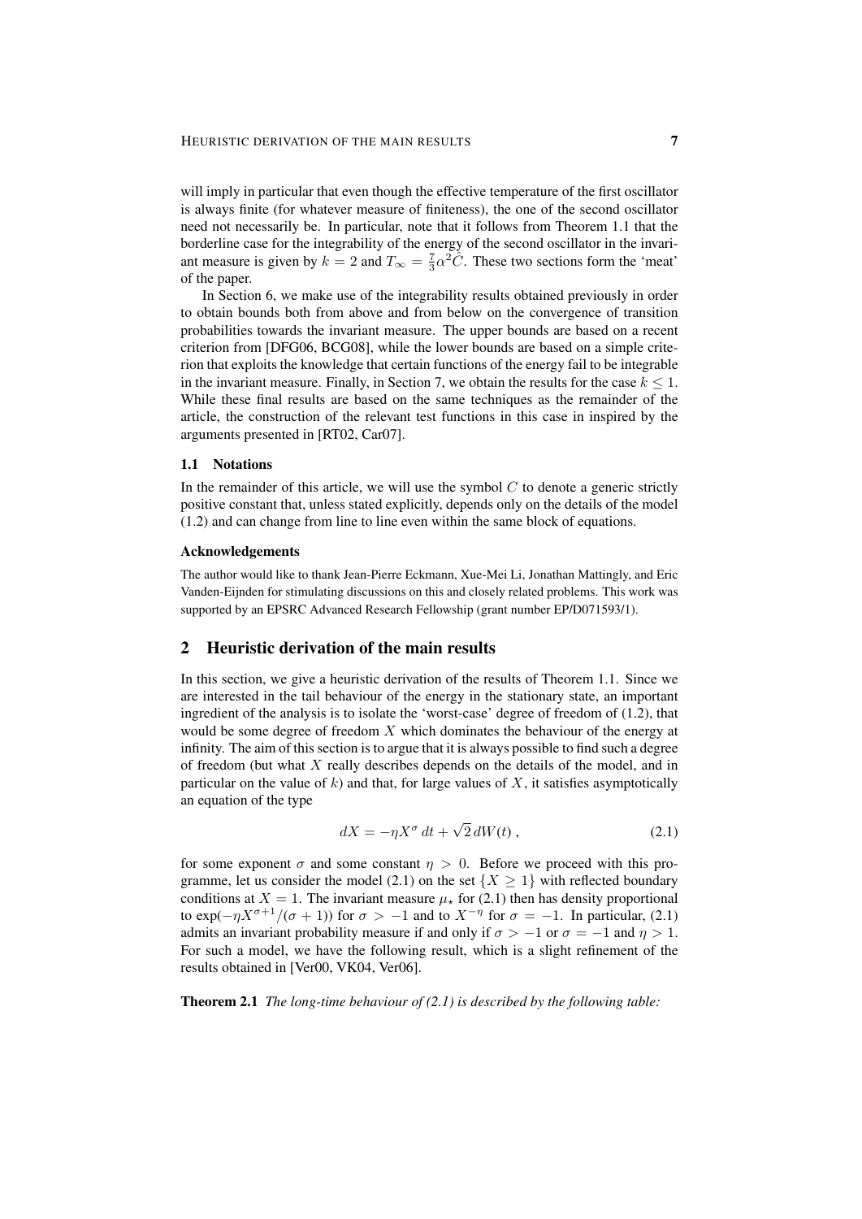will imply in particular that even though the effective temperature of the first oscillator is always finite (for whatever measure of finiteness), the one of the second oscillator need not necessarily be. In particular, note that it follows from Theorem 1.1 that the borderline case for the integrability of the energy of the second oscillator in the invariant measure is given by $k = 2$ and $T_\infty = \frac{7}{3}\alpha^2 \hat{C}$. These two sections form the 'meat' of the paper.

In Section 6, we make use of the integrability results obtained previously in order to obtain bounds both from above and from below on the convergence of transition probabilities towards the invariant measure. The upper bounds are based on a recent criterion from [DFG06, BCG08], while the lower bounds are based on a simple criterion that exploits the knowledge that certain functions of the energy fail to be integrable in the invariant measure. Finally, in Section 7, we obtain the results for the case $k \le 1$. While these final results are based on the same techniques as the remainder of the article, the construction of the relevant test functions in this case in inspired by the arguments presented in [RT02, Car07].

### 1.1 Notations

In the remainder of this article, we will use the symbol $C$ to denote a generic strictly positive constant that, unless stated explicitly, depends only on the details of the model (1.2) and can change from line to line even within the same block of equations.

#### Acknowledgements

The author would like to thank Jean-Pierre Eckmann, Xue-Mei Li, Jonathan Mattingly, and Eric Vanden-Eijnden for stimulating discussions on this and closely related problems. This work was supported by an EPSRC Advanced Research Fellowship (grant number EP/D071593/1).

## 2 Heuristic derivation of the main results

In this section, we give a heuristic derivation of the results of Theorem 1.1. Since we are interested in the tail behaviour of the energy in the stationary state, an important ingredient of the analysis is to isolate the 'worst-case' degree of freedom of (1.2), that would be some degree of freedom $X$ which dominates the behaviour of the energy at infinity. The aim of this section is to argue that it is always possible to find such a degree of freedom (but what $X$ really describes depends on the details of the model, and in particular on the value of $k$) and that, for large values of $X$, it satisfies asymptotically an equation of the type

$$dX = -\eta X^\sigma \, dt + \sqrt{2}\, dW(t) \,, \tag{2.1}$$

for some exponent $\sigma$ and some constant $\eta > 0$. Before we proceed with this programme, let us consider the model (2.1) on the set $\{X \ge 1\}$ with reflected boundary conditions at $X = 1$. The invariant measure $\mu_\star$ for (2.1) then has density proportional to $\exp(-\eta X^{\sigma+1}/(\sigma + 1))$ for $\sigma > -1$ and to $X^{-\eta}$ for $\sigma = -1$. In particular, (2.1) admits an invariant probability measure if and only if $\sigma > -1$ or $\sigma = -1$ and $\eta > 1$. For such a model, we have the following result, which is a slight refinement of the results obtained in [Ver00, VK04, Ver06].

**Theorem 2.1** *The long-time behaviour of (2.1) is described by the following table:*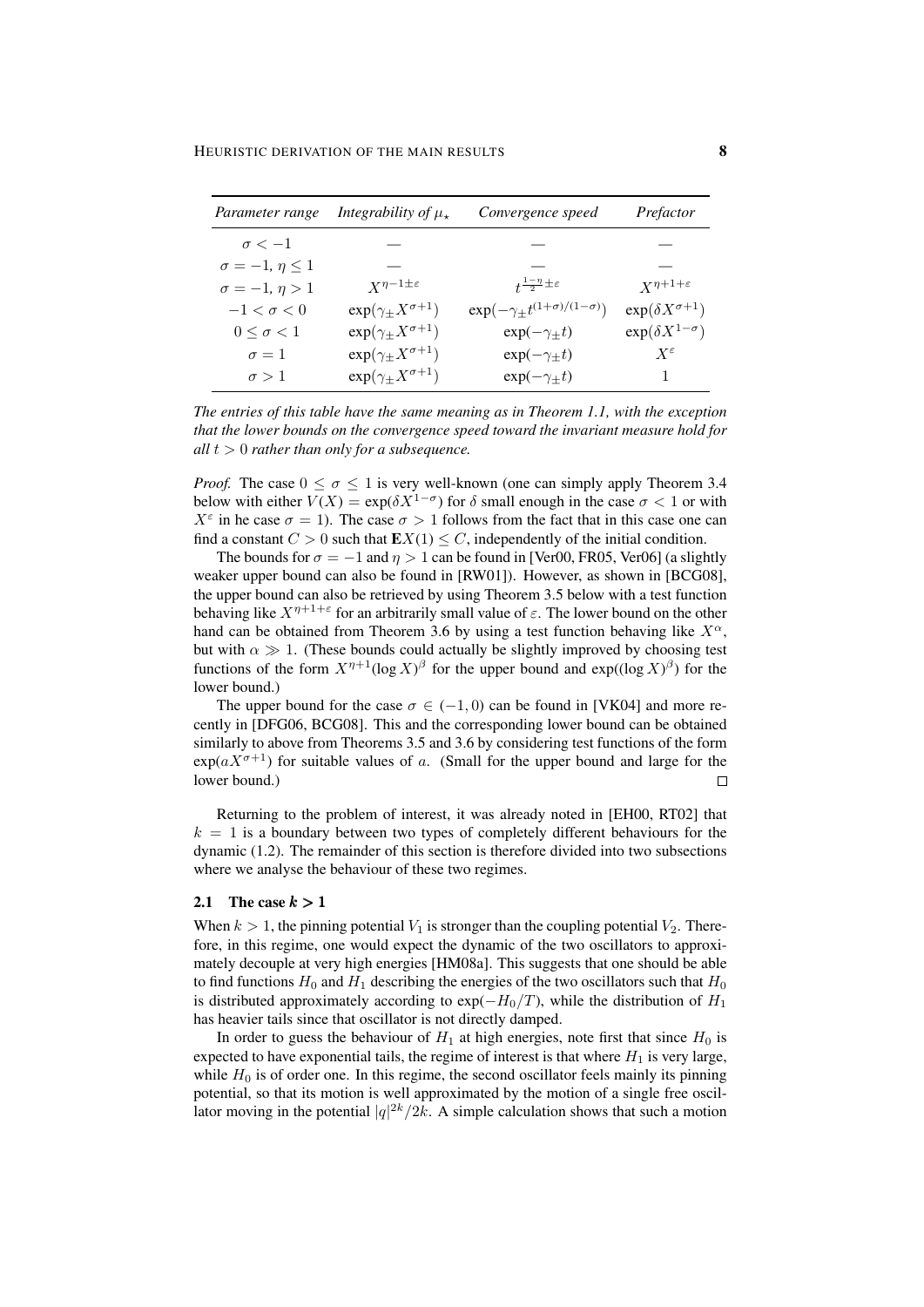| *Parameter range* | *Integrability of $\mu_\star$* | *Convergence speed* | *Prefactor* |
|---|---|---|---|
| $\sigma < -1$ | — | — | — |
| $\sigma = -1,\ \eta \leq 1$ | — | — | — |
| $\sigma = -1,\ \eta > 1$ | $X^{\eta-1\pm\varepsilon}$ | $t^{\frac{1-\eta}{2}\pm\varepsilon}$ | $X^{\eta+1+\varepsilon}$ |
| $-1 < \sigma < 0$ | $\exp(\gamma_\pm X^{\sigma+1})$ | $\exp(-\gamma_\pm t^{(1+\sigma)/(1-\sigma)})$ | $\exp(\delta X^{\sigma+1})$ |
| $0 \leq \sigma < 1$ | $\exp(\gamma_\pm X^{\sigma+1})$ | $\exp(-\gamma_\pm t)$ | $\exp(\delta X^{1-\sigma})$ |
| $\sigma = 1$ | $\exp(\gamma_\pm X^{\sigma+1})$ | $\exp(-\gamma_\pm t)$ | $X^\varepsilon$ |
| $\sigma > 1$ | $\exp(\gamma_\pm X^{\sigma+1})$ | $\exp(-\gamma_\pm t)$ | $1$ |

*The entries of this table have the same meaning as in Theorem 1.1, with the exception that the lower bounds on the convergence speed toward the invariant measure hold for all $t > 0$ rather than only for a subsequence.*

*Proof.* The case $0 \leq \sigma \leq 1$ is very well-known (one can simply apply Theorem 3.4 below with either $V(X) = \exp(\delta X^{1-\sigma})$ for $\delta$ small enough in the case $\sigma < 1$ or with $X^\varepsilon$ in he case $\sigma = 1$). The case $\sigma > 1$ follows from the fact that in this case one can find a constant $C > 0$ such that $\mathbf{E}X(1) \leq C$, independently of the initial condition.

The bounds for $\sigma = -1$ and $\eta > 1$ can be found in [Ver00, FR05, Ver06] (a slightly weaker upper bound can also be found in [RW01]). However, as shown in [BCG08], the upper bound can also be retrieved by using Theorem 3.5 below with a test function behaving like $X^{\eta+1+\varepsilon}$ for an arbitrarily small value of $\varepsilon$. The lower bound on the other hand can be obtained from Theorem 3.6 by using a test function behaving like $X^\alpha$, but with $\alpha \gg 1$. (These bounds could actually be slightly improved by choosing test functions of the form $X^{\eta+1}(\log X)^\beta$ for the upper bound and $\exp((\log X)^\beta)$ for the lower bound.)

The upper bound for the case $\sigma \in (-1, 0)$ can be found in [VK04] and more recently in [DFG06, BCG08]. This and the corresponding lower bound can be obtained similarly to above from Theorems 3.5 and 3.6 by considering test functions of the form $\exp(aX^{\sigma+1})$ for suitable values of $a$. (Small for the upper bound and large for the lower bound.) $\square$

Returning to the problem of interest, it was already noted in [EH00, RT02] that $k = 1$ is a boundary between two types of completely different behaviours for the dynamic (1.2). The remainder of this section is therefore divided into two subsections where we analyse the behaviour of these two regimes.

### 2.1 The case $k > 1$

When $k > 1$, the pinning potential $V_1$ is stronger than the coupling potential $V_2$. Therefore, in this regime, one would expect the dynamic of the two oscillators to approximately decouple at very high energies [HM08a]. This suggests that one should be able to find functions $H_0$ and $H_1$ describing the energies of the two oscillators such that $H_0$ is distributed approximately according to $\exp(-H_0/T)$, while the distribution of $H_1$ has heavier tails since that oscillator is not directly damped.

In order to guess the behaviour of $H_1$ at high energies, note first that since $H_0$ is expected to have exponential tails, the regime of interest is that where $H_1$ is very large, while $H_0$ is of order one. In this regime, the second oscillator feels mainly its pinning potential, so that its motion is well approximated by the motion of a single free oscillator moving in the potential $|q|^{2k}/2k$. A simple calculation shows that such a motion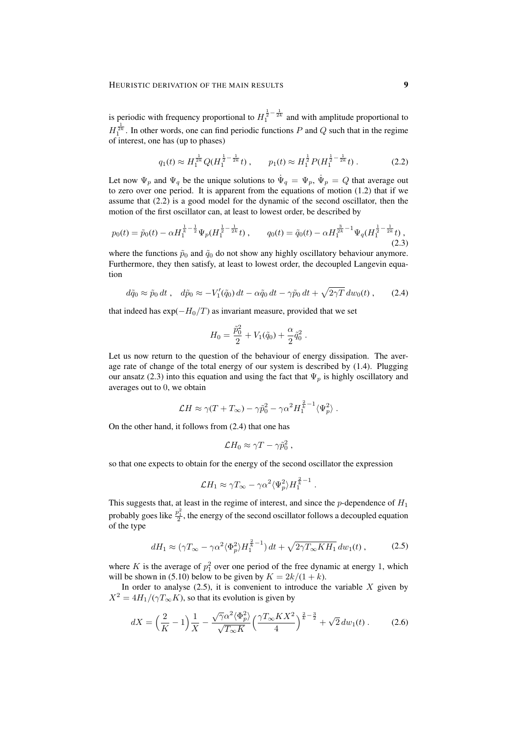is periodic with frequency proportional to $H_1^{\frac{1}{2}-\frac{1}{2k}}$ and with amplitude proportional to $H_1^{\frac{1}{2k}}$. In other words, one can find periodic functions $P$ and $Q$ such that in the regime of interest, one has (up to phases)

$$q_1(t) \approx H_1^{\frac{1}{2k}} Q(H_1^{\frac{1}{2}-\frac{1}{2k}} t) , \qquad p_1(t) \approx H_1^{\frac{1}{2}} P(H_1^{\frac{1}{2}-\frac{1}{2k}} t) . \tag{2.2}$$

Let now $\Psi_p$ and $\Psi_q$ be the unique solutions to $\dot{\Psi}_q = \Psi_p$, $\dot{\Psi}_p = Q$ that average out to zero over one period. It is apparent from the equations of motion (1.2) that if we assume that (2.2) is a good model for the dynamic of the second oscillator, then the motion of the first oscillator can, at least to lowest order, be described by

$$p_0(t) = \tilde{p}_0(t) - \alpha H_1^{\frac{1}{k}-\frac{1}{2}} \Psi_p(H_1^{\frac{1}{2}-\frac{1}{2k}} t) , \qquad q_0(t) = \tilde{q}_0(t) - \alpha H_1^{\frac{3}{2k}-1} \Psi_q(H_1^{\frac{1}{2}-\frac{1}{2k}} t) , \tag{2.3}$$

where the functions $\tilde{p}_0$ and $\tilde{q}_0$ do not show any highly oscillatory behaviour anymore. Furthermore, they then satisfy, at least to lowest order, the decoupled Langevin equation

$$d\tilde{q}_0 \approx \tilde{p}_0 \, dt , \quad d\tilde{p}_0 \approx -V_1'(\tilde{q}_0) \, dt - \alpha \tilde{q}_0 \, dt - \gamma \tilde{p}_0 \, dt + \sqrt{2\gamma T} \, dw_0(t) , \tag{2.4}$$

that indeed has $\exp(-H_0/T)$ as invariant measure, provided that we set

$$H_0 = \frac{\tilde{p}_0^2}{2} + V_1(\tilde{q}_0) + \frac{\alpha}{2} \tilde{q}_0^2 .$$

Let us now return to the question of the behaviour of energy dissipation. The average rate of change of the total energy of our system is described by (1.4). Plugging our ansatz (2.3) into this equation and using the fact that $\Psi_p$ is highly oscillatory and averages out to 0, we obtain

$$\mathcal{L}H \approx \gamma(T + T_\infty) - \gamma \tilde{p}_0^2 - \gamma \alpha^2 H_1^{\frac{2}{k}-1} \langle \Psi_p^2 \rangle .$$

On the other hand, it follows from (2.4) that one has

$$\mathcal{L}H_0 \approx \gamma T - \gamma \tilde{p}_0^2 ,$$

so that one expects to obtain for the energy of the second oscillator the expression

$$\mathcal{L}H_1 \approx \gamma T_\infty - \gamma \alpha^2 \langle \Psi_p^2 \rangle H_1^{\frac{2}{k}-1} .$$

This suggests that, at least in the regime of interest, and since the $p$-dependence of $H_1$ probably goes like $\frac{p_1^2}{2}$, the energy of the second oscillator follows a decoupled equation of the type

$$dH_1 \approx (\gamma T_\infty - \gamma \alpha^2 \langle \Phi_p^2 \rangle H_1^{\frac{2}{k}-1}) \, dt + \sqrt{2\gamma T_\infty K H_1} \, dw_1(t) , \tag{2.5}$$

where $K$ is the average of $p_1^2$ over one period of the free dynamic at energy 1, which will be shown in (5.10) below to be given by $K = 2k/(1+k)$.

In order to analyse (2.5), it is convenient to introduce the variable $X$ given by $X^2 = 4H_1/(\gamma T_\infty K)$, so that its evolution is given by

$$dX = \Big(\frac{2}{K} - 1\Big)\frac{1}{X} - \frac{\sqrt{\gamma}\alpha^2 \langle \Phi_p^2 \rangle}{\sqrt{T_\infty K}} \Big(\frac{\gamma T_\infty K X^2}{4}\Big)^{\frac{2}{k}-\frac{3}{2}} + \sqrt{2} \, dw_1(t) . \tag{2.6}$$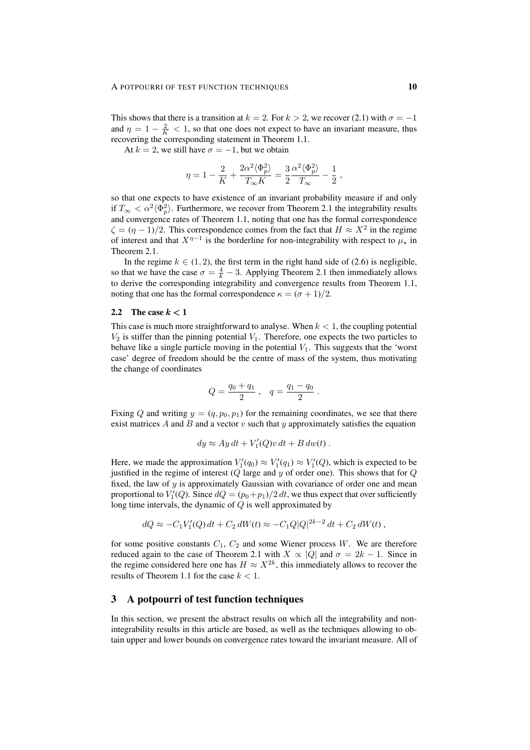This shows that there is a transition at $k = 2$. For $k > 2$, we recover (2.1) with $\sigma = -1$ and $\eta = 1 - \frac{2}{K} < 1$, so that one does not expect to have an invariant measure, thus recovering the corresponding statement in Theorem 1.1.

At $k = 2$, we still have $\sigma = -1$, but we obtain

$$\eta = 1 - \frac{2}{K} + \frac{2\alpha^2 \langle \Phi_p^2 \rangle}{T_\infty K} = \frac{3}{2} \frac{\alpha^2 \langle \Phi_p^2 \rangle}{T_\infty} - \frac{1}{2} ,$$

so that one expects to have existence of an invariant probability measure if and only if $T_\infty < \alpha^2 \langle \Phi_p^2 \rangle$. Furthermore, we recover from Theorem 2.1 the integrability results and convergence rates of Theorem 1.1, noting that one has the formal correspondence $\zeta = (\eta - 1)/2$. This correspondence comes from the fact that $H \approx X^2$ in the regime of interest and that $X^{\eta-1}$ is the borderline for non-integrability with respect to $\mu_\star$ in Theorem 2.1.

In the regime $k \in (1, 2)$, the first term in the right hand side of (2.6) is negligible, so that we have the case $\sigma = \frac{4}{k} - 3$. Applying Theorem 2.1 then immediately allows to derive the corresponding integrability and convergence results from Theorem 1.1, noting that one has the formal correspondence $\kappa = (\sigma + 1)/2$.

### 2.2 The case $k < 1$

This case is much more straightforward to analyse. When $k < 1$, the coupling potential $V_2$ is stiffer than the pinning potential $V_1$. Therefore, one expects the two particles to behave like a single particle moving in the potential $V_1$. This suggests that the 'worst case' degree of freedom should be the centre of mass of the system, thus motivating the change of coordinates

$$Q = \frac{q_0 + q_1}{2} , \quad q = \frac{q_1 - q_0}{2} .$$

Fixing $Q$ and writing $y = (q, p_0, p_1)$ for the remaining coordinates, we see that there exist matrices $A$ and $B$ and a vector $v$ such that $y$ approximately satisfies the equation

$$dy \approx Ay\,dt + V_1'(Q)v\,dt + B\,dw(t) .$$

Here, we made the approximation $V_1'(q_0) \approx V_1'(q_1) \approx V_1'(Q)$, which is expected to be justified in the regime of interest ($Q$ large and $y$ of order one). This shows that for $Q$ fixed, the law of $y$ is approximately Gaussian with covariance of order one and mean proportional to $V_1'(Q)$. Since $dQ = (p_0 + p_1)/2\,dt$, we thus expect that over sufficiently long time intervals, the dynamic of $Q$ is well approximated by

$$dQ \approx -C_1 V_1'(Q)\,dt + C_2\,dW(t) \approx -C_1 Q|Q|^{2k-2}\,dt + C_2\,dW(t) ,$$

for some positive constants $C_1$, $C_2$ and some Wiener process $W$. We are therefore reduced again to the case of Theorem 2.1 with $X \propto |Q|$ and $\sigma = 2k - 1$. Since in the regime considered here one has $H \approx X^{2k}$, this immediately allows to recover the results of Theorem 1.1 for the case $k < 1$.

## 3 A potpourri of test function techniques

In this section, we present the abstract results on which all the integrability and non-integrability results in this article are based, as well as the techniques allowing to obtain upper and lower bounds on convergence rates toward the invariant measure. All of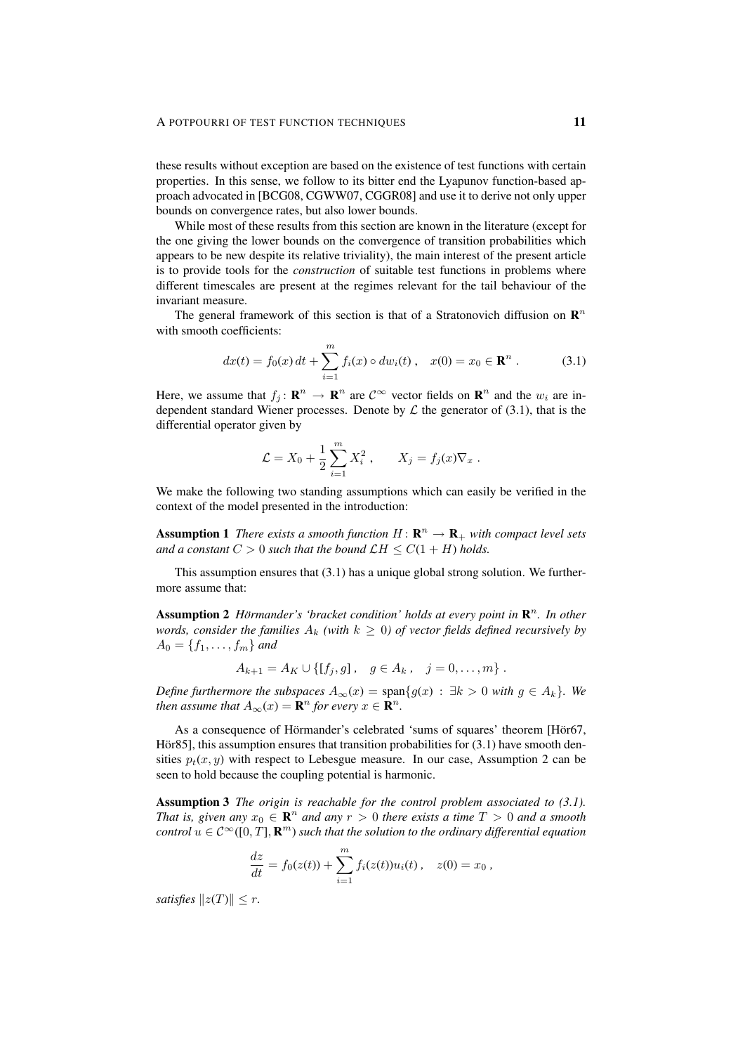these results without exception are based on the existence of test functions with certain properties. In this sense, we follow to its bitter end the Lyapunov function-based approach advocated in [BCG08, CGWW07, CGGR08] and use it to derive not only upper bounds on convergence rates, but also lower bounds.

While most of these results from this section are known in the literature (except for the one giving the lower bounds on the convergence of transition probabilities which appears to be new despite its relative triviality), the main interest of the present article is to provide tools for the *construction* of suitable test functions in problems where different timescales are present at the regimes relevant for the tail behaviour of the invariant measure.

The general framework of this section is that of a Stratonovich diffusion on $\mathbf{R}^n$ with smooth coefficients:

$$dx(t) = f_0(x)\,dt + \sum_{i=1}^{m} f_i(x) \circ dw_i(t)\,, \quad x(0) = x_0 \in \mathbf{R}^n\,. \tag{3.1}$$

Here, we assume that $f_j \colon \mathbf{R}^n \to \mathbf{R}^n$ are $\mathcal{C}^\infty$ vector fields on $\mathbf{R}^n$ and the $w_i$ are independent standard Wiener processes. Denote by $\mathcal{L}$ the generator of (3.1), that is the differential operator given by

$$\mathcal{L} = X_0 + \frac{1}{2}\sum_{i=1}^{m} X_i^2\,, \qquad X_j = f_j(x)\nabla_x\,.$$

We make the following two standing assumptions which can easily be verified in the context of the model presented in the introduction:

**Assumption 1** *There exists a smooth function $H \colon \mathbf{R}^n \to \mathbf{R}_+$ with compact level sets and a constant $C > 0$ such that the bound $\mathcal{L}H \le C(1 + H)$ holds.*

This assumption ensures that (3.1) has a unique global strong solution. We furthermore assume that:

**Assumption 2** *Hörmander's 'bracket condition' holds at every point in $\mathbf{R}^n$. In other words, consider the families $A_k$ (with $k \ge 0$) of vector fields defined recursively by $A_0 = \{f_1, \ldots, f_m\}$ and*

$$A_{k+1} = A_K \cup \{[f_j, g]\,, \quad g \in A_k\,, \quad j = 0, \ldots, m\}\,.$$

*Define furthermore the subspaces $A_\infty(x) = \operatorname{span}\{g(x) \,:\, \exists k > 0 \text{ with } g \in A_k\}$. We then assume that $A_\infty(x) = \mathbf{R}^n$ for every $x \in \mathbf{R}^n$.*

As a consequence of Hörmander's celebrated 'sums of squares' theorem [Hör67, Hör85], this assumption ensures that transition probabilities for (3.1) have smooth densities $p_t(x, y)$ with respect to Lebesgue measure. In our case, Assumption 2 can be seen to hold because the coupling potential is harmonic.

**Assumption 3** *The origin is reachable for the control problem associated to (3.1). That is, given any $x_0 \in \mathbf{R}^n$ and any $r > 0$ there exists a time $T > 0$ and a smooth control $u \in \mathcal{C}^\infty([0, T], \mathbf{R}^m)$ such that the solution to the ordinary differential equation*

$$\frac{dz}{dt} = f_0(z(t)) + \sum_{i=1}^{m} f_i(z(t))u_i(t)\,, \quad z(0) = x_0\,,$$

*satisfies $\|z(T)\| \le r$.*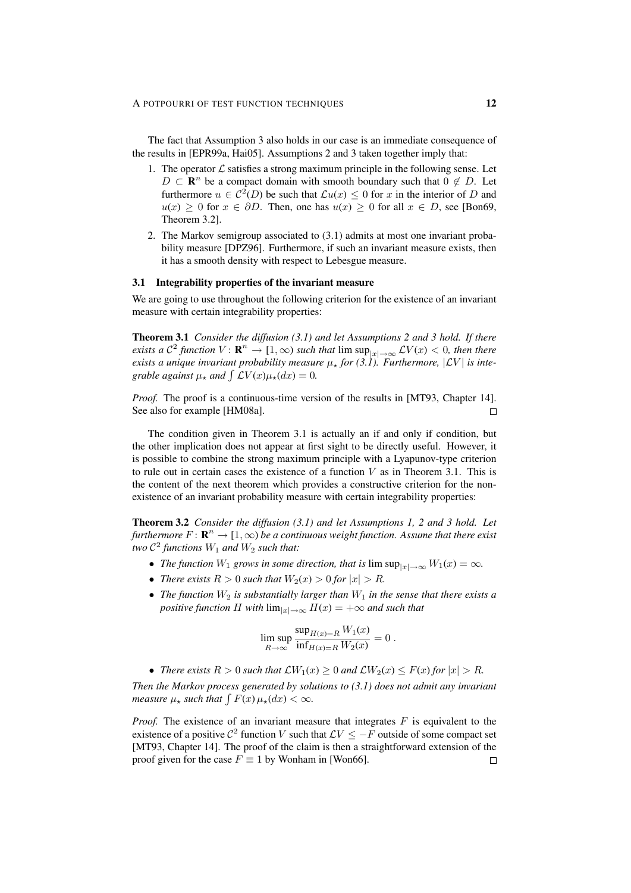The fact that Assumption 3 also holds in our case is an immediate consequence of the results in [EPR99a, Hai05]. Assumptions 2 and 3 taken together imply that:

1. The operator $\mathcal{L}$ satisfies a strong maximum principle in the following sense. Let $D \subset \mathbf{R}^n$ be a compact domain with smooth boundary such that $0 \notin D$. Let furthermore $u \in \mathcal{C}^2(D)$ be such that $\mathcal{L}u(x) \leq 0$ for $x$ in the interior of $D$ and $u(x) \geq 0$ for $x \in \partial D$. Then, one has $u(x) \geq 0$ for all $x \in D$, see [Bon69, Theorem 3.2].
2. The Markov semigroup associated to (3.1) admits at most one invariant probability measure [DPZ96]. Furthermore, if such an invariant measure exists, then it has a smooth density with respect to Lebesgue measure.

### 3.1 Integrability properties of the invariant measure

We are going to use throughout the following criterion for the existence of an invariant measure with certain integrability properties:

**Theorem 3.1** *Consider the diffusion (3.1) and let Assumptions 2 and 3 hold. If there exists a $\mathcal{C}^2$ function $V : \mathbf{R}^n \to [1, \infty)$ such that $\limsup_{|x|\to\infty} \mathcal{L}V(x) < 0$, then there exists a unique invariant probability measure $\mu_\star$ for (3.1). Furthermore, $|\mathcal{L}V|$ is integrable against $\mu_\star$ and $\int \mathcal{L}V(x)\mu_\star(dx) = 0$.*

*Proof.* The proof is a continuous-time version of the results in [MT93, Chapter 14]. See also for example [HM08a]. □

The condition given in Theorem 3.1 is actually an if and only if condition, but the other implication does not appear at first sight to be directly useful. However, it is possible to combine the strong maximum principle with a Lyapunov-type criterion to rule out in certain cases the existence of a function $V$ as in Theorem 3.1. This is the content of the next theorem which provides a constructive criterion for the non-existence of an invariant probability measure with certain integrability properties:

**Theorem 3.2** *Consider the diffusion (3.1) and let Assumptions 1, 2 and 3 hold. Let furthermore $F : \mathbf{R}^n \to [1, \infty)$ be a continuous weight function. Assume that there exist two $\mathcal{C}^2$ functions $W_1$ and $W_2$ such that:*

- *The function $W_1$ grows in some direction, that is $\limsup_{|x|\to\infty} W_1(x) = \infty$.*
- *There exists $R > 0$ such that $W_2(x) > 0$ for $|x| > R$.*
- *The function $W_2$ is substantially larger than $W_1$ in the sense that there exists a positive function $H$ with $\lim_{|x|\to\infty} H(x) = +\infty$ and such that*

$$\limsup_{R\to\infty} \frac{\sup_{H(x)=R} W_1(x)}{\inf_{H(x)=R} W_2(x)} = 0 \; .$$

- *There exists $R > 0$ such that $\mathcal{L}W_1(x) \geq 0$ and $\mathcal{L}W_2(x) \leq F(x)$ for $|x| > R$.*

*Then the Markov process generated by solutions to (3.1) does not admit any invariant measure $\mu_\star$ such that $\int F(x)\, \mu_\star(dx) < \infty$.*

*Proof.* The existence of an invariant measure that integrates $F$ is equivalent to the existence of a positive $\mathcal{C}^2$ function $V$ such that $\mathcal{L}V \leq -F$ outside of some compact set [MT93, Chapter 14]. The proof of the claim is then a straightforward extension of the proof given for the case $F \equiv 1$ by Wonham in [Won66]. □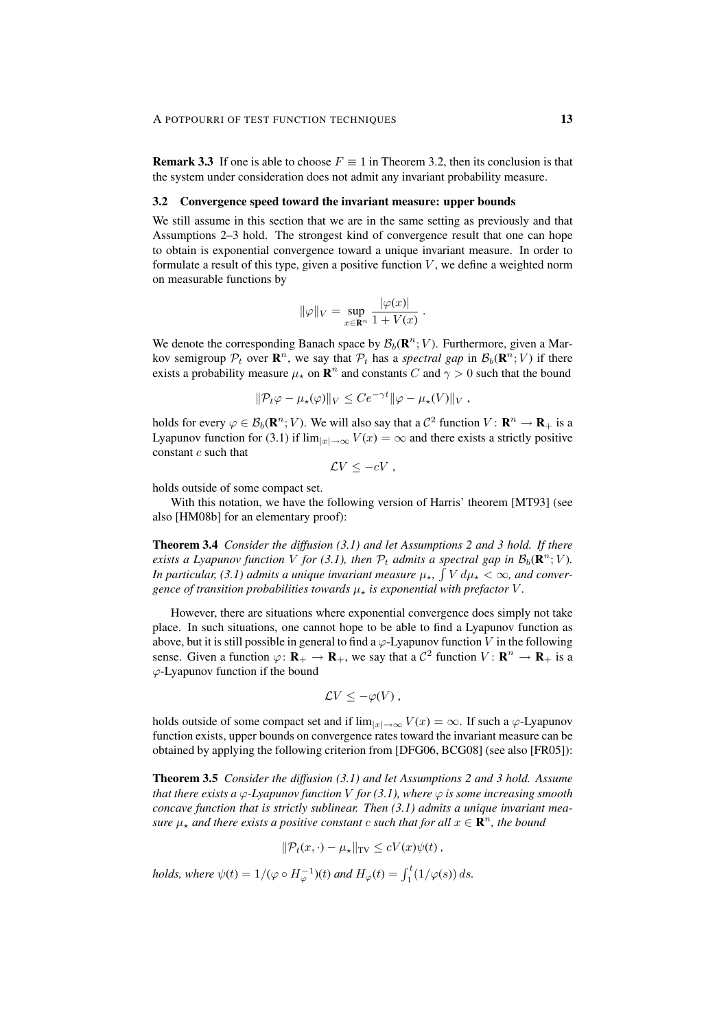**Remark 3.3** If one is able to choose $F \equiv 1$ in Theorem 3.2, then its conclusion is that the system under consideration does not admit any invariant probability measure.

### 3.2 Convergence speed toward the invariant measure: upper bounds

We still assume in this section that we are in the same setting as previously and that Assumptions 2–3 hold. The strongest kind of convergence result that one can hope to obtain is exponential convergence toward a unique invariant measure. In order to formulate a result of this type, given a positive function $V$, we define a weighted norm on measurable functions by

$$\|\varphi\|_V = \sup_{x \in \mathbf{R}^n} \frac{|\varphi(x)|}{1 + V(x)} .$$

We denote the corresponding Banach space by $\mathcal{B}_b(\mathbf{R}^n; V)$. Furthermore, given a Markov semigroup $\mathcal{P}_t$ over $\mathbf{R}^n$, we say that $\mathcal{P}_t$ has a *spectral gap* in $\mathcal{B}_b(\mathbf{R}^n; V)$ if there exists a probability measure $\mu_\star$ on $\mathbf{R}^n$ and constants $C$ and $\gamma > 0$ such that the bound

$$\|\mathcal{P}_t \varphi - \mu_\star(\varphi)\|_V \leq C e^{-\gamma t} \|\varphi - \mu_\star(V)\|_V ,$$

holds for every $\varphi \in \mathcal{B}_b(\mathbf{R}^n; V)$. We will also say that a $\mathcal{C}^2$ function $V \colon \mathbf{R}^n \to \mathbf{R}_+$ is a Lyapunov function for (3.1) if $\lim_{|x| \to \infty} V(x) = \infty$ and there exists a strictly positive constant $c$ such that

$$\mathcal{L}V \leq -cV ,$$

holds outside of some compact set.

With this notation, we have the following version of Harris' theorem [MT93] (see also [HM08b] for an elementary proof):

**Theorem 3.4** *Consider the diffusion (3.1) and let Assumptions 2 and 3 hold. If there exists a Lyapunov function $V$ for (3.1), then $\mathcal{P}_t$ admits a spectral gap in $\mathcal{B}_b(\mathbf{R}^n; V)$. In particular, (3.1) admits a unique invariant measure $\mu_\star$, $\int V \, d\mu_\star < \infty$, and convergence of transition probabilities towards $\mu_\star$ is exponential with prefactor $V$.*

However, there are situations where exponential convergence does simply not take place. In such situations, one cannot hope to be able to find a Lyapunov function as above, but it is still possible in general to find a $\varphi$-Lyapunov function $V$ in the following sense. Given a function $\varphi \colon \mathbf{R}_+ \to \mathbf{R}_+$, we say that a $\mathcal{C}^2$ function $V \colon \mathbf{R}^n \to \mathbf{R}_+$ is a $\varphi$-Lyapunov function if the bound

$$\mathcal{L}V \leq -\varphi(V) ,$$

holds outside of some compact set and if $\lim_{|x| \to \infty} V(x) = \infty$. If such a $\varphi$-Lyapunov function exists, upper bounds on convergence rates toward the invariant measure can be obtained by applying the following criterion from [DFG06, BCG08] (see also [FR05]):

**Theorem 3.5** *Consider the diffusion (3.1) and let Assumptions 2 and 3 hold. Assume that there exists a $\varphi$-Lyapunov function $V$ for (3.1), where $\varphi$ is some increasing smooth concave function that is strictly sublinear. Then (3.1) admits a unique invariant measure $\mu_\star$ and there exists a positive constant $c$ such that for all $x \in \mathbf{R}^n$, the bound*

$$\|\mathcal{P}_t(x, \cdot) - \mu_\star\|_{\mathrm{TV}} \leq c V(x) \psi(t) ,$$

*holds, where $\psi(t) = 1/(\varphi \circ H_\varphi^{-1})(t)$ and $H_\varphi(t) = \int_1^t (1/\varphi(s)) \, ds$.*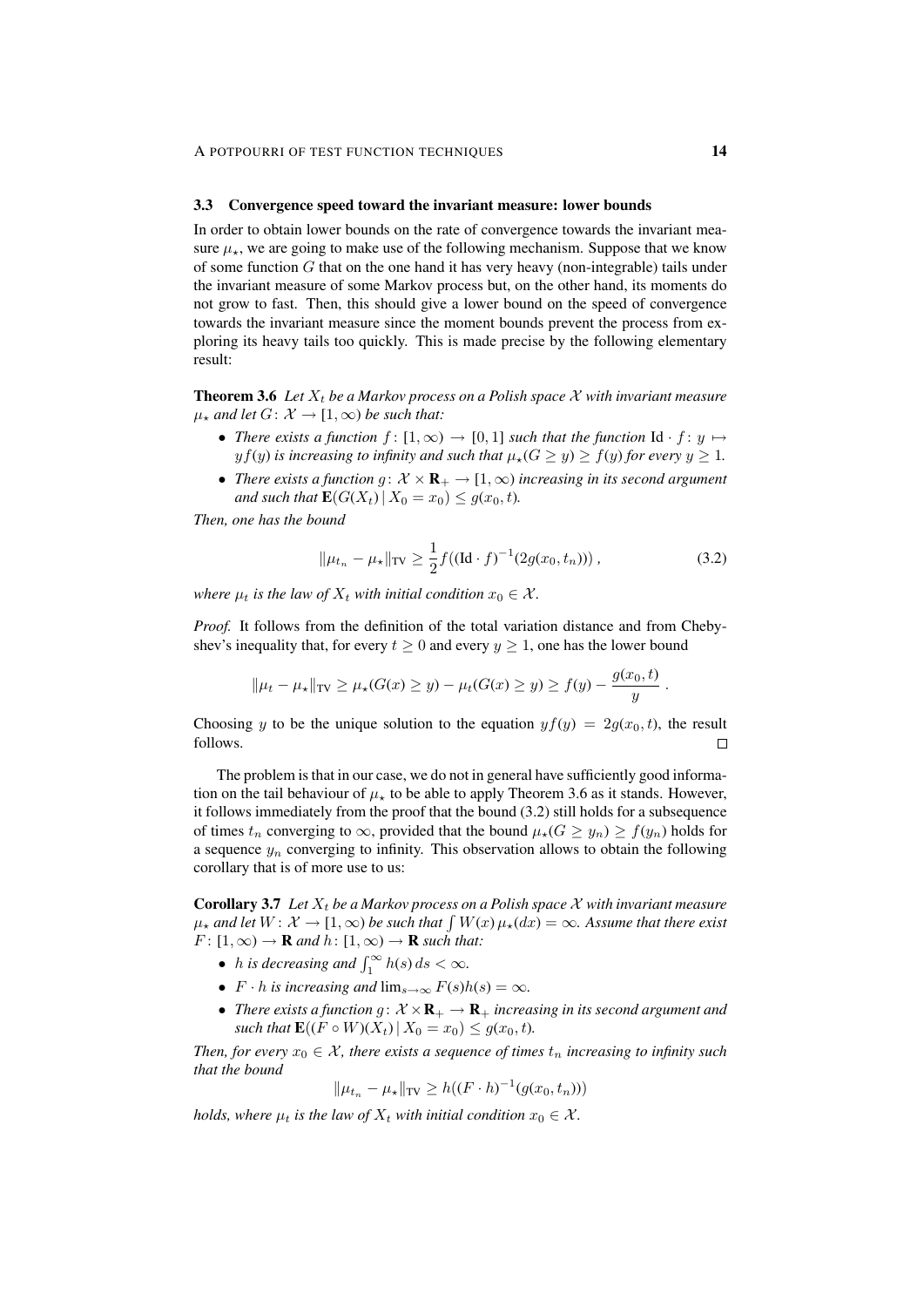### 3.3 Convergence speed toward the invariant measure: lower bounds

In order to obtain lower bounds on the rate of convergence towards the invariant measure $\mu_\star$, we are going to make use of the following mechanism. Suppose that we know of some function $G$ that on the one hand it has very heavy (non-integrable) tails under the invariant measure of some Markov process but, on the other hand, its moments do not grow to fast. Then, this should give a lower bound on the speed of convergence towards the invariant measure since the moment bounds prevent the process from exploring its heavy tails too quickly. This is made precise by the following elementary result:

**Theorem 3.6** *Let $X_t$ be a Markov process on a Polish space $\mathcal{X}$ with invariant measure $\mu_\star$ and let $G\colon \mathcal{X} \to [1,\infty)$ be such that:*

- *There exists a function $f\colon [1,\infty) \to [0,1]$ such that the function $\mathrm{Id}\cdot f\colon y \mapsto yf(y)$ is increasing to infinity and such that $\mu_\star(G \geq y) \geq f(y)$ for every $y \geq 1$.*
- *There exists a function $g\colon \mathcal{X}\times\mathbf{R}_+ \to [1,\infty)$ increasing in its second argument and such that $\mathbf{E}(G(X_t)\,|\,X_0 = x_0) \leq g(x_0,t)$.*

*Then, one has the bound*

$$\|\mu_{t_n} - \mu_\star\|_{\mathrm{TV}} \geq \frac{1}{2} f((\mathrm{Id}\cdot f)^{-1}(2g(x_0,t_n)))\;, \tag{3.2}$$

*where $\mu_t$ is the law of $X_t$ with initial condition $x_0 \in \mathcal{X}$.*

*Proof.* It follows from the definition of the total variation distance and from Chebyshev's inequality that, for every $t \geq 0$ and every $y \geq 1$, one has the lower bound

$$\|\mu_t - \mu_\star\|_{\mathrm{TV}} \geq \mu_\star(G(x) \geq y) - \mu_t(G(x) \geq y) \geq f(y) - \frac{g(x_0,t)}{y}\;.$$

Choosing $y$ to be the unique solution to the equation $yf(y) = 2g(x_0,t)$, the result follows. $\square$

The problem is that in our case, we do not in general have sufficiently good information on the tail behaviour of $\mu_\star$ to be able to apply Theorem 3.6 as it stands. However, it follows immediately from the proof that the bound (3.2) still holds for a subsequence of times $t_n$ converging to $\infty$, provided that the bound $\mu_\star(G \geq y_n) \geq f(y_n)$ holds for a sequence $y_n$ converging to infinity. This observation allows to obtain the following corollary that is of more use to us:

**Corollary 3.7** *Let $X_t$ be a Markov process on a Polish space $\mathcal{X}$ with invariant measure $\mu_\star$ and let $W\colon \mathcal{X} \to [1,\infty)$ be such that $\int W(x)\,\mu_\star(dx) = \infty$. Assume that there exist $F\colon [1,\infty) \to \mathbf{R}$ and $h\colon [1,\infty) \to \mathbf{R}$ such that:*

- *$h$ is decreasing and $\int_1^\infty h(s)\,ds < \infty$.*
- *$F\cdot h$ is increasing and $\lim_{s\to\infty} F(s)h(s) = \infty$.*
- *There exists a function $g\colon \mathcal{X}\times\mathbf{R}_+ \to \mathbf{R}_+$ increasing in its second argument and such that $\mathbf{E}((F\circ W)(X_t)\,|\,X_0 = x_0) \leq g(x_0,t)$.*

*Then, for every $x_0 \in \mathcal{X}$, there exists a sequence of times $t_n$ increasing to infinity such that the bound*

$$\|\mu_{t_n} - \mu_\star\|_{\mathrm{TV}} \geq h((F\cdot h)^{-1}(g(x_0,t_n)))$$

*holds, where $\mu_t$ is the law of $X_t$ with initial condition $x_0 \in \mathcal{X}$.*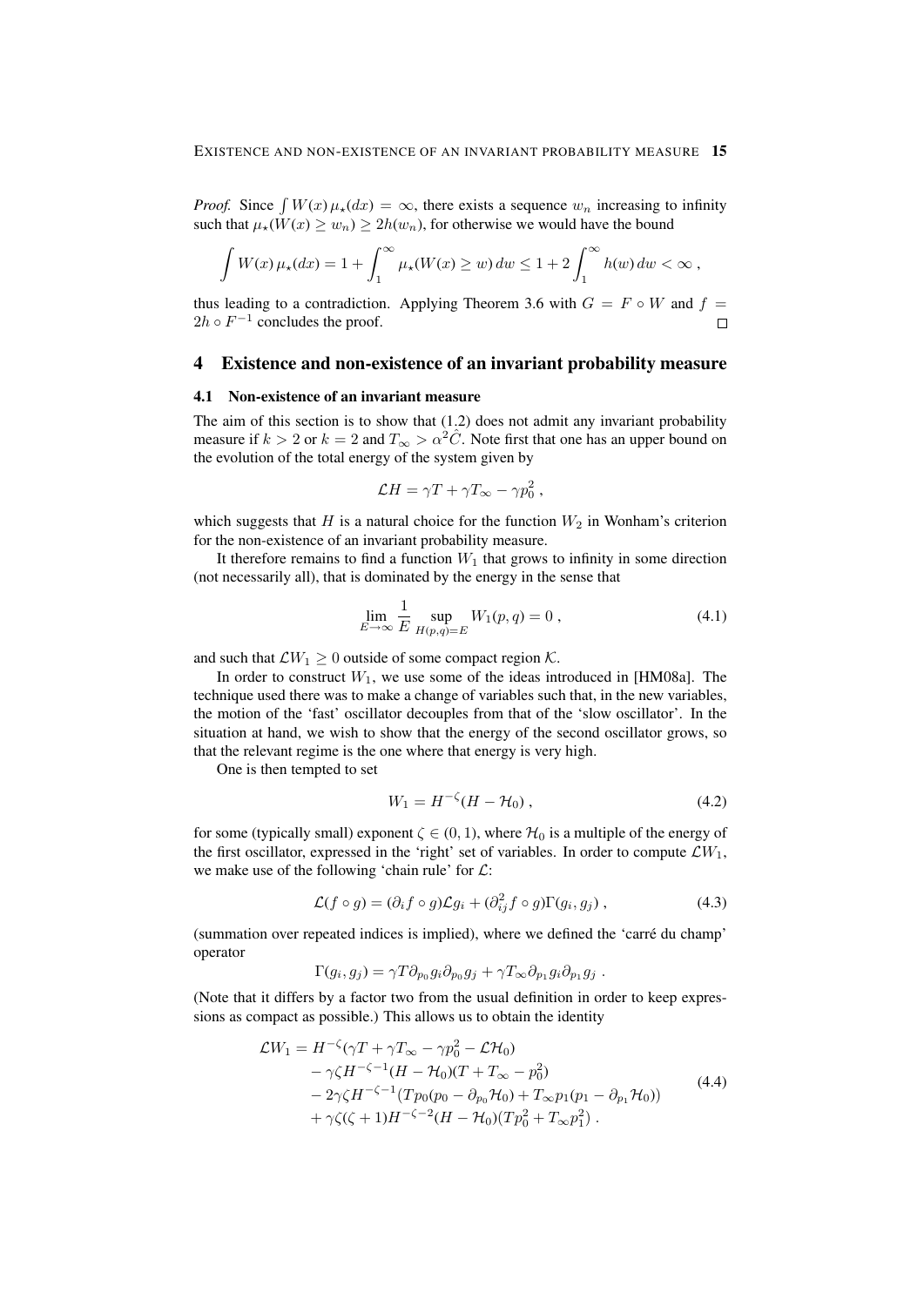*Proof.* Since $\int W(x)\,\mu_\star(dx) = \infty$, there exists a sequence $w_n$ increasing to infinity such that $\mu_\star(W(x) \geq w_n) \geq 2h(w_n)$, for otherwise we would have the bound

$$\int W(x)\,\mu_\star(dx) = 1 + \int_1^\infty \mu_\star(W(x) \geq w)\,dw \leq 1 + 2\int_1^\infty h(w)\,dw < \infty\;,$$

thus leading to a contradiction. Applying Theorem 3.6 with $G = F \circ W$ and $f = 2h \circ F^{-1}$ concludes the proof. □

## 4 Existence and non-existence of an invariant probability measure

### 4.1 Non-existence of an invariant measure

The aim of this section is to show that (1.2) does not admit any invariant probability measure if $k > 2$ or $k = 2$ and $T_\infty > \alpha^2 \hat{C}$. Note first that one has an upper bound on the evolution of the total energy of the system given by

$$\mathcal{L}H = \gamma T + \gamma T_\infty - \gamma p_0^2\;,$$

which suggests that $H$ is a natural choice for the function $W_2$ in Wonham's criterion for the non-existence of an invariant probability measure.

It therefore remains to find a function $W_1$ that grows to infinity in some direction (not necessarily all), that is dominated by the energy in the sense that

$$\lim_{E\to\infty} \frac{1}{E} \sup_{H(p,q)=E} W_1(p,q) = 0\;, \tag{4.1}$$

and such that $\mathcal{L}W_1 \geq 0$ outside of some compact region $\mathcal{K}$.

In order to construct $W_1$, we use some of the ideas introduced in [HM08a]. The technique used there was to make a change of variables such that, in the new variables, the motion of the 'fast' oscillator decouples from that of the 'slow oscillator'. In the situation at hand, we wish to show that the energy of the second oscillator grows, so that the relevant regime is the one where that energy is very high.

One is then tempted to set

$$W_1 = H^{-\zeta}(H - \mathcal{H}_0)\;, \tag{4.2}$$

for some (typically small) exponent $\zeta \in (0,1)$, where $\mathcal{H}_0$ is a multiple of the energy of the first oscillator, expressed in the 'right' set of variables. In order to compute $\mathcal{L}W_1$, we make use of the following 'chain rule' for $\mathcal{L}$:

$$\mathcal{L}(f\circ g) = (\partial_i f \circ g)\mathcal{L}g_i + (\partial^2_{ij} f\circ g)\Gamma(g_i, g_j)\;, \tag{4.3}$$

(summation over repeated indices is implied), where we defined the 'carré du champ' operator

$$\Gamma(g_i, g_j) = \gamma T \partial_{p_0} g_i \partial_{p_0} g_j + \gamma T_\infty \partial_{p_1} g_i \partial_{p_1} g_j\;.$$

(Note that it differs by a factor two from the usual definition in order to keep expressions as compact as possible.) This allows us to obtain the identity

$$\begin{aligned}
\mathcal{L}W_1 &= H^{-\zeta}(\gamma T + \gamma T_\infty - \gamma p_0^2 - \mathcal{L}\mathcal{H}_0) \\
&\quad - \gamma\zeta H^{-\zeta-1}(H - \mathcal{H}_0)(T + T_\infty - p_0^2) \\
&\quad - 2\gamma\zeta H^{-\zeta-1}(T p_0(p_0 - \partial_{p_0}\mathcal{H}_0) + T_\infty p_1(p_1 - \partial_{p_1}\mathcal{H}_0)) \\
&\quad + \gamma\zeta(\zeta+1)H^{-\zeta-2}(H - \mathcal{H}_0)(T p_0^2 + T_\infty p_1^2)\;.
\end{aligned} \tag{4.4}$$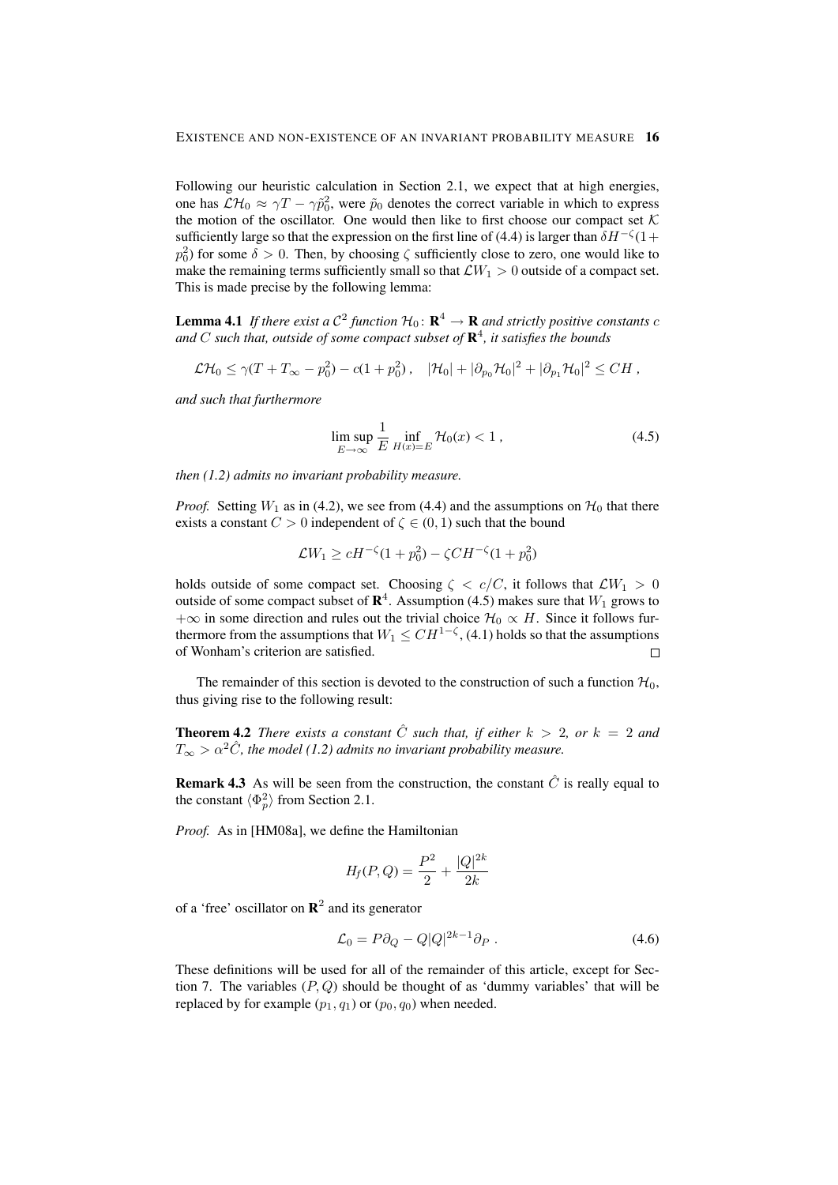Following our heuristic calculation in Section 2.1, we expect that at high energies, one has $\mathcal{L}\mathcal{H}_0 \approx \gamma T - \gamma \tilde{p}_0^2$, were $\tilde{p}_0$ denotes the correct variable in which to express the motion of the oscillator. One would then like to first choose our compact set $\mathcal{K}$ sufficiently large so that the expression on the first line of (4.4) is larger than $\delta H^{-\zeta}(1+p_0^2)$ for some $\delta > 0$. Then, by choosing $\zeta$ sufficiently close to zero, one would like to make the remaining terms sufficiently small so that $\mathcal{L}W_1 > 0$ outside of a compact set. This is made precise by the following lemma:

**Lemma 4.1** *If there exist a $\mathcal{C}^2$ function $\mathcal{H}_0 \colon \mathbf{R}^4 \to \mathbf{R}$ and strictly positive constants $c$ and $C$ such that, outside of some compact subset of $\mathbf{R}^4$, it satisfies the bounds*

$$\mathcal{L}\mathcal{H}_0 \le \gamma(T + T_\infty - p_0^2) - c(1+p_0^2)\;, \quad |\mathcal{H}_0| + |\partial_{p_0}\mathcal{H}_0|^2 + |\partial_{p_1}\mathcal{H}_0|^2 \le CH\;,$$

*and such that furthermore*

$$\limsup_{E\to\infty} \frac{1}{E} \inf_{H(x)=E} \mathcal{H}_0(x) < 1\;, \tag{4.5}$$

*then (1.2) admits no invariant probability measure.*

*Proof.* Setting $W_1$ as in (4.2), we see from (4.4) and the assumptions on $\mathcal{H}_0$ that there exists a constant $C > 0$ independent of $\zeta \in (0,1)$ such that the bound

$$\mathcal{L}W_1 \ge cH^{-\zeta}(1+p_0^2) - \zeta C H^{-\zeta}(1+p_0^2)$$

holds outside of some compact set. Choosing $\zeta < c/C$, it follows that $\mathcal{L}W_1 > 0$ outside of some compact subset of $\mathbf{R}^4$. Assumption (4.5) makes sure that $W_1$ grows to $+\infty$ in some direction and rules out the trivial choice $\mathcal{H}_0 \propto H$. Since it follows furthermore from the assumptions that $W_1 \le CH^{1-\zeta}$, (4.1) holds so that the assumptions of Wonham's criterion are satisfied. □

The remainder of this section is devoted to the construction of such a function $\mathcal{H}_0$, thus giving rise to the following result:

**Theorem 4.2** *There exists a constant $\hat{C}$ such that, if either $k > 2$, or $k = 2$ and $T_\infty > \alpha^2 \hat{C}$, the model (1.2) admits no invariant probability measure.*

**Remark 4.3** As will be seen from the construction, the constant $\hat{C}$ is really equal to the constant $\langle \Phi_p^2 \rangle$ from Section 2.1.

*Proof.* As in [HM08a], we define the Hamiltonian

$$H_f(P,Q) = \frac{P^2}{2} + \frac{|Q|^{2k}}{2k}$$

of a 'free' oscillator on $\mathbf{R}^2$ and its generator

$$\mathcal{L}_0 = P\partial_Q - Q|Q|^{2k-1}\partial_P\;. \tag{4.6}$$

These definitions will be used for all of the remainder of this article, except for Section 7. The variables $(P,Q)$ should be thought of as 'dummy variables' that will be replaced by for example $(p_1,q_1)$ or $(p_0,q_0)$ when needed.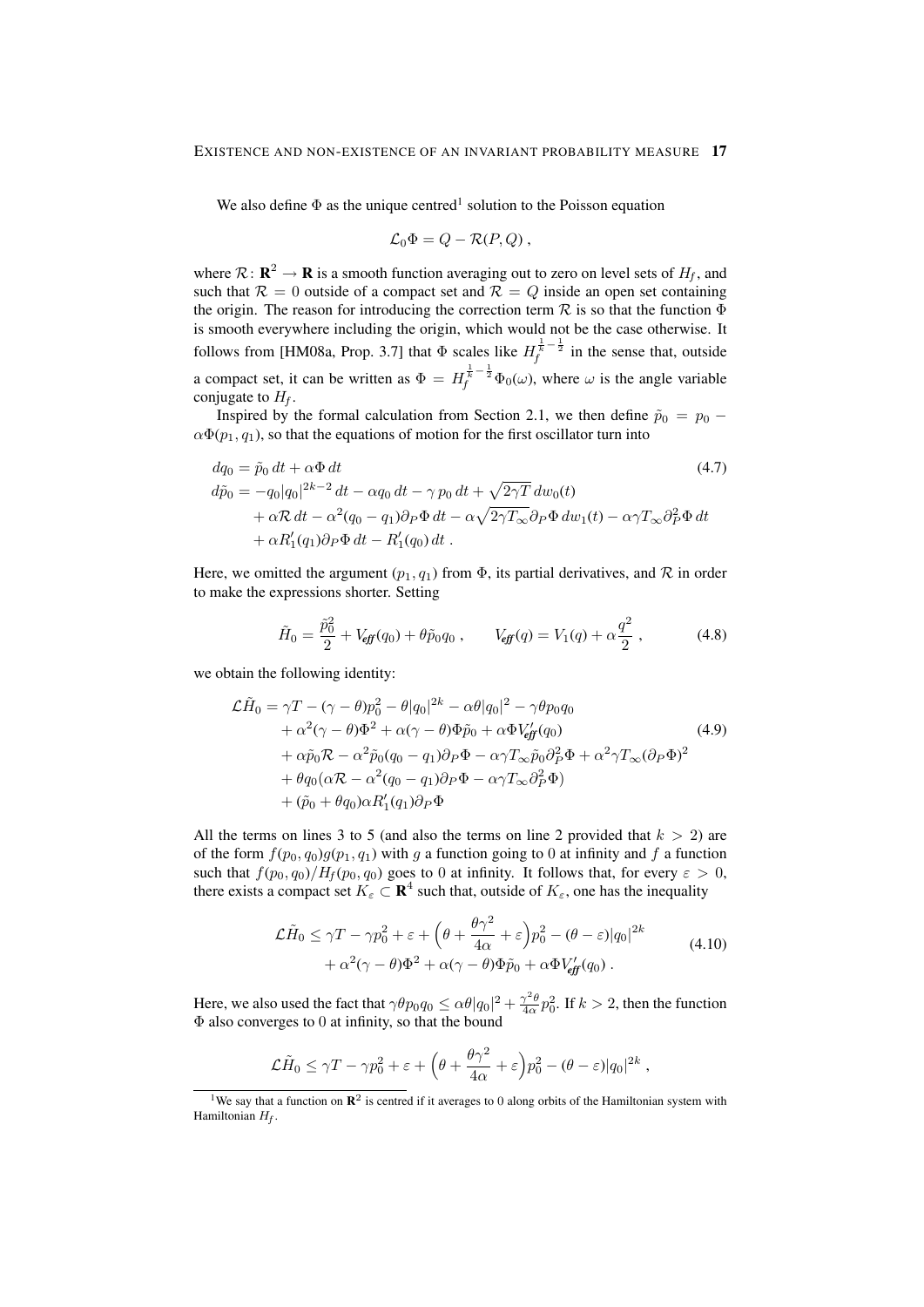We also define $\Phi$ as the unique centred[1] solution to the Poisson equation

$$\mathcal{L}_0 \Phi = Q - \mathcal{R}(P,Q)\;,$$

where $\mathcal{R}\colon \mathbf{R}^2 \to \mathbf{R}$ is a smooth function averaging out to zero on level sets of $H_f$, and such that $\mathcal{R} = 0$ outside of a compact set and $\mathcal{R} = Q$ inside an open set containing the origin. The reason for introducing the correction term $\mathcal{R}$ is so that the function $\Phi$ is smooth everywhere including the origin, which would not be the case otherwise. It follows from [HM08a, Prop. 3.7] that $\Phi$ scales like $H_f^{\frac{1}{k}-\frac{1}{2}}$ in the sense that, outside a compact set, it can be written as $\Phi = H_f^{\frac{1}{k}-\frac{1}{2}}\Phi_0(\omega)$, where $\omega$ is the angle variable conjugate to $H_f$.

Inspired by the formal calculation from Section 2.1, we then define $\tilde p_0 = p_0 - \alpha\Phi(p_1,q_1)$, so that the equations of motion for the first oscillator turn into

$$\begin{aligned}
dq_0 &= \tilde p_0\,dt + \alpha\Phi\,dt \\
d\tilde p_0 &= -q_0|q_0|^{2k-2}\,dt - \alpha q_0\,dt - \gamma\,p_0\,dt + \sqrt{2\gamma T}\,dw_0(t) \\
&\quad + \alpha\mathcal{R}\,dt - \alpha^2(q_0-q_1)\partial_P\Phi\,dt - \alpha\sqrt{2\gamma T_\infty}\partial_P\Phi\,dw_1(t) - \alpha\gamma T_\infty\partial_P^2\Phi\,dt \\
&\quad + \alpha R_1'(q_1)\partial_P\Phi\,dt - R_1'(q_0)\,dt\;.
\end{aligned} \tag{4.7}$$

Here, we omitted the argument $(p_1,q_1)$ from $\Phi$, its partial derivatives, and $\mathcal{R}$ in order to make the expressions shorter. Setting

$$\tilde H_0 = \frac{\tilde p_0^2}{2} + V_{\mathit{eff}}(q_0) + \theta\tilde p_0 q_0\;, \qquad V_{\mathit{eff}}(q) = V_1(q) + \alpha\frac{q^2}{2}\;, \tag{4.8}$$

we obtain the following identity:

$$\begin{aligned}
\mathcal{L}\tilde H_0 &= \gamma T - (\gamma-\theta)p_0^2 - \theta|q_0|^{2k} - \alpha\theta|q_0|^2 - \gamma\theta p_0 q_0 \\
&\quad + \alpha^2(\gamma-\theta)\Phi^2 + \alpha(\gamma-\theta)\Phi\tilde p_0 + \alpha\Phi V_{\mathit{eff}}'(q_0) \\
&\quad + \alpha\tilde p_0\mathcal{R} - \alpha^2\tilde p_0(q_0-q_1)\partial_P\Phi - \alpha\gamma T_\infty\tilde p_0\partial_P^2\Phi + \alpha^2\gamma T_\infty(\partial_P\Phi)^2 \\
&\quad + \theta q_0(\alpha\mathcal{R} - \alpha^2(q_0-q_1)\partial_P\Phi - \alpha\gamma T_\infty\partial_P^2\Phi) \\
&\quad + (\tilde p_0 + \theta q_0)\alpha R_1'(q_1)\partial_P\Phi
\end{aligned} \tag{4.9}$$

All the terms on lines 3 to 5 (and also the terms on line 2 provided that $k > 2$) are of the form $f(p_0,q_0)g(p_1,q_1)$ with $g$ a function going to 0 at infinity and $f$ a function such that $f(p_0,q_0)/H_f(p_0,q_0)$ goes to 0 at infinity. It follows that, for every $\varepsilon > 0$, there exists a compact set $K_\varepsilon \subset \mathbf{R}^4$ such that, outside of $K_\varepsilon$, one has the inequality

$$\begin{aligned}
\mathcal{L}\tilde H_0 &\le \gamma T - \gamma p_0^2 + \varepsilon + \Big(\theta + \frac{\theta\gamma^2}{4\alpha} + \varepsilon\Big)p_0^2 - (\theta-\varepsilon)|q_0|^{2k} \\
&\quad + \alpha^2(\gamma-\theta)\Phi^2 + \alpha(\gamma-\theta)\Phi\tilde p_0 + \alpha\Phi V_{\mathit{eff}}'(q_0)\;.
\end{aligned} \tag{4.10}$$

Here, we also used the fact that $\gamma\theta p_0 q_0 \le \alpha\theta|q_0|^2 + \frac{\gamma^2\theta}{4\alpha}p_0^2$. If $k > 2$, then the function $\Phi$ also converges to 0 at infinity, so that the bound

$$\mathcal{L}\tilde H_0 \le \gamma T - \gamma p_0^2 + \varepsilon + \Big(\theta + \frac{\theta\gamma^2}{4\alpha} + \varepsilon\Big)p_0^2 - (\theta-\varepsilon)|q_0|^{2k}\;,$$

[1] We say that a function on $\mathbf{R}^2$ is centred if it averages to 0 along orbits of the Hamiltonian system with Hamiltonian $H_f$.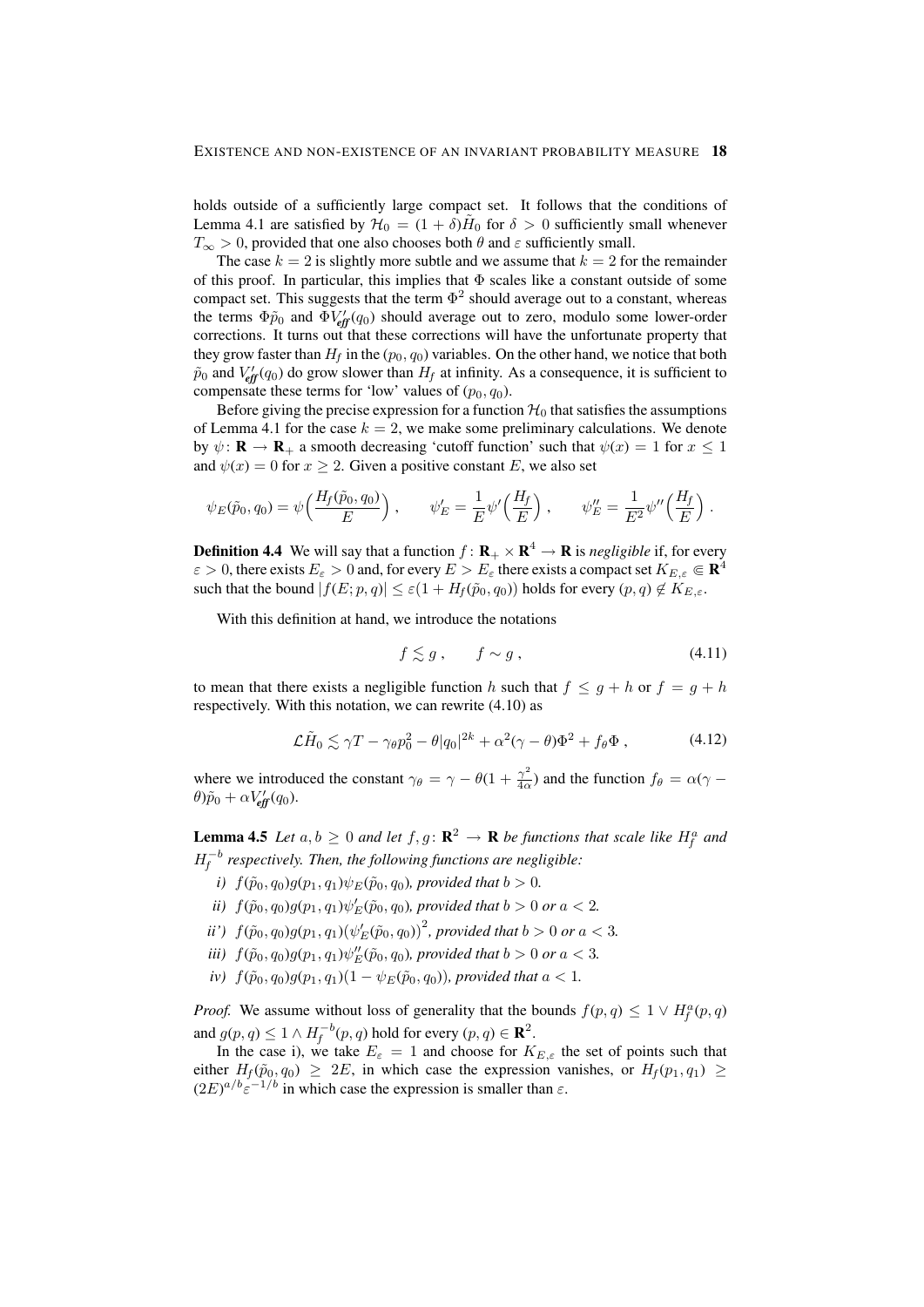holds outside of a sufficiently large compact set. It follows that the conditions of Lemma 4.1 are satisfied by $\mathcal{H}_0 = (1+\delta)\tilde{H}_0$ for $\delta > 0$ sufficiently small whenever $T_\infty > 0$, provided that one also chooses both $\theta$ and $\varepsilon$ sufficiently small.

The case $k=2$ is slightly more subtle and we assume that $k=2$ for the remainder of this proof. In particular, this implies that $\Phi$ scales like a constant outside of some compact set. This suggests that the term $\Phi^2$ should average out to a constant, whereas the terms $\Phi\tilde{p}_0$ and $\Phi V_{\mathit{eff}}'(q_0)$ should average out to zero, modulo some lower-order corrections. It turns out that these corrections will have the unfortunate property that they grow faster than $H_f$ in the $(p_0, q_0)$ variables. On the other hand, we notice that both $\tilde{p}_0$ and $V_{\mathit{eff}}'(q_0)$ do grow slower than $H_f$ at infinity. As a consequence, it is sufficient to compensate these terms for 'low' values of $(p_0, q_0)$.

Before giving the precise expression for a function $\mathcal{H}_0$ that satisfies the assumptions of Lemma 4.1 for the case $k=2$, we make some preliminary calculations. We denote by $\psi\colon \mathbf{R} \to \mathbf{R}_+$ a smooth decreasing 'cutoff function' such that $\psi(x) = 1$ for $x \le 1$ and $\psi(x) = 0$ for $x \ge 2$. Given a positive constant $E$, we also set

$$\psi_E(\tilde{p}_0, q_0) = \psi\Big(\frac{H_f(\tilde{p}_0, q_0)}{E}\Big)\;, \qquad \psi_E' = \frac{1}{E}\psi'\Big(\frac{H_f}{E}\Big)\;, \qquad \psi_E'' = \frac{1}{E^2}\psi''\Big(\frac{H_f}{E}\Big)\;.$$

**Definition 4.4** We will say that a function $f\colon \mathbf{R}_+ \times \mathbf{R}^4 \to \mathbf{R}$ is *negligible* if, for every $\varepsilon > 0$, there exists $E_\varepsilon > 0$ and, for every $E > E_\varepsilon$ there exists a compact set $K_{E,\varepsilon} \Subset \mathbf{R}^4$ such that the bound $|f(E;p,q)| \le \varepsilon(1 + H_f(\tilde{p}_0, q_0))$ holds for every $(p,q) \notin K_{E,\varepsilon}$.

With this definition at hand, we introduce the notations

$$f \lesssim g\;, \qquad f \sim g\;, \tag{4.11}$$

to mean that there exists a negligible function $h$ such that $f \le g + h$ or $f = g + h$ respectively. With this notation, we can rewrite (4.10) as

$$\mathcal{L}\tilde{H}_0 \lesssim \gamma T - \gamma_\theta p_0^2 - \theta|q_0|^{2k} + \alpha^2(\gamma - \theta)\Phi^2 + f_\theta \Phi\;, \tag{4.12}$$

where we introduced the constant $\gamma_\theta = \gamma - \theta(1 + \frac{\gamma^2}{4\alpha})$ and the function $f_\theta = \alpha(\gamma - \theta)\tilde{p}_0 + \alpha V_{\mathit{eff}}'(q_0)$.

**Lemma 4.5** *Let $a, b \ge 0$ and let $f, g\colon \mathbf{R}^2 \to \mathbf{R}$ be functions that scale like $H_f^a$ and $H_f^{-b}$ respectively. Then, the following functions are negligible:*

*i) $f(\tilde{p}_0, q_0)g(p_1, q_1)\psi_E(\tilde{p}_0, q_0)$, provided that $b > 0$.*

*ii) $f(\tilde{p}_0, q_0)g(p_1, q_1)\psi_E'(\tilde{p}_0, q_0)$, provided that $b > 0$ or $a < 2$.*

*ii') $f(\tilde{p}_0, q_0)g(p_1, q_1)\big(\psi_E'(\tilde{p}_0, q_0)\big)^2$, provided that $b > 0$ or $a < 3$.*

*iii) $f(\tilde{p}_0, q_0)g(p_1, q_1)\psi_E''(\tilde{p}_0, q_0)$, provided that $b > 0$ or $a < 3$.*

*iv) $f(\tilde{p}_0, q_0)g(p_1, q_1)(1 - \psi_E(\tilde{p}_0, q_0))$, provided that $a < 1$.*

*Proof.* We assume without loss of generality that the bounds $f(p,q) \le 1 \vee H_f^a(p,q)$ and $g(p,q) \le 1 \wedge H_f^{-b}(p,q)$ hold for every $(p,q) \in \mathbf{R}^2$.

In the case i), we take $E_\varepsilon = 1$ and choose for $K_{E,\varepsilon}$ the set of points such that either $H_f(\tilde{p}_0, q_0) \ge 2E$, in which case the expression vanishes, or $H_f(p_1, q_1) \ge (2E)^{a/b}\varepsilon^{-1/b}$ in which case the expression is smaller than $\varepsilon$.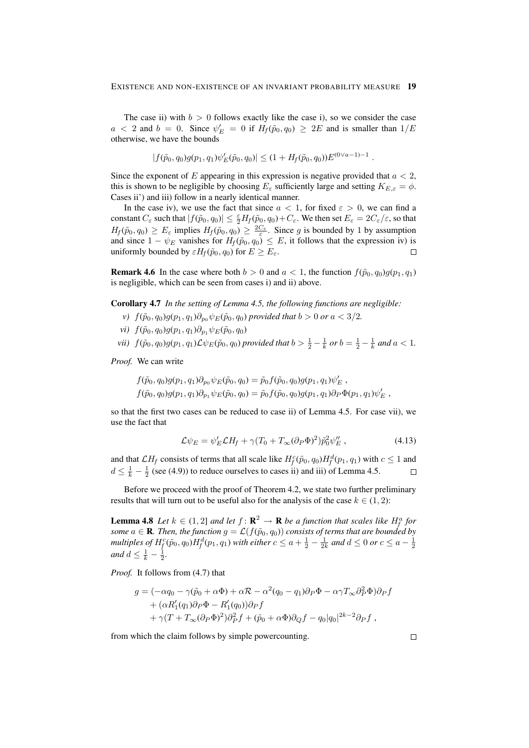The case ii) with $b > 0$ follows exactly like the case i), so we consider the case $a < 2$ and $b = 0$. Since $\psi_E' = 0$ if $H_f(\tilde p_0, q_0) \geq 2E$ and is smaller than $1/E$ otherwise, we have the bounds

$$|f(\tilde p_0, q_0) g(p_1, q_1) \psi_E'(\tilde p_0, q_0)| \leq (1 + H_f(\tilde p_0, q_0)) E^{(0 \vee a-1)-1} .$$

Since the exponent of $E$ appearing in this expression is negative provided that $a < 2$, this is shown to be negligible by choosing $E_\varepsilon$ sufficiently large and setting $K_{E,\varepsilon} = \phi$. Cases ii') and iii) follow in a nearly identical manner.

In the case iv), we use the fact that since $a < 1$, for fixed $\varepsilon > 0$, we can find a constant $C_\varepsilon$ such that $|f(\tilde p_0, q_0)| \leq \frac{\varepsilon}{2} H_f(\tilde p_0, q_0) + C_\varepsilon$. We then set $E_\varepsilon = 2C_\varepsilon/\varepsilon$, so that $H_f(\tilde p_0, q_0) \geq E_\varepsilon$ implies $H_f(\tilde p_0, q_0) \geq \frac{2C_\varepsilon}{\varepsilon}$. Since $g$ is bounded by 1 by assumption and since $1 - \psi_E$ vanishes for $H_f(\tilde p_0, q_0) \leq E$, it follows that the expression iv) is uniformly bounded by $\varepsilon H_f(\tilde p_0, q_0)$ for $E \geq E_\varepsilon$. □

**Remark 4.6** In the case where both $b > 0$ and $a < 1$, the function $f(\tilde p_0, q_0) g(p_1, q_1)$ is negligible, which can be seen from cases i) and ii) above.

**Corollary 4.7** *In the setting of Lemma 4.5, the following functions are negligible:*

- *v)* $f(\tilde p_0, q_0) g(p_1, q_1) \partial_{p_0} \psi_E(\tilde p_0, q_0)$ *provided that* $b > 0$ *or* $a < 3/2$.
- *vi)* $f(\tilde p_0, q_0) g(p_1, q_1) \partial_{p_1} \psi_E(\tilde p_0, q_0)$
- *vii)* $f(\tilde p_0, q_0) g(p_1, q_1) \mathcal{L} \psi_E(\tilde p_0, q_0)$ *provided that* $b > \frac{1}{2} - \frac{1}{k}$ *or* $b = \frac{1}{2} - \frac{1}{k}$ *and* $a < 1$.

*Proof.* We can write

$$f(\tilde p_0, q_0) g(p_1, q_1) \partial_{p_0} \psi_E(\tilde p_0, q_0) = \tilde p_0 f(\tilde p_0, q_0) g(p_1, q_1) \psi_E' ,$$
$$f(\tilde p_0, q_0) g(p_1, q_1) \partial_{p_1} \psi_E(\tilde p_0, q_0) = \tilde p_0 f(\tilde p_0, q_0) g(p_1, q_1) \partial_P \Phi(p_1, q_1) \psi_E' ,$$

so that the first two cases can be reduced to case ii) of Lemma 4.5. For case vii), we use the fact that

$$\mathcal{L} \psi_E = \psi_E' \mathcal{L} H_f + \gamma (T_0 + T_\infty (\partial_P \Phi)^2) \tilde p_0^2 \psi_E'' , \tag{4.13}$$

and that $\mathcal{L} H_f$ consists of terms that all scale like $H_f^c(\tilde p_0, q_0) H_f^d(p_1, q_1)$ with $c \leq 1$ and $d \leq \frac{1}{k} - \frac{1}{2}$ (see (4.9)) to reduce ourselves to cases ii) and iii) of Lemma 4.5. □

Before we proceed with the proof of Theorem 4.2, we state two further preliminary results that will turn out to be useful also for the analysis of the case $k \in (1, 2)$:

**Lemma 4.8** *Let* $k \in (1, 2]$ *and let* $f : \mathbf{R}^2 \to \mathbf{R}$ *be a function that scales like* $H_f^a$ *for some* $a \in \mathbf{R}$. *Then, the function* $g = \mathcal{L}(f(\tilde p_0, q_0))$ *consists of terms that are bounded by multiples of* $H_f^c(\tilde p_0, q_0) H_f^d(p_1, q_1)$ *with either* $c \leq a + \frac{1}{2} - \frac{1}{2k}$ *and* $d \leq 0$ *or* $c \leq a - \frac{1}{2}$ *and* $d \leq \frac{1}{k} - \frac{1}{2}$.

*Proof.* It follows from (4.7) that

$$\begin{aligned}
g = (&-\alpha q_0 - \gamma(\tilde p_0 + \alpha \Phi) + \alpha \mathcal{R} - \alpha^2 (q_0 - q_1) \partial_P \Phi - \alpha \gamma T_\infty \partial_P^2 \Phi) \partial_P f \\
&+ (\alpha R_1'(q_1) \partial_P \Phi - R_1'(q_0)) \partial_P f \\
&+ \gamma (T + T_\infty (\partial_P \Phi)^2) \partial_P^2 f + (\tilde p_0 + \alpha \Phi) \partial_Q f - q_0 |q_0|^{2k-2} \partial_P f ,
\end{aligned}$$

from which the claim follows by simple powercounting. □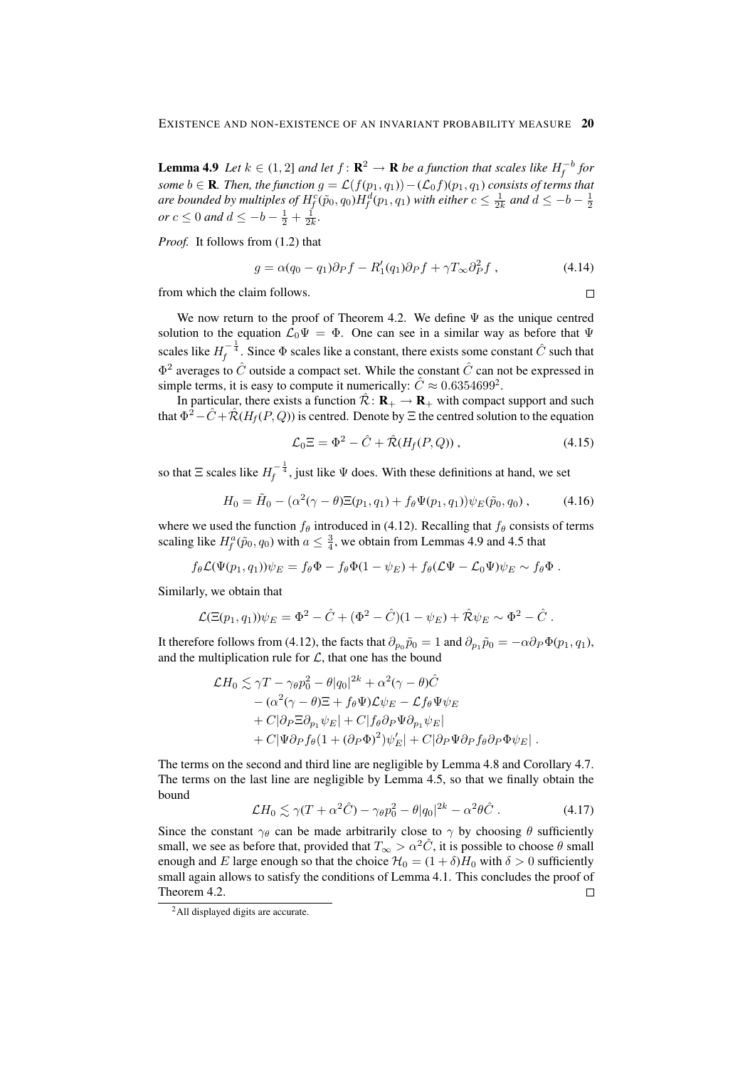**Lemma 4.9** *Let $k \in (1,2]$ and let $f\colon \mathbf{R}^2 \to \mathbf{R}$ be a function that scales like $H_f^{-b}$ for some $b \in \mathbf{R}$. Then, the function $g = \mathcal{L}(f(p_1,q_1)) - (\mathcal{L}_0 f)(p_1,q_1)$ consists of terms that are bounded by multiples of $H_f^c(\tilde p_0, q_0) H_f^d(p_1,q_1)$ with either $c \le \frac{1}{2k}$ and $d \le -b-\frac12$ or $c \le 0$ and $d \le -b - \frac12 + \frac{1}{2k}$.*

*Proof.* It follows from (1.2) that

$$
g = \alpha(q_0 - q_1)\partial_P f - R_1'(q_1)\partial_P f + \gamma T_\infty \partial_P^2 f\;, \tag{4.14}
$$

from which the claim follows. □

We now return to the proof of Theorem 4.2. We define $\Psi$ as the unique centred solution to the equation $\mathcal{L}_0 \Psi = \Phi$. One can see in a similar way as before that $\Psi$ scales like $H_f^{-\frac14}$. Since $\Phi$ scales like a constant, there exists some constant $\hat C$ such that $\Phi^2$ averages to $\hat C$ outside a compact set. While the constant $\hat C$ can not be expressed in simple terms, it is easy to compute it numerically: $\hat C \approx 0.6354699^2$.

In particular, there exists a function $\hat{\mathcal{R}}\colon \mathbf{R}_+ \to \mathbf{R}_+$ with compact support and such that $\Phi^2 - \hat C + \hat{\mathcal{R}}(H_f(P,Q))$ is centred. Denote by $\Xi$ the centred solution to the equation

$$
\mathcal{L}_0 \Xi = \Phi^2 - \hat C + \hat{\mathcal{R}}(H_f(P,Q))\;, \tag{4.15}
$$

so that $\Xi$ scales like $H_f^{-\frac14}$, just like $\Psi$ does. With these definitions at hand, we set

$$
H_0 = \tilde H_0 - (\alpha^2(\gamma - \theta)\Xi(p_1,q_1) + f_\theta \Psi(p_1,q_1))\psi_E(\tilde p_0, q_0)\;, \tag{4.16}
$$

where we used the function $f_\theta$ introduced in (4.12). Recalling that $f_\theta$ consists of terms scaling like $H_f^a(\tilde p_0, q_0)$ with $a \le \frac34$, we obtain from Lemmas 4.9 and 4.5 that

$$
f_\theta \mathcal{L}(\Psi(p_1,q_1))\psi_E = f_\theta \Phi - f_\theta \Phi(1-\psi_E) + f_\theta(\mathcal{L}\Psi - \mathcal{L}_0\Psi)\psi_E \sim f_\theta \Phi\;.
$$

Similarly, we obtain that

$$
\mathcal{L}(\Xi(p_1,q_1))\psi_E = \Phi^2 - \hat C + (\Phi^2 - \hat C)(1-\psi_E) + \hat{\mathcal{R}}\psi_E \sim \Phi^2 - \hat C\;.
$$

It therefore follows from (4.12), the facts that $\partial_{p_0}\tilde p_0 = 1$ and $\partial_{p_1}\tilde p_0 = -\alpha \partial_P \Phi(p_1,q_1)$, and the multiplication rule for $\mathcal{L}$, that one has the bound

$$
\begin{aligned}
\mathcal{L} H_0 \lesssim{}& \gamma T - \gamma_\theta p_0^2 - \theta |q_0|^{2k} + \alpha^2(\gamma - \theta)\hat C \\
&- (\alpha^2(\gamma-\theta)\Xi + f_\theta \Psi)\mathcal{L}\psi_E - \mathcal{L} f_\theta \Psi \psi_E \\
&+ C|\partial_P \Xi \partial_{p_1}\psi_E| + C|f_\theta \partial_P \Psi \partial_{p_1}\psi_E| \\
&+ C|\Psi \partial_P f_\theta (1 + (\partial_P \Phi)^2)\psi_E'| + C|\partial_P \Psi \partial_P f_\theta \partial_P \Phi \psi_E|\;.
\end{aligned}
$$

The terms on the second and third line are negligible by Lemma 4.8 and Corollary 4.7. The terms on the last line are negligible by Lemma 4.5, so that we finally obtain the bound

$$
\mathcal{L} H_0 \lesssim \gamma(T + \alpha^2 \hat C) - \gamma_\theta p_0^2 - \theta |q_0|^{2k} - \alpha^2 \theta \hat C\;. \tag{4.17}
$$

Since the constant $\gamma_\theta$ can be made arbitrarily close to $\gamma$ by choosing $\theta$ sufficiently small, we see as before that, provided that $T_\infty > \alpha^2 \hat C$, it is possible to choose $\theta$ small enough and $E$ large enough so that the choice $\mathcal{H}_0 = (1+\delta)H_0$ with $\delta > 0$ sufficiently small again allows to satisfy the conditions of Lemma 4.1. This concludes the proof of Theorem 4.2. □

[2] All displayed digits are accurate.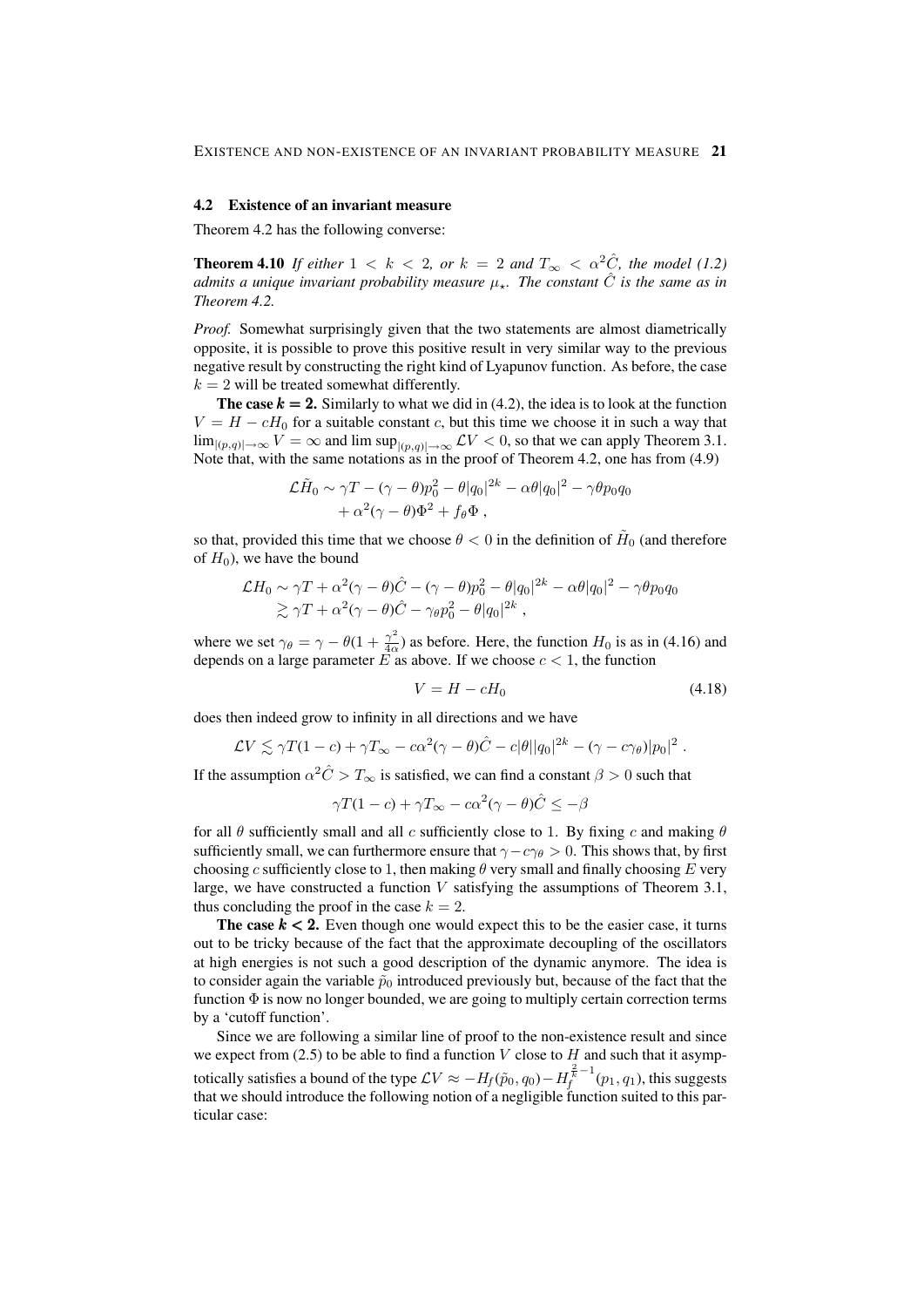### 4.2 Existence of an invariant measure

Theorem 4.2 has the following converse:

**Theorem 4.10** *If either $1 < k < 2$, or $k = 2$ and $T_\infty < \alpha^2 \hat{C}$, the model (1.2) admits a unique invariant probability measure $\mu_\star$. The constant $\hat{C}$ is the same as in Theorem 4.2.*

*Proof.* Somewhat surprisingly given that the two statements are almost diametrically opposite, it is possible to prove this positive result in very similar way to the previous negative result by constructing the right kind of Lyapunov function. As before, the case $k = 2$ will be treated somewhat differently.

**The case $k = 2$.** Similarly to what we did in (4.2), the idea is to look at the function $V = H - cH_0$ for a suitable constant $c$, but this time we choose it in such a way that $\lim_{|(p,q)|\to\infty} V = \infty$ and $\limsup_{|(p,q)|\to\infty} \mathcal{L}V < 0$, so that we can apply Theorem 3.1. Note that, with the same notations as in the proof of Theorem 4.2, one has from (4.9)

$$
\begin{aligned}
\mathcal{L}\tilde{H}_0 \sim \gamma T - (\gamma - \theta)p_0^2 - \theta |q_0|^{2k} - \alpha\theta |q_0|^2 - \gamma\theta p_0 q_0 \\
+ \alpha^2(\gamma - \theta)\Phi^2 + f_\theta \Phi \;,
\end{aligned}
$$

so that, provided this time that we choose $\theta < 0$ in the definition of $\tilde{H}_0$ (and therefore of $H_0$), we have the bound

$$
\begin{aligned}
\mathcal{L}H_0 &\sim \gamma T + \alpha^2(\gamma - \theta)\hat{C} - (\gamma - \theta)p_0^2 - \theta|q_0|^{2k} - \alpha\theta|q_0|^2 - \gamma\theta p_0 q_0 \\
&\gtrsim \gamma T + \alpha^2(\gamma - \theta)\hat{C} - \gamma_\theta p_0^2 - \theta |q_0|^{2k} \;,
\end{aligned}
$$

where we set $\gamma_\theta = \gamma - \theta(1 + \frac{\gamma^2}{4\alpha})$ as before. Here, the function $H_0$ is as in (4.16) and depends on a large parameter $E$ as above. If we choose $c < 1$, the function

$$
V = H - cH_0 \tag{4.18}
$$

does then indeed grow to infinity in all directions and we have

$$
\mathcal{L}V \lesssim \gamma T(1 - c) + \gamma T_\infty - c\alpha^2(\gamma - \theta)\hat{C} - c|\theta||q_0|^{2k} - (\gamma - c\gamma_\theta)|p_0|^2 \;.
$$

If the assumption $\alpha^2\hat{C} > T_\infty$ is satisfied, we can find a constant $\beta > 0$ such that

$$
\gamma T(1 - c) + \gamma T_\infty - c\alpha^2(\gamma - \theta)\hat{C} \le -\beta
$$

for all $\theta$ sufficiently small and all $c$ sufficiently close to 1. By fixing $c$ and making $\theta$ sufficiently small, we can furthermore ensure that $\gamma - c\gamma_\theta > 0$. This shows that, by first choosing $c$ sufficiently close to 1, then making $\theta$ very small and finally choosing $E$ very large, we have constructed a function $V$ satisfying the assumptions of Theorem 3.1, thus concluding the proof in the case $k = 2$.

**The case $k < 2$.** Even though one would expect this to be the easier case, it turns out to be tricky because of the fact that the approximate decoupling of the oscillators at high energies is not such a good description of the dynamic anymore. The idea is to consider again the variable $\tilde{p}_0$ introduced previously but, because of the fact that the function $\Phi$ is now no longer bounded, we are going to multiply certain correction terms by a 'cutoff function'.

Since we are following a similar line of proof to the non-existence result and since we expect from (2.5) to be able to find a function $V$ close to $H$ and such that it asymptotically satisfies a bound of the type $\mathcal{L}V \approx -H_f(\tilde{p}_0, q_0) - H_f^{\frac{2}{k}-1}(p_1, q_1)$, this suggests that we should introduce the following notion of a negligible function suited to this particular case: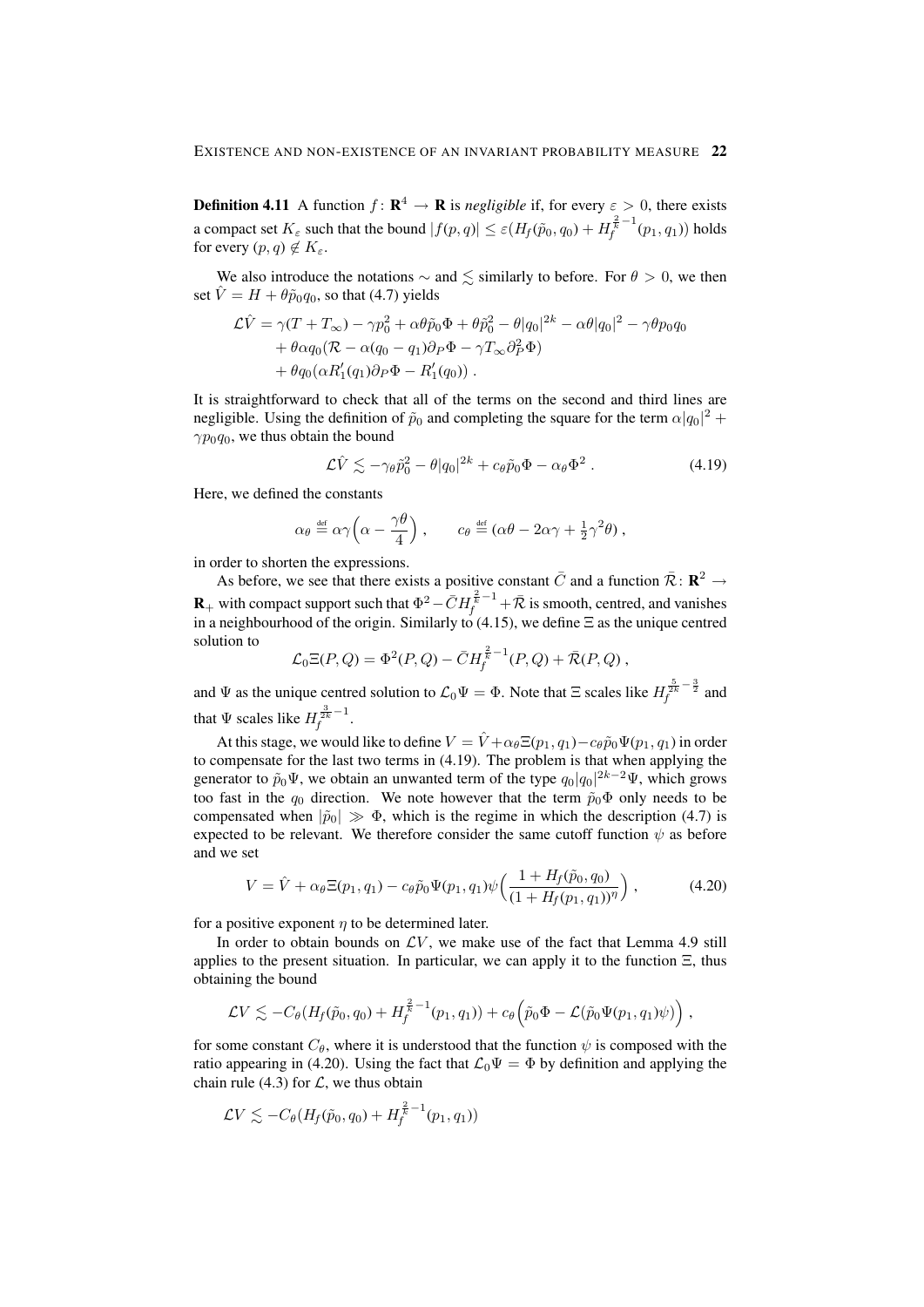**Definition 4.11** A function $f\colon \mathbf{R}^4 \to \mathbf{R}$ is *negligible* if, for every $\varepsilon > 0$, there exists a compact set $K_\varepsilon$ such that the bound $|f(p,q)| \le \varepsilon(H_f(\tilde p_0, q_0) + H_f^{\frac{2}{k}-1}(p_1,q_1))$ holds for every $(p,q) \notin K_\varepsilon$.

We also introduce the notations $\sim$ and $\lesssim$ similarly to before. For $\theta > 0$, we then set $\hat V = H + \theta \tilde p_0 q_0$, so that (4.7) yields

$$
\begin{aligned}
\mathcal{L}\hat V &= \gamma(T + T_\infty) - \gamma p_0^2 + \alpha\theta\tilde p_0 \Phi + \theta \tilde p_0^2 - \theta |q_0|^{2k} - \alpha\theta|q_0|^2 - \gamma\theta p_0 q_0 \\
&\quad + \theta\alpha q_0(\mathcal{R} - \alpha(q_0 - q_1)\partial_P \Phi - \gamma T_\infty \partial_P^2 \Phi) \\
&\quad + \theta q_0 (\alpha R_1'(q_1)\partial_P\Phi - R_1'(q_0))\;.
\end{aligned}
$$

It is straightforward to check that all of the terms on the second and third lines are negligible. Using the definition of $\tilde p_0$ and completing the square for the term $\alpha|q_0|^2 + \gamma p_0 q_0$, we thus obtain the bound

$$
\mathcal{L}\hat V \lesssim -\gamma_\theta \tilde p_0^2 - \theta |q_0|^{2k} + c_\theta \tilde p_0 \Phi - \alpha_\theta \Phi^2\;. \tag{4.19}
$$

Here, we defined the constants

$$
\alpha_\theta \stackrel{\text{def}}{=} \alpha\gamma\Big(\alpha - \frac{\gamma\theta}{4}\Big)\;, \qquad c_\theta \stackrel{\text{def}}{=} (\alpha\theta - 2\alpha\gamma + \tfrac{1}{2}\gamma^2\theta)\;,
$$

in order to shorten the expressions.

As before, we see that there exists a positive constant $\bar C$ and a function $\bar{\mathcal{R}}\colon \mathbf{R}^2 \to \mathbf{R}_+$ with compact support such that $\Phi^2 - \bar C H_f^{\frac{2}{k}-1} + \bar{\mathcal{R}}$ is smooth, centred, and vanishes in a neighbourhood of the origin. Similarly to (4.15), we define $\Xi$ as the unique centred solution to

$$
\mathcal{L}_0 \Xi(P,Q) = \Phi^2(P,Q) - \bar C H_f^{\frac{2}{k}-1}(P,Q) + \bar{\mathcal{R}}(P,Q)\;,
$$

and $\Psi$ as the unique centred solution to $\mathcal{L}_0 \Psi = \Phi$. Note that $\Xi$ scales like $H_f^{\frac{5}{2k}-\frac{3}{2}}$ and that $\Psi$ scales like $H_f^{\frac{3}{2k}-1}$.

At this stage, we would like to define $V = \hat V + \alpha_\theta \Xi(p_1,q_1) - c_\theta \tilde p_0 \Psi(p_1,q_1)$ in order to compensate for the last two terms in (4.19). The problem is that when applying the generator to $\tilde p_0 \Psi$, we obtain an unwanted term of the type $q_0|q_0|^{2k-2}\Psi$, which grows too fast in the $q_0$ direction. We note however that the term $\tilde p_0 \Phi$ only needs to be compensated when $|\tilde p_0| \gg \Phi$, which is the regime in which the description (4.7) is expected to be relevant. We therefore consider the same cutoff function $\psi$ as before and we set

$$
V = \hat V + \alpha_\theta \Xi(p_1,q_1) - c_\theta \tilde p_0 \Psi(p_1,q_1) \psi\Big(\frac{1 + H_f(\tilde p_0, q_0)}{(1 + H_f(p_1,q_1))^\eta}\Big)\;, \tag{4.20}
$$

for a positive exponent $\eta$ to be determined later.

In order to obtain bounds on $\mathcal{L}V$, we make use of the fact that Lemma 4.9 still applies to the present situation. In particular, we can apply it to the function $\Xi$, thus obtaining the bound

$$
\mathcal{L}V \lesssim -C_\theta(H_f(\tilde p_0, q_0) + H_f^{\frac{2}{k}-1}(p_1,q_1)) + c_\theta\Big(\tilde p_0 \Phi - \mathcal{L}(\tilde p_0 \Psi(p_1,q_1)\psi)\Big)\;,
$$

for some constant $C_\theta$, where it is understood that the function $\psi$ is composed with the ratio appearing in (4.20). Using the fact that $\mathcal{L}_0 \Psi = \Phi$ by definition and applying the chain rule (4.3) for $\mathcal{L}$, we thus obtain

$$
\mathcal{L}V \lesssim -C_\theta(H_f(\tilde p_0, q_0) + H_f^{\frac{2}{k}-1}(p_1,q_1))
$$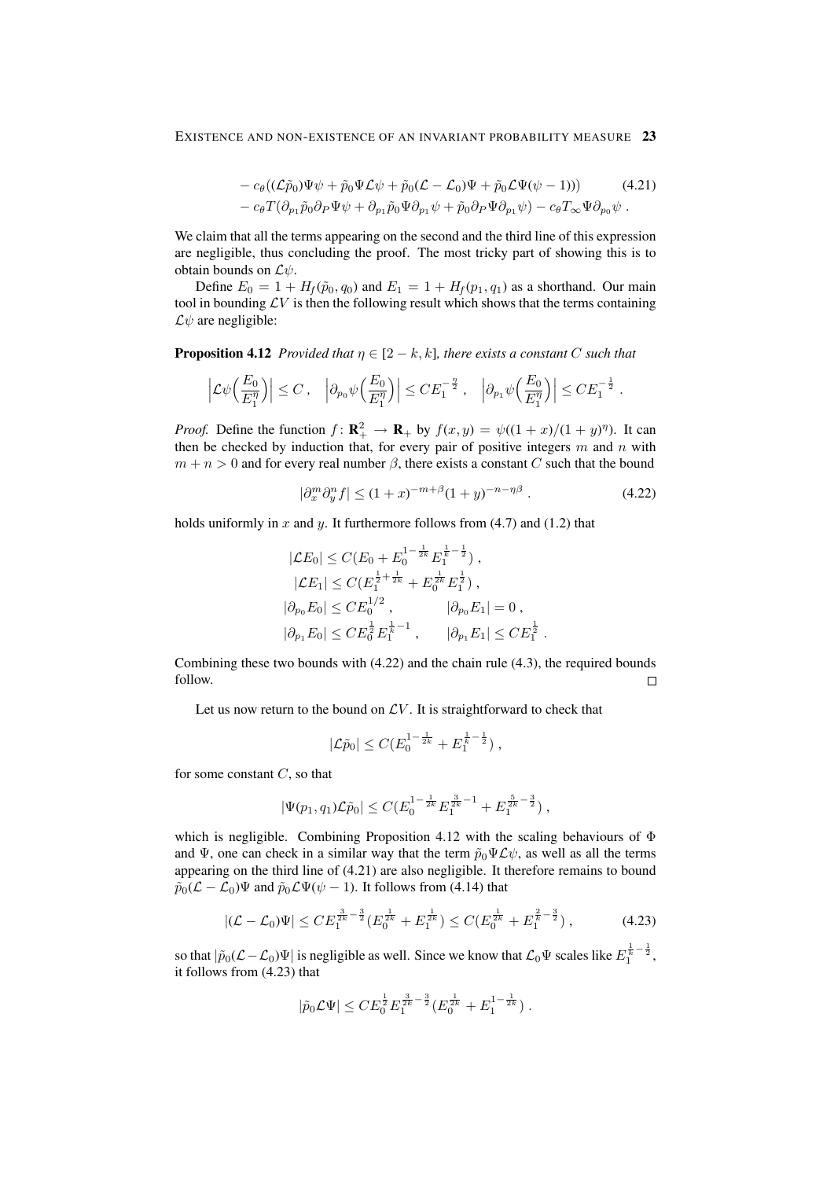$$
\begin{aligned}
&- c_\theta((\mathcal{L}\tilde p_0)\Psi\psi + \tilde p_0\Psi\mathcal{L}\psi + \tilde p_0(\mathcal{L}-\mathcal{L}_0)\Psi + \tilde p_0\mathcal{L}\Psi(\psi-1))) \qquad (4.21)\\
&- c_\theta T(\partial_{p_1}\tilde p_0\partial_P\Psi\psi + \partial_{p_1}\tilde p_0\Psi\partial_{p_1}\psi + \tilde p_0\partial_P\Psi\partial_{p_1}\psi) - c_\theta T_\infty\Psi\partial_{p_0}\psi\;.
\end{aligned}
$$

We claim that all the terms appearing on the second and the third line of this expression are negligible, thus concluding the proof. The most tricky part of showing this is to obtain bounds on $\mathcal{L}\psi$.

Define $E_0 = 1 + H_f(\tilde p_0, q_0)$ and $E_1 = 1 + H_f(p_1, q_1)$ as a shorthand. Our main tool in bounding $\mathcal{L}V$ is then the following result which shows that the terms containing $\mathcal{L}\psi$ are negligible:

**Proposition 4.12** *Provided that $\eta \in [2-k, k]$, there exists a constant $C$ such that*

$$
\Big|\mathcal{L}\psi\Big(\frac{E_0}{E_1^\eta}\Big)\Big| \le C\;, \quad \Big|\partial_{p_0}\psi\Big(\frac{E_0}{E_1^\eta}\Big)\Big| \le CE_1^{-\frac{\eta}{2}}\;, \quad \Big|\partial_{p_1}\psi\Big(\frac{E_0}{E_1^\eta}\Big)\Big| \le CE_1^{-\frac{1}{2}}\;.
$$

*Proof.* Define the function $f\colon \mathbf{R}_+^2 \to \mathbf{R}_+$ by $f(x,y) = \psi((1+x)/(1+y)^\eta)$. It can then be checked by induction that, for every pair of positive integers $m$ and $n$ with $m+n>0$ and for every real number $\beta$, there exists a constant $C$ such that the bound

$$
|\partial_x^m\partial_y^n f| \le (1+x)^{-m+\beta}(1+y)^{-n-\eta\beta}\;. \qquad (4.22)
$$

holds uniformly in $x$ and $y$. It furthermore follows from (4.7) and (1.2) that

$$
\begin{aligned}
|\mathcal{L}E_0| &\le C(E_0 + E_0^{1-\frac{1}{2k}}E_1^{\frac{1}{k}-\frac{1}{2}})\;,\\
|\mathcal{L}E_1| &\le C(E_1^{\frac{1}{2}+\frac{1}{2k}} + E_0^{\frac{1}{2k}}E_1^{\frac{1}{2}})\;,\\
|\partial_{p_0}E_0| &\le CE_0^{1/2}\;, \qquad\qquad |\partial_{p_0}E_1| = 0\;,\\
|\partial_{p_1}E_0| &\le CE_0^{\frac{1}{2}}E_1^{\frac{1}{k}-1}\;, \qquad |\partial_{p_1}E_1| \le CE_1^{\frac{1}{2}}\;.
\end{aligned}
$$

Combining these two bounds with (4.22) and the chain rule (4.3), the required bounds follow. □

Let us now return to the bound on $\mathcal{L}V$. It is straightforward to check that

$$
|\mathcal{L}\tilde p_0| \le C(E_0^{1-\frac{1}{2k}} + E_1^{\frac{1}{k}-\frac{1}{2}})\;,
$$

for some constant $C$, so that

$$
|\Psi(p_1,q_1)\mathcal{L}\tilde p_0| \le C(E_0^{1-\frac{1}{2k}}E_1^{\frac{3}{2k}-1} + E_1^{\frac{5}{2k}-\frac{3}{2}})\;,
$$

which is negligible. Combining Proposition 4.12 with the scaling behaviours of $\Phi$ and $\Psi$, one can check in a similar way that the term $\tilde p_0\Psi\mathcal{L}\psi$, as well as all the terms appearing on the third line of (4.21) are also negligible. It therefore remains to bound $\tilde p_0(\mathcal{L}-\mathcal{L}_0)\Psi$ and $\tilde p_0\mathcal{L}\Psi(\psi-1)$. It follows from (4.14) that

$$
|(\mathcal{L}-\mathcal{L}_0)\Psi| \le CE_1^{\frac{3}{2k}-\frac{3}{2}}(E_0^{\frac{1}{2k}} + E_1^{\frac{1}{2k}}) \le C(E_0^{\frac{1}{2k}} + E_1^{\frac{2}{k}-\frac{3}{2}})\;, \qquad (4.23)
$$

so that $|\tilde p_0(\mathcal{L}-\mathcal{L}_0)\Psi|$ is negligible as well. Since we know that $\mathcal{L}_0\Psi$ scales like $E_1^{\frac{1}{k}-\frac{1}{2}}$, it follows from (4.23) that

$$
|\tilde p_0\mathcal{L}\Psi| \le CE_0^{\frac{1}{2}}E_1^{\frac{3}{2k}-\frac{3}{2}}(E_0^{\frac{1}{2k}} + E_1^{1-\frac{1}{2k}})\;.
$$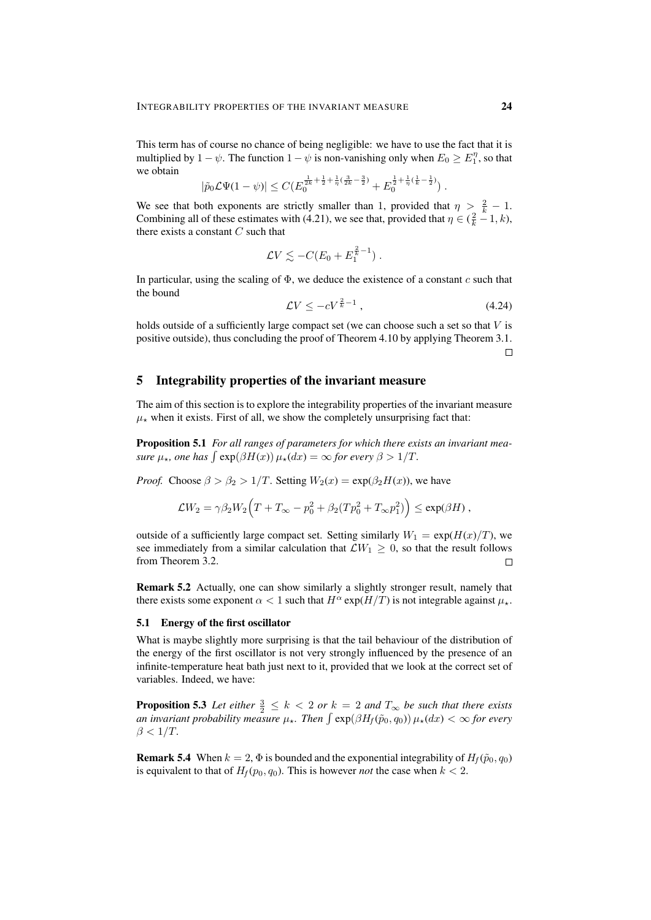This term has of course no chance of being negligible: we have to use the fact that it is multiplied by $1-\psi$. The function $1-\psi$ is non-vanishing only when $E_0 \geq E_1^\eta$, so that we obtain

$$|\tilde p_0 \mathcal{L}\Psi(1-\psi)| \leq C\big(E_0^{\frac{1}{2k}+\frac{1}{2}+\frac{1}{\eta}(\frac{3}{2k}-\frac{3}{2})} + E_0^{\frac{1}{2}+\frac{1}{\eta}(\frac{1}{k}-\frac{1}{2})}\big)\;.$$

We see that both exponents are strictly smaller than 1, provided that $\eta > \frac{2}{k}-1$. Combining all of these estimates with (4.21), we see that, provided that $\eta \in (\frac{2}{k}-1, k)$, there exists a constant $C$ such that

$$\mathcal{L}V \lesssim -C(E_0 + E_1^{\frac{2}{k}-1})\;.$$

In particular, using the scaling of $\Phi$, we deduce the existence of a constant $c$ such that the bound

$$\mathcal{L}V \leq -cV^{\frac{2}{k}-1}\;, \tag{4.24}$$

holds outside of a sufficiently large compact set (we can choose such a set so that $V$ is positive outside), thus concluding the proof of Theorem 4.10 by applying Theorem 3.1. □

# 5 Integrability properties of the invariant measure

The aim of this section is to explore the integrability properties of the invariant measure $\mu_\star$ when it exists. First of all, we show the completely unsurprising fact that:

**Proposition 5.1** *For all ranges of parameters for which there exists an invariant measure $\mu_\star$, one has $\int \exp(\beta H(x))\,\mu_\star(dx) = \infty$ for every $\beta > 1/T$.*

*Proof.* Choose $\beta > \beta_2 > 1/T$. Setting $W_2(x) = \exp(\beta_2 H(x))$, we have

$$\mathcal{L}W_2 = \gamma\beta_2 W_2\Big(T + T_\infty - p_0^2 + \beta_2(Tp_0^2 + T_\infty p_1^2)\Big) \leq \exp(\beta H)\;,$$

outside of a sufficiently large compact set. Setting similarly $W_1 = \exp(H(x)/T)$, we see immediately from a similar calculation that $\mathcal{L}W_1 \geq 0$, so that the result follows from Theorem 3.2. □

**Remark 5.2** Actually, one can show similarly a slightly stronger result, namely that there exists some exponent $\alpha < 1$ such that $H^\alpha \exp(H/T)$ is not integrable against $\mu_\star$.

## 5.1 Energy of the first oscillator

What is maybe slightly more surprising is that the tail behaviour of the distribution of the energy of the first oscillator is not very strongly influenced by the presence of an infinite-temperature heat bath just next to it, provided that we look at the correct set of variables. Indeed, we have:

**Proposition 5.3** *Let either $\frac{3}{2} \leq k < 2$ or $k = 2$ and $T_\infty$ be such that there exists an invariant probability measure $\mu_\star$. Then $\int \exp(\beta H_f(\tilde p_0, q_0))\,\mu_\star(dx) < \infty$ for every $\beta < 1/T$.*

**Remark 5.4** When $k = 2$, $\Phi$ is bounded and the exponential integrability of $H_f(\tilde p_0, q_0)$ is equivalent to that of $H_f(p_0, q_0)$. This is however *not* the case when $k < 2$.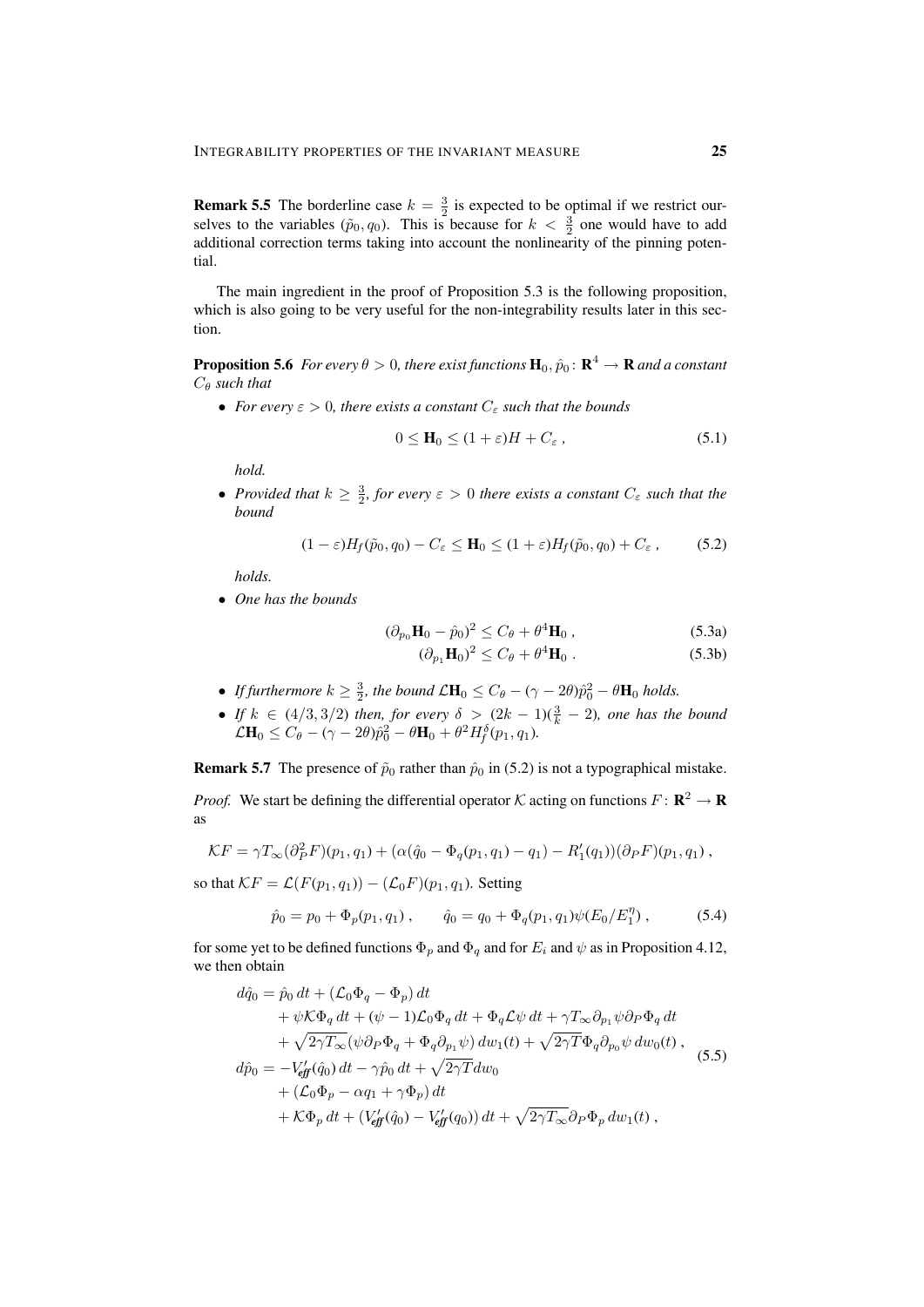**Remark 5.5** The borderline case $k = \frac{3}{2}$ is expected to be optimal if we restrict ourselves to the variables $(\tilde{p}_0, q_0)$. This is because for $k < \frac{3}{2}$ one would have to add additional correction terms taking into account the nonlinearity of the pinning potential.

The main ingredient in the proof of Proposition 5.3 is the following proposition, which is also going to be very useful for the non-integrability results later in this section.

**Proposition 5.6** *For every $\theta > 0$, there exist functions $\mathbf{H}_0, \hat{p}_0 \colon \mathbf{R}^4 \to \mathbf{R}$ and a constant $C_\theta$ such that*

- *For every $\varepsilon > 0$, there exists a constant $C_\varepsilon$ such that the bounds*

$$0 \leq \mathbf{H}_0 \leq (1+\varepsilon) H + C_\varepsilon \;, \tag{5.1}$$

*hold.*

- *Provided that $k \geq \frac{3}{2}$, for every $\varepsilon > 0$ there exists a constant $C_\varepsilon$ such that the bound*

$$(1-\varepsilon) H_f(\tilde{p}_0, q_0) - C_\varepsilon \leq \mathbf{H}_0 \leq (1+\varepsilon) H_f(\tilde{p}_0, q_0) + C_\varepsilon \;, \tag{5.2}$$

*holds.*

- *One has the bounds*

$$(\partial_{p_0} \mathbf{H}_0 - \hat{p}_0)^2 \leq C_\theta + \theta^4 \mathbf{H}_0 \;, \tag{5.3a}$$

$$(\partial_{p_1} \mathbf{H}_0)^2 \leq C_\theta + \theta^4 \mathbf{H}_0 \;. \tag{5.3b}$$

- *If furthermore $k \geq \frac{3}{2}$, the bound $\mathcal{L}\mathbf{H}_0 \leq C_\theta - (\gamma - 2\theta)\hat{p}_0^2 - \theta \mathbf{H}_0$ holds.*
- *If $k \in (4/3, 3/2)$ then, for every $\delta > (2k-1)(\frac{3}{k} - 2)$, one has the bound $\mathcal{L}\mathbf{H}_0 \leq C_\theta - (\gamma - 2\theta)\hat{p}_0^2 - \theta \mathbf{H}_0 + \theta^2 H_f^\delta(p_1, q_1)$.*

**Remark 5.7** The presence of $\tilde{p}_0$ rather than $\hat{p}_0$ in (5.2) is not a typographical mistake.

*Proof.* We start be defining the differential operator $\mathcal{K}$ acting on functions $F \colon \mathbf{R}^2 \to \mathbf{R}$ as

$$\mathcal{K}F = \gamma T_\infty (\partial_P^2 F)(p_1, q_1) + (\alpha(\hat{q}_0 - \Phi_q(p_1, q_1) - q_1) - R_1'(q_1))(\partial_P F)(p_1, q_1) \;,$$

so that $\mathcal{K}F = \mathcal{L}(F(p_1, q_1)) - (\mathcal{L}_0 F)(p_1, q_1)$. Setting

$$\hat{p}_0 = p_0 + \Phi_p(p_1, q_1) \;, \qquad \hat{q}_0 = q_0 + \Phi_q(p_1, q_1)\psi(E_0/E_1^\eta) \;, \tag{5.4}$$

for some yet to be defined functions $\Phi_p$ and $\Phi_q$ and for $E_i$ and $\psi$ as in Proposition 4.12, we then obtain

$$\begin{aligned}
d\hat{q}_0 &= \hat{p}_0 \, dt + (\mathcal{L}_0 \Phi_q - \Phi_p) \, dt \\
&\quad + \psi \mathcal{K}\Phi_q \, dt + (\psi - 1)\mathcal{L}_0 \Phi_q \, dt + \Phi_q \mathcal{L}\psi \, dt + \gamma T_\infty \partial_{p_1} \psi \partial_P \Phi_q \, dt \\
&\quad + \sqrt{2\gamma T_\infty} (\psi \partial_P \Phi_q + \Phi_q \partial_{p_1} \psi) \, dw_1(t) + \sqrt{2\gamma T} \Phi_q \partial_{p_0} \psi \, dw_0(t) \;, \\
d\hat{p}_0 &= -V_{\mathit{eff}}'(\hat{q}_0) \, dt - \gamma \hat{p}_0 \, dt + \sqrt{2\gamma T} dw_0 \\
&\quad + (\mathcal{L}_0 \Phi_p - \alpha q_1 + \gamma \Phi_p) \, dt \\
&\quad + \mathcal{K}\Phi_p \, dt + (V_{\mathit{eff}}'(\hat{q}_0) - V_{\mathit{eff}}'(q_0)) \, dt + \sqrt{2\gamma T_\infty} \partial_P \Phi_p \, dw_1(t) \;,
\end{aligned} \tag{5.5}$$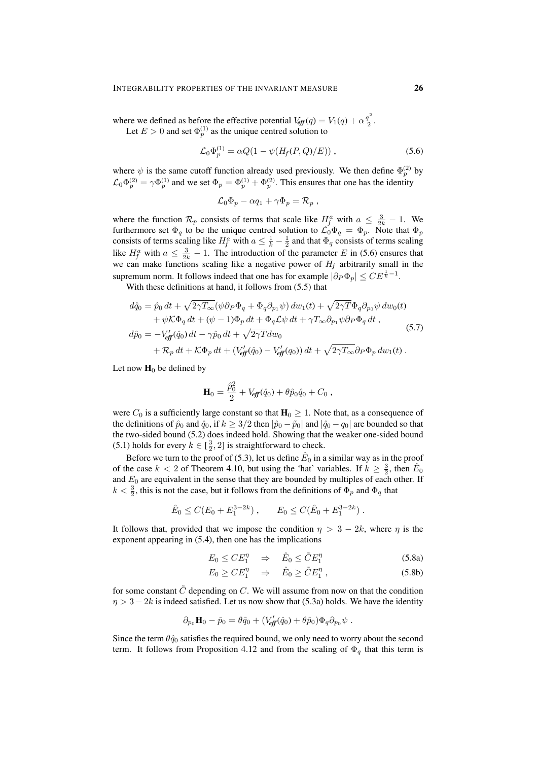where we defined as before the effective potential $V_{\mathit{eff}}(q) = V_1(q) + \alpha \frac{q^2}{2}$.

Let $E > 0$ and set $\Phi_p^{(1)}$ as the unique centred solution to

$$
\mathcal{L}_0 \Phi_p^{(1)} = \alpha Q (1 - \psi(H_f(P,Q)/E)) , \tag{5.6}
$$

where $\psi$ is the same cutoff function already used previously. We then define $\Phi_p^{(2)}$ by $\mathcal{L}_0 \Phi_p^{(2)} = \gamma \Phi_p^{(1)}$ and we set $\Phi_p = \Phi_p^{(1)} + \Phi_p^{(2)}$. This ensures that one has the identity

$$
\mathcal{L}_0 \Phi_p - \alpha q_1 + \gamma \Phi_p = \mathcal{R}_p ,
$$

where the function $\mathcal{R}_p$ consists of terms that scale like $H_f^a$ with $a \leq \frac{3}{2k} - 1$. We furthermore set $\Phi_q$ to be the unique centred solution to $\mathcal{L}_0 \Phi_q = \Phi_p$. Note that $\Phi_p$ consists of terms scaling like $H_f^a$ with $a \leq \frac{1}{k} - \frac{1}{2}$ and that $\Phi_q$ consists of terms scaling like $H_f^a$ with $a \leq \frac{3}{2k} - 1$. The introduction of the parameter $E$ in (5.6) ensures that we can make functions scaling like a negative power of $H_f$ arbitrarily small in the supremum norm. It follows indeed that one has for example $|\partial_P \Phi_p| \leq C E^{\frac{1}{k}-1}$.

With these definitions at hand, it follows from (5.5) that

$$
\begin{aligned}
d\hat{q}_0 &= \hat{p}_0 \, dt + \sqrt{2\gamma T_\infty} (\psi \partial_P \Phi_q + \Phi_q \partial_{p_1} \psi) \, dw_1(t) + \sqrt{2\gamma T} \Phi_q \partial_{p_0} \psi \, dw_0(t) \\
&\quad + \psi \mathcal{K} \Phi_q \, dt + (\psi - 1) \Phi_p \, dt + \Phi_q \mathcal{L} \psi \, dt + \gamma T_\infty \partial_{p_1} \psi \partial_P \Phi_q \, dt , \\
d\hat{p}_0 &= -V_{\mathit{eff}}'(\hat{q}_0) \, dt - \gamma \hat{p}_0 \, dt + \sqrt{2\gamma T} dw_0 \\
&\quad + \mathcal{R}_p \, dt + \mathcal{K} \Phi_p \, dt + (V_{\mathit{eff}}'(\hat{q}_0) - V_{\mathit{eff}}'(q_0)) \, dt + \sqrt{2\gamma T_\infty} \partial_P \Phi_p \, dw_1(t) .
\end{aligned} \tag{5.7}
$$

Let now $\mathbf{H}_0$ be defined by

$$
\mathbf{H}_0 = \frac{\hat{p}_0^2}{2} + V_{\mathit{eff}}(\hat{q}_0) + \theta \hat{p}_0 \hat{q}_0 + C_0 ,
$$

were $C_0$ is a sufficiently large constant so that $\mathbf{H}_0 \geq 1$. Note that, as a consequence of the definitions of $\hat{p}_0$ and $\hat{q}_0$, if $k \geq 3/2$ then $|\hat{p}_0 - \tilde{p}_0|$ and $|\hat{q}_0 - q_0|$ are bounded so that the two-sided bound (5.2) does indeed hold. Showing that the weaker one-sided bound (5.1) holds for every $k \in [\frac{3}{2}, 2]$ is straightforward to check.

Before we turn to the proof of (5.3), let us define $\hat{E}_0$ in a similar way as in the proof of the case $k < 2$ of Theorem 4.10, but using the 'hat' variables. If $k \geq \frac{3}{2}$, then $\hat{E}_0$ and $E_0$ are equivalent in the sense that they are bounded by multiples of each other. If $k < \frac{3}{2}$, this is not the case, but it follows from the definitions of $\Phi_p$ and $\Phi_q$ that

$$
\hat{E}_0 \leq C(E_0 + E_1^{3-2k}) , \qquad E_0 \leq C(\hat{E}_0 + E_1^{3-2k}) .
$$

It follows that, provided that we impose the condition $\eta > 3 - 2k$, where $\eta$ is the exponent appearing in (5.4), then one has the implications

$$
E_0 \leq C E_1^\eta \quad \Rightarrow \quad \hat{E}_0 \leq \tilde{C} E_1^\eta \tag{5.8a}
$$

$$
E_0 \geq C E_1^\eta \quad \Rightarrow \quad \hat{E}_0 \geq \tilde{C} E_1^\eta , \tag{5.8b}
$$

for some constant $\tilde{C}$ depending on $C$. We will assume from now on that the condition $\eta > 3 - 2k$ is indeed satisfied. Let us now show that (5.3a) holds. We have the identity

$$
\partial_{p_0} \mathbf{H}_0 - \hat{p}_0 = \theta \hat{q}_0 + (V_{\mathit{eff}}'(\hat{q}_0) + \theta \hat{p}_0) \Phi_q \partial_{p_0} \psi .
$$

Since the term $\theta \hat{q}_0$ satisfies the required bound, we only need to worry about the second term. It follows from Proposition 4.12 and from the scaling of $\Phi_q$ that this term is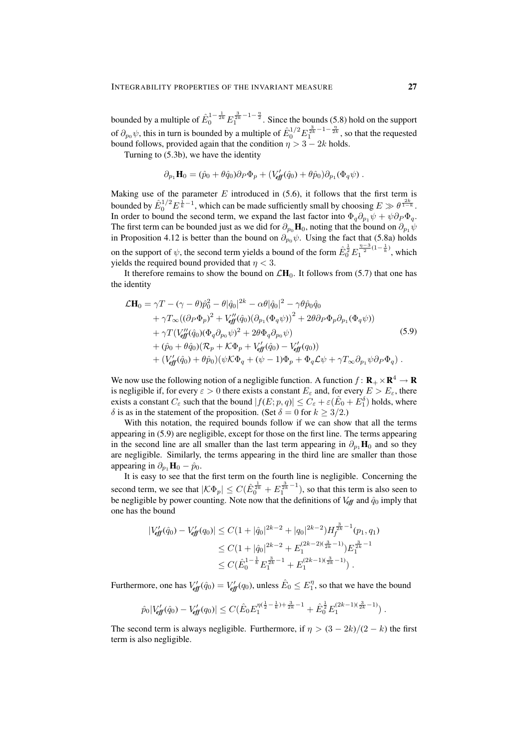bounded by a multiple of $\hat{E}_0^{1-\frac{1}{2k}} E_1^{\frac{3}{2k}-1-\frac{\eta}{2}}$. Since the bounds (5.8) hold on the support of $\partial_{p_0}\psi$, this in turn is bounded by a multiple of $\hat{E}_0^{1/2} E_1^{\frac{3}{2k}-1-\frac{\eta}{2k}}$, so that the requested bound follows, provided again that the condition $\eta > 3 - 2k$ holds.

Turning to (5.3b), we have the identity

$$\partial_{p_1}\mathbf{H}_0 = (\hat{p}_0 + \theta\hat{q}_0)\partial_P \Phi_p + (V_{\!\mathit{eff}}'(\hat{q}_0) + \theta\hat{p}_0)\partial_{p_1}(\Phi_q\psi)\;.$$

Making use of the parameter $E$ introduced in (5.6), it follows that the first term is bounded by $\hat{E}_0^{1/2} E^{\frac{1}{k}-1}$, which can be made sufficiently small by choosing $E \gg \theta^{\frac{2k}{1-k}}$. In order to bound the second term, we expand the last factor into $\Phi_q \partial_{p_1}\psi + \psi \partial_P \Phi_q$. The first term can be bounded just as we did for $\partial_{p_0}\mathbf{H}_0$, noting that the bound on $\partial_{p_1}\psi$ in Proposition 4.12 is better than the bound on $\partial_{p_0}\psi$. Using the fact that (5.8a) holds on the support of $\psi$, the second term yields a bound of the form $\hat{E}_0^{\frac{1}{2}} E_1^{\frac{\eta-3}{2}(1-\frac{1}{k})}$, which yields the required bound provided that $\eta < 3$.

It therefore remains to show the bound on $\mathcal{L}\mathbf{H}_0$. It follows from (5.7) that one has the identity

$$\begin{aligned}
\mathcal{L}\mathbf{H}_0 &= \gamma T - (\gamma - \theta)\hat{p}_0^2 - \theta|\hat{q}_0|^{2k} - \alpha\theta|\hat{q}_0|^2 - \gamma\theta\hat{p}_0\hat{q}_0 \\
&\quad + \gamma T_\infty \big((\partial_P \Phi_p)^2 + V_{\!\mathit{eff}}''(\hat{q}_0)(\partial_{p_1}(\Phi_q\psi))^2 + 2\theta\partial_P\Phi_p\partial_{p_1}(\Phi_q\psi)\big) \\
&\quad + \gamma T\big(V_{\!\mathit{eff}}''(\hat{q}_0)(\Phi_q\partial_{p_0}\psi)^2 + 2\theta\Phi_q\partial_{p_0}\psi\big) \\
&\quad + (\hat{p}_0 + \theta\hat{q}_0)(\mathcal{R}_p + \mathcal{K}\Phi_p + V_{\!\mathit{eff}}'(\hat{q}_0) - V_{\!\mathit{eff}}'(q_0)) \\
&\quad + (V_{\!\mathit{eff}}'(\hat{q}_0) + \theta\hat{p}_0)(\psi\mathcal{K}\Phi_q + (\psi - 1)\Phi_p + \Phi_q\mathcal{L}\psi + \gamma T_\infty \partial_{p_1}\psi\partial_P\Phi_q)\;.
\end{aligned} \tag{5.9}$$

We now use the following notion of a negligible function. A function $f\colon \mathbf{R}_+ \times \mathbf{R}^4 \to \mathbf{R}$ is negligible if, for every $\varepsilon > 0$ there exists a constant $E_\varepsilon$ and, for every $E > E_\varepsilon$, there exists a constant $C_\varepsilon$ such that the bound $|f(E; p, q)| \le C_\varepsilon + \varepsilon(\hat{E}_0 + E_1^\delta)$ holds, where $\delta$ is as in the statement of the proposition. (Set $\delta = 0$ for $k \ge 3/2$.)

With this notation, the required bounds follow if we can show that all the terms appearing in (5.9) are negligible, except for those on the first line. The terms appearing in the second line are all smaller than the last term appearing in $\partial_{p_1}\mathbf{H}_0$ and so they are negligible. Similarly, the terms appearing in the third line are smaller than those appearing in $\partial_{p_1}\mathbf{H}_0 - \hat{p}_0$.

It is easy to see that the first term on the fourth line is negligible. Concerning the second term, we see that $|\mathcal{K}\Phi_p| \le C(\hat{E}_0^{\frac{1}{2k}} + E_1^{\frac{3}{2k}-1})$, so that this term is also seen to be negligible by power counting. Note now that the definitions of $V_{\!\mathit{eff}}$ and $\hat{q}_0$ imply that one has the bound

$$\begin{aligned}
|V_{\!\mathit{eff}}'(\hat{q}_0) - V_{\!\mathit{eff}}'(q_0)| &\le C(1 + |\hat{q}_0|^{2k-2} + |q_0|^{2k-2}) H_f^{\frac{3}{2k}-1}(p_1, q_1) \\
&\le C(1 + |\hat{q}_0|^{2k-2} + E_1^{(2k-2)(\frac{3}{2k}-1)}) E_1^{\frac{3}{2k}-1} \\
&\le C(\hat{E}_0^{1-\frac{1}{k}} E_1^{\frac{3}{2k}-1} + E_1^{(2k-1)(\frac{3}{2k}-1)})\;.
\end{aligned}$$

Furthermore, one has $V_{\!\mathit{eff}}'(\hat{q}_0) = V_{\!\mathit{eff}}'(q_0)$, unless $\hat{E}_0 \le E_1^\eta$, so that we have the bound

$$\hat{p}_0|V_{\!\mathit{eff}}'(\hat{q}_0) - V_{\!\mathit{eff}}'(q_0)| \le C(\hat{E}_0 E_1^{\eta(\frac{1}{2}-\frac{1}{k}) + \frac{3}{2k}-1} + \hat{E}_0^{\frac{1}{2}} E_1^{(2k-1)(\frac{3}{2k}-1)})\;.$$

The second term is always negligible. Furthermore, if $\eta > (3-2k)/(2-k)$ the first term is also negligible.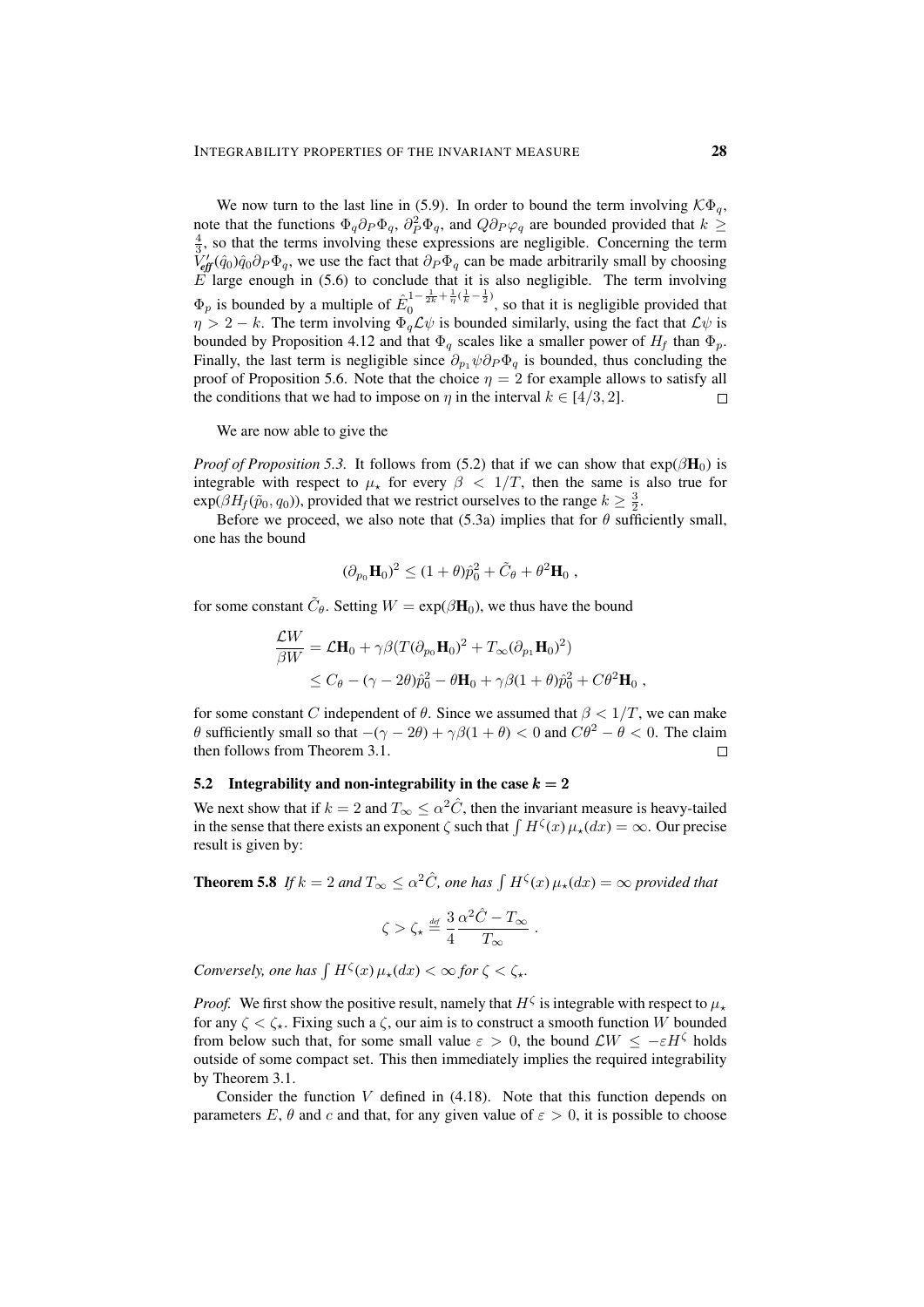We now turn to the last line in (5.9). In order to bound the term involving $\mathcal{K}\Phi_q$, note that the functions $\Phi_q \partial_P \Phi_q$, $\partial_P^2 \Phi_q$, and $Q\partial_P \varphi_q$ are bounded provided that $k \geq \frac{4}{3}$, so that the terms involving these expressions are negligible. Concerning the term $V_{\mathit{eff}}'(\hat{q}_0)\hat{q}_0 \partial_P \Phi_q$, we use the fact that $\partial_P \Phi_q$ can be made arbitrarily small by choosing $E$ large enough in (5.6) to conclude that it is also negligible. The term involving $\Phi_p$ is bounded by a multiple of $\hat{E}_0^{1-\frac{1}{2k}+\frac{1}{\eta}(\frac{1}{k}-\frac{1}{2})}$, so that it is negligible provided that $\eta > 2-k$. The term involving $\Phi_q \mathcal{L}\psi$ is bounded similarly, using the fact that $\mathcal{L}\psi$ is bounded by Proposition 4.12 and that $\Phi_q$ scales like a smaller power of $H_f$ than $\Phi_p$. Finally, the last term is negligible since $\partial_{p_1}\psi \partial_P \Phi_q$ is bounded, thus concluding the proof of Proposition 5.6. Note that the choice $\eta = 2$ for example allows to satisfy all the conditions that we had to impose on $\eta$ in the interval $k \in [4/3, 2]$. □

We are now able to give the

*Proof of Proposition 5.3.* It follows from (5.2) that if we can show that $\exp(\beta \mathbf{H}_0)$ is integrable with respect to $\mu_\star$ for every $\beta < 1/T$, then the same is also true for $\exp(\beta H_f(\tilde{p}_0, q_0))$, provided that we restrict ourselves to the range $k \geq \frac{3}{2}$.

Before we proceed, we also note that (5.3a) implies that for $\theta$ sufficiently small, one has the bound

$$(\partial_{p_0} \mathbf{H}_0)^2 \leq (1+\theta)\hat{p}_0^2 + \tilde{C}_\theta + \theta^2 \mathbf{H}_0 \;,$$

for some constant $\tilde{C}_\theta$. Setting $W = \exp(\beta \mathbf{H}_0)$, we thus have the bound

$$\begin{aligned}
\frac{\mathcal{L}W}{\beta W} &= \mathcal{L}\mathbf{H}_0 + \gamma\beta(T(\partial_{p_0}\mathbf{H}_0)^2 + T_\infty(\partial_{p_1}\mathbf{H}_0)^2) \\
&\leq C_\theta - (\gamma - 2\theta)\hat{p}_0^2 - \theta \mathbf{H}_0 + \gamma\beta(1+\theta)\hat{p}_0^2 + C\theta^2 \mathbf{H}_0 \;,
\end{aligned}$$

for some constant $C$ independent of $\theta$. Since we assumed that $\beta < 1/T$, we can make $\theta$ sufficiently small so that $-(\gamma - 2\theta) + \gamma\beta(1+\theta) < 0$ and $C\theta^2 - \theta < 0$. The claim then follows from Theorem 3.1. □

### 5.2 Integrability and non-integrability in the case $k = 2$

We next show that if $k = 2$ and $T_\infty \leq \alpha^2 \hat{C}$, then the invariant measure is heavy-tailed in the sense that there exists an exponent $\zeta$ such that $\int H^\zeta(x)\,\mu_\star(dx) = \infty$. Our precise result is given by:

**Theorem 5.8** *If $k = 2$ and $T_\infty \leq \alpha^2 \hat{C}$, one has $\int H^\zeta(x)\,\mu_\star(dx) = \infty$ provided that*

$$\zeta > \zeta_\star \stackrel{\text{def}}{=} \frac{3}{4}\frac{\alpha^2 \hat{C} - T_\infty}{T_\infty} \;.$$

*Conversely, one has $\int H^\zeta(x)\,\mu_\star(dx) < \infty$ for $\zeta < \zeta_\star$.*

*Proof.* We first show the positive result, namely that $H^\zeta$ is integrable with respect to $\mu_\star$ for any $\zeta < \zeta_\star$. Fixing such a $\zeta$, our aim is to construct a smooth function $W$ bounded from below such that, for some small value $\varepsilon > 0$, the bound $\mathcal{L}W \leq -\varepsilon H^\zeta$ holds outside of some compact set. This then immediately implies the required integrability by Theorem 3.1.

Consider the function $V$ defined in (4.18). Note that this function depends on parameters $E$, $\theta$ and $c$ and that, for any given value of $\varepsilon > 0$, it is possible to choose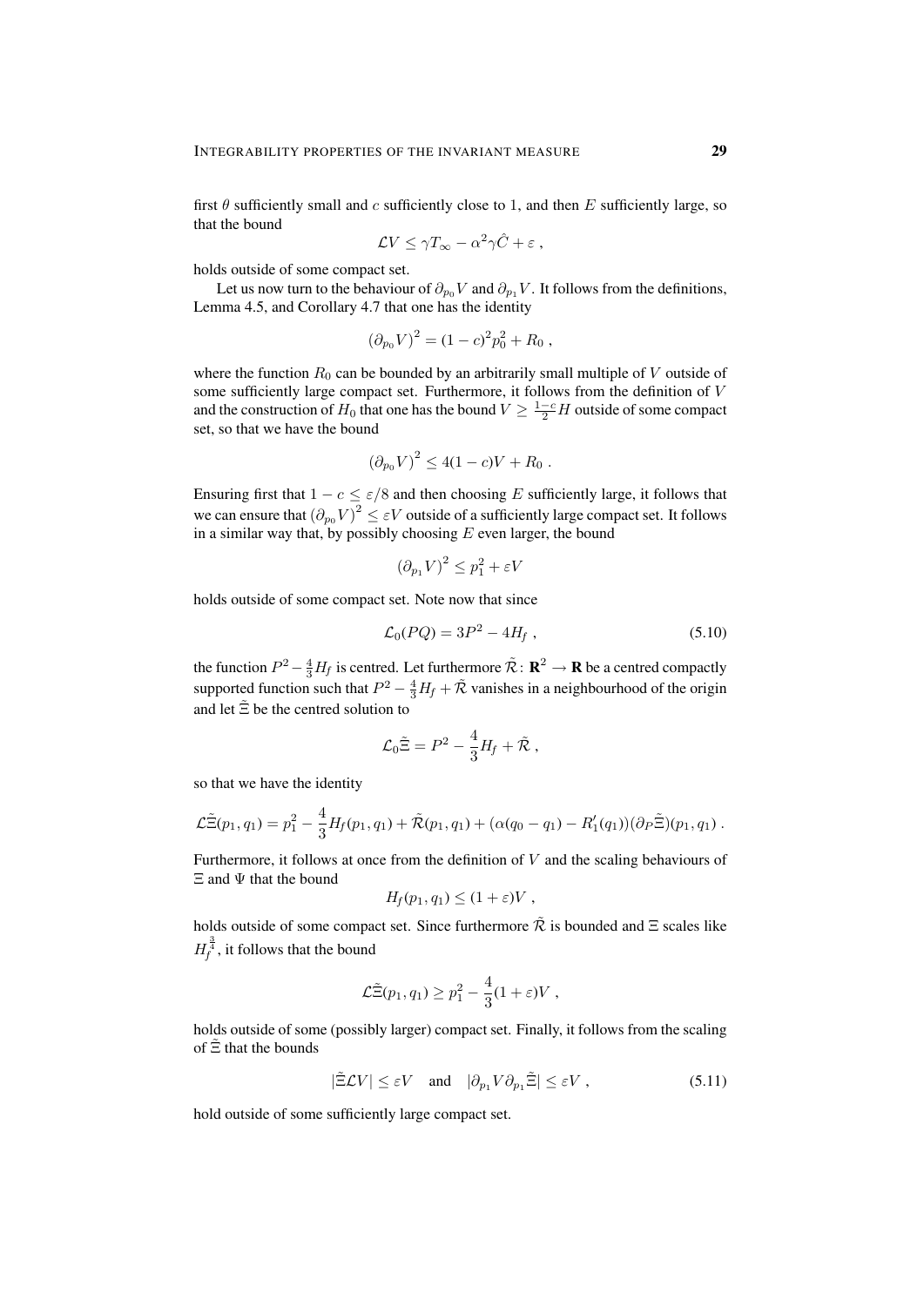first $\theta$ sufficiently small and $c$ sufficiently close to 1, and then $E$ sufficiently large, so that the bound

$$\mathcal{L}V \leq \gamma T_\infty - \alpha^2 \gamma \hat{C} + \varepsilon \;,$$

holds outside of some compact set.

Let us now turn to the behaviour of $\partial_{p_0} V$ and $\partial_{p_1} V$. It follows from the definitions, Lemma 4.5, and Corollary 4.7 that one has the identity

$$\left(\partial_{p_0} V\right)^2 = (1-c)^2 p_0^2 + R_0 \;,$$

where the function $R_0$ can be bounded by an arbitrarily small multiple of $V$ outside of some sufficiently large compact set. Furthermore, it follows from the definition of $V$ and the construction of $H_0$ that one has the bound $V \geq \frac{1-c}{2} H$ outside of some compact set, so that we have the bound

$$\left(\partial_{p_0} V\right)^2 \leq 4(1-c)V + R_0 \;.$$

Ensuring first that $1 - c \leq \varepsilon/8$ and then choosing $E$ sufficiently large, it follows that we can ensure that $\left(\partial_{p_0} V\right)^2 \leq \varepsilon V$ outside of a sufficiently large compact set. It follows in a similar way that, by possibly choosing $E$ even larger, the bound

$$\left(\partial_{p_1} V\right)^2 \leq p_1^2 + \varepsilon V$$

holds outside of some compact set. Note now that since

$$\mathcal{L}_0(PQ) = 3P^2 - 4H_f \;, \tag{5.10}$$

the function $P^2 - \frac{4}{3} H_f$ is centred. Let furthermore $\tilde{\mathcal{R}} \colon \mathbf{R}^2 \to \mathbf{R}$ be a centred compactly supported function such that $P^2 - \frac{4}{3} H_f + \tilde{\mathcal{R}}$ vanishes in a neighbourhood of the origin and let $\tilde{\Xi}$ be the centred solution to

$$\mathcal{L}_0 \tilde{\Xi} = P^2 - \frac{4}{3} H_f + \tilde{\mathcal{R}} \;,$$

so that we have the identity

$$\mathcal{L}\tilde{\Xi}(p_1, q_1) = p_1^2 - \frac{4}{3} H_f(p_1, q_1) + \tilde{\mathcal{R}}(p_1, q_1) + (\alpha(q_0 - q_1) - R_1'(q_1))(\partial_P \tilde{\Xi})(p_1, q_1) \;.$$

Furthermore, it follows at once from the definition of $V$ and the scaling behaviours of $\Xi$ and $\Psi$ that the bound

$$H_f(p_1, q_1) \leq (1 + \varepsilon) V \;,$$

holds outside of some compact set. Since furthermore $\tilde{\mathcal{R}}$ is bounded and $\Xi$ scales like $H_f^{\frac{3}{4}}$, it follows that the bound

$$\mathcal{L}\tilde{\Xi}(p_1, q_1) \geq p_1^2 - \frac{4}{3}(1+\varepsilon) V \;,$$

holds outside of some (possibly larger) compact set. Finally, it follows from the scaling of $\tilde{\Xi}$ that the bounds

$$|\tilde{\Xi}\mathcal{L}V| \leq \varepsilon V \quad \text{and} \quad |\partial_{p_1} V \partial_{p_1} \tilde{\Xi}| \leq \varepsilon V \;, \tag{5.11}$$

hold outside of some sufficiently large compact set.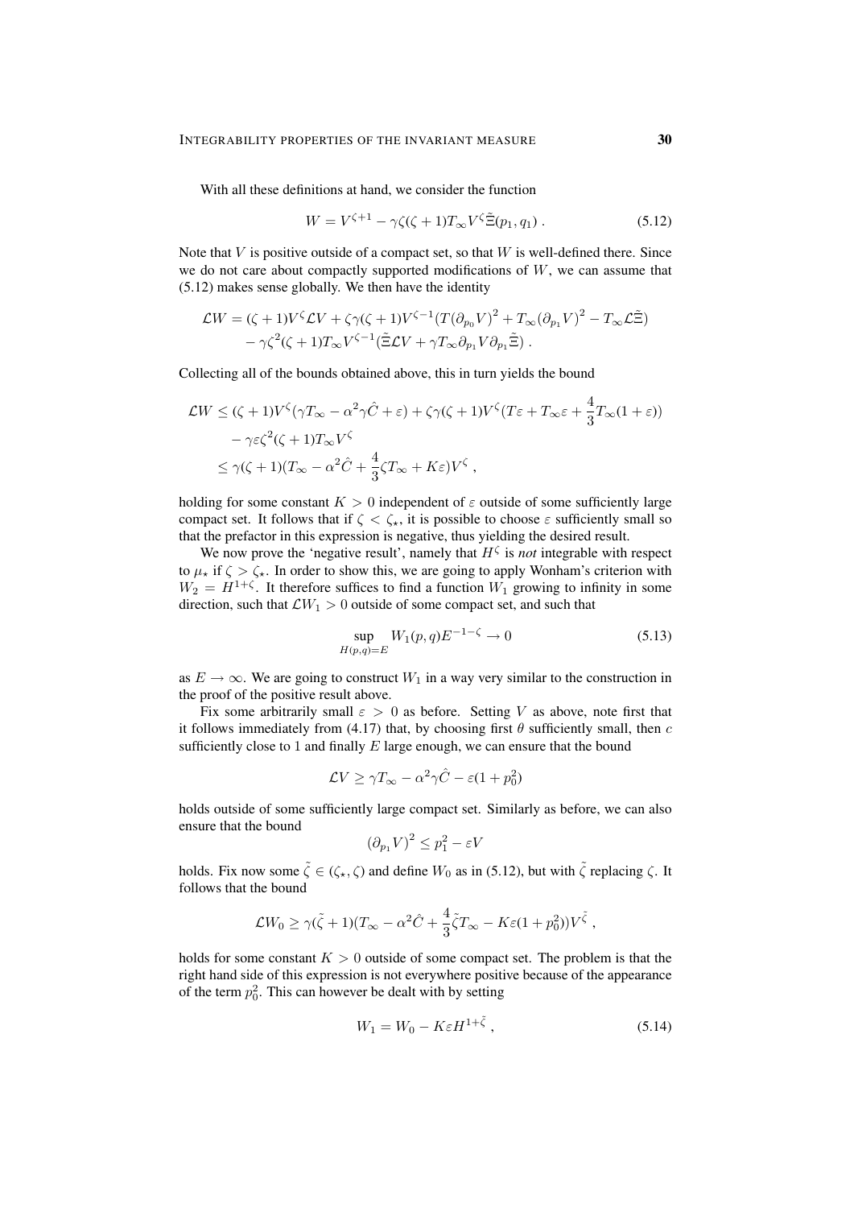With all these definitions at hand, we consider the function

$$W = V^{\zeta+1} - \gamma\zeta(\zeta+1)T_\infty V^\zeta \tilde\Xi(p_1,q_1)\;. \tag{5.12}$$

Note that $V$ is positive outside of a compact set, so that $W$ is well-defined there. Since we do not care about compactly supported modifications of $W$, we can assume that (5.12) makes sense globally. We then have the identity

$$\begin{aligned}\mathcal{L}W &= (\zeta+1)V^\zeta \mathcal{L}V + \zeta\gamma(\zeta+1)V^{\zeta-1}\big(T\big(\partial_{p_0}V\big)^2 + T_\infty\big(\partial_{p_1}V\big)^2 - T_\infty\mathcal{L}\tilde\Xi\big)\\ &\quad - \gamma\zeta^2(\zeta+1)T_\infty V^{\zeta-1}\big(\tilde\Xi\mathcal{L}V + \gamma T_\infty \partial_{p_1}V\partial_{p_1}\tilde\Xi\big)\;.\end{aligned}$$

Collecting all of the bounds obtained above, this in turn yields the bound

$$\begin{aligned}\mathcal{L}W &\le (\zeta+1)V^\zeta(\gamma T_\infty - \alpha^2\gamma\hat C + \varepsilon) + \zeta\gamma(\zeta+1)V^\zeta\big(T\varepsilon + T_\infty\varepsilon + \tfrac{4}{3}T_\infty(1+\varepsilon)\big)\\ &\quad - \gamma\varepsilon\zeta^2(\zeta+1)T_\infty V^\zeta\\ &\le \gamma(\zeta+1)\big(T_\infty - \alpha^2\hat C + \tfrac{4}{3}\zeta T_\infty + K\varepsilon\big)V^\zeta\;,\end{aligned}$$

holding for some constant $K>0$ independent of $\varepsilon$ outside of some sufficiently large compact set. It follows that if $\zeta<\zeta_\star$, it is possible to choose $\varepsilon$ sufficiently small so that the prefactor in this expression is negative, thus yielding the desired result.

We now prove the 'negative result', namely that $H^\zeta$ is *not* integrable with respect to $\mu_\star$ if $\zeta>\zeta_\star$. In order to show this, we are going to apply Wonham's criterion with $W_2 = H^{1+\zeta}$. It therefore suffices to find a function $W_1$ growing to infinity in some direction, such that $\mathcal{L}W_1 > 0$ outside of some compact set, and such that

$$\sup_{H(p,q)=E} W_1(p,q)E^{-1-\zeta} \to 0 \tag{5.13}$$

as $E\to\infty$. We are going to construct $W_1$ in a way very similar to the construction in the proof of the positive result above.

Fix some arbitrarily small $\varepsilon>0$ as before. Setting $V$ as above, note first that it follows immediately from (4.17) that, by choosing first $\theta$ sufficiently small, then $c$ sufficiently close to 1 and finally $E$ large enough, we can ensure that the bound

$$\mathcal{L}V \ge \gamma T_\infty - \alpha^2\gamma\hat C - \varepsilon(1+p_0^2)$$

holds outside of some sufficiently large compact set. Similarly as before, we can also ensure that the bound

$$\big(\partial_{p_1}V\big)^2 \le p_1^2 - \varepsilon V$$

holds. Fix now some $\tilde\zeta\in(\zeta_\star,\zeta)$ and define $W_0$ as in (5.12), but with $\tilde\zeta$ replacing $\zeta$. It follows that the bound

$$\mathcal{L}W_0 \ge \gamma(\tilde\zeta+1)\big(T_\infty - \alpha^2\hat C + \tfrac{4}{3}\tilde\zeta T_\infty - K\varepsilon(1+p_0^2)\big)V^{\tilde\zeta}\;,$$

holds for some constant $K>0$ outside of some compact set. The problem is that the right hand side of this expression is not everywhere positive because of the appearance of the term $p_0^2$. This can however be dealt with by setting

$$W_1 = W_0 - K\varepsilon H^{1+\tilde\zeta}\;, \tag{5.14}$$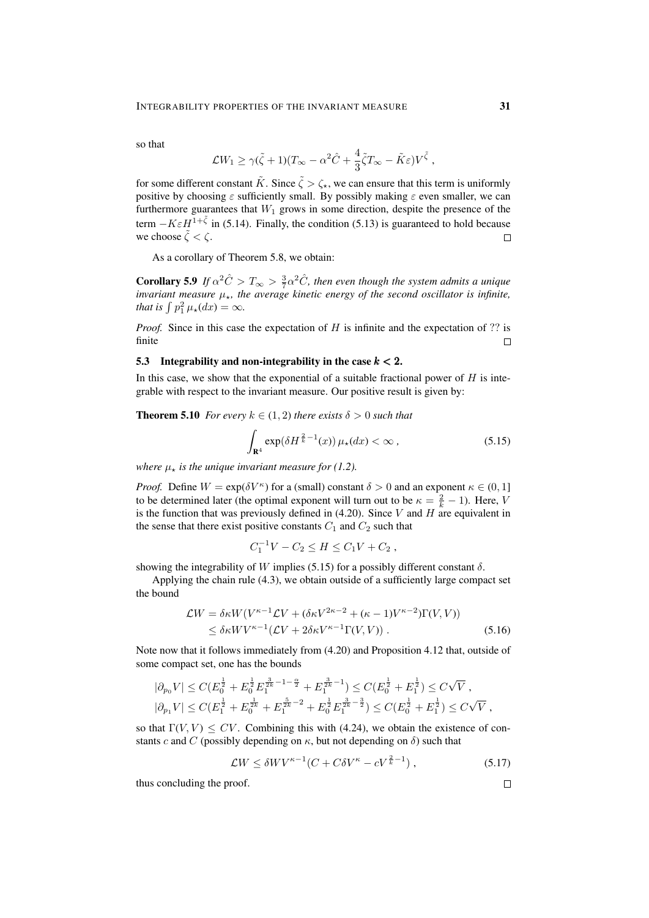so that

$$\mathcal{L}W_1 \geq \gamma(\tilde{\zeta}+1)(T_\infty - \alpha^2\hat{C} + \frac{4}{3}\tilde{\zeta}T_\infty - \tilde{K}\varepsilon)V^{\tilde{\zeta}}\;,$$

for some different constant $\tilde{K}$. Since $\tilde{\zeta} > \zeta_\star$, we can ensure that this term is uniformly positive by choosing $\varepsilon$ sufficiently small. By possibly making $\varepsilon$ even smaller, we can furthermore guarantees that $W_1$ grows in some direction, despite the presence of the term $-K\varepsilon H^{1+\tilde{\zeta}}$ in (5.14). Finally, the condition (5.13) is guaranteed to hold because we choose $\tilde{\zeta} < \zeta$. □

As a corollary of Theorem 5.8, we obtain:

**Corollary 5.9** *If $\alpha^2\hat{C} > T_\infty > \frac{3}{7}\alpha^2\hat{C}$, then even though the system admits a unique invariant measure $\mu_\star$, the average kinetic energy of the second oscillator is infinite, that is $\int p_1^2\,\mu_\star(dx) = \infty$.*

*Proof.* Since in this case the expectation of $H$ is infinite and the expectation of ?? is finite □

### 5.3 Integrability and non-integrability in the case $k < 2$.

In this case, we show that the exponential of a suitable fractional power of $H$ is integrable with respect to the invariant measure. Our positive result is given by:

**Theorem 5.10** *For every $k \in (1,2)$ there exists $\delta > 0$ such that*

$$\int_{\mathbf{R}^4} \exp(\delta H^{\frac{2}{k}-1}(x))\,\mu_\star(dx) < \infty\;, \tag{5.15}$$

*where $\mu_\star$ is the unique invariant measure for (1.2).*

*Proof.* Define $W = \exp(\delta V^\kappa)$ for a (small) constant $\delta > 0$ and an exponent $\kappa \in (0,1]$ to be determined later (the optimal exponent will turn out to be $\kappa = \frac{2}{k} - 1$). Here, $V$ is the function that was previously defined in (4.20). Since $V$ and $H$ are equivalent in the sense that there exist positive constants $C_1$ and $C_2$ such that

$$C_1^{-1}V - C_2 \leq H \leq C_1 V + C_2\;,$$

showing the integrability of $W$ implies (5.15) for a possibly different constant $\delta$.

Applying the chain rule (4.3), we obtain outside of a sufficiently large compact set the bound

$$\begin{aligned}\mathcal{L}W &= \delta\kappa W(V^{\kappa-1}\mathcal{L}V + (\delta\kappa V^{2\kappa-2} + (\kappa-1)V^{\kappa-2})\Gamma(V,V)) \\ &\leq \delta\kappa W V^{\kappa-1}(\mathcal{L}V + 2\delta\kappa V^{\kappa-1}\Gamma(V,V))\;.\end{aligned} \tag{5.16}$$

Note now that it follows immediately from (4.20) and Proposition 4.12 that, outside of some compact set, one has the bounds

$$\begin{aligned}|\partial_{p_0}V| &\leq C(E_0^{\frac{1}{2}} + E_0^{\frac{1}{2}}E_1^{\frac{3}{2k}-1-\frac{\alpha}{2}} + E_1^{\frac{3}{2k}-1}) \leq C(E_0^{\frac{1}{2}} + E_1^{\frac{1}{2}}) \leq C\sqrt{V}\;,\\ |\partial_{p_1}V| &\leq C(E_1^{\frac{1}{2}} + E_0^{\frac{1}{2k}} + E_1^{\frac{5}{2k}-2} + E_0^{\frac{1}{2}}E_1^{\frac{3}{2k}-\frac{3}{2}}) \leq C(E_0^{\frac{1}{2}} + E_1^{\frac{1}{2}}) \leq C\sqrt{V}\;,\end{aligned}$$

so that $\Gamma(V,V) \leq CV$. Combining this with (4.24), we obtain the existence of constants $c$ and $C$ (possibly depending on $\kappa$, but not depending on $\delta$) such that

$$\mathcal{L}W \leq \delta W V^{\kappa-1}(C + C\delta V^\kappa - cV^{\frac{2}{k}-1})\;, \tag{5.17}$$

thus concluding the proof. □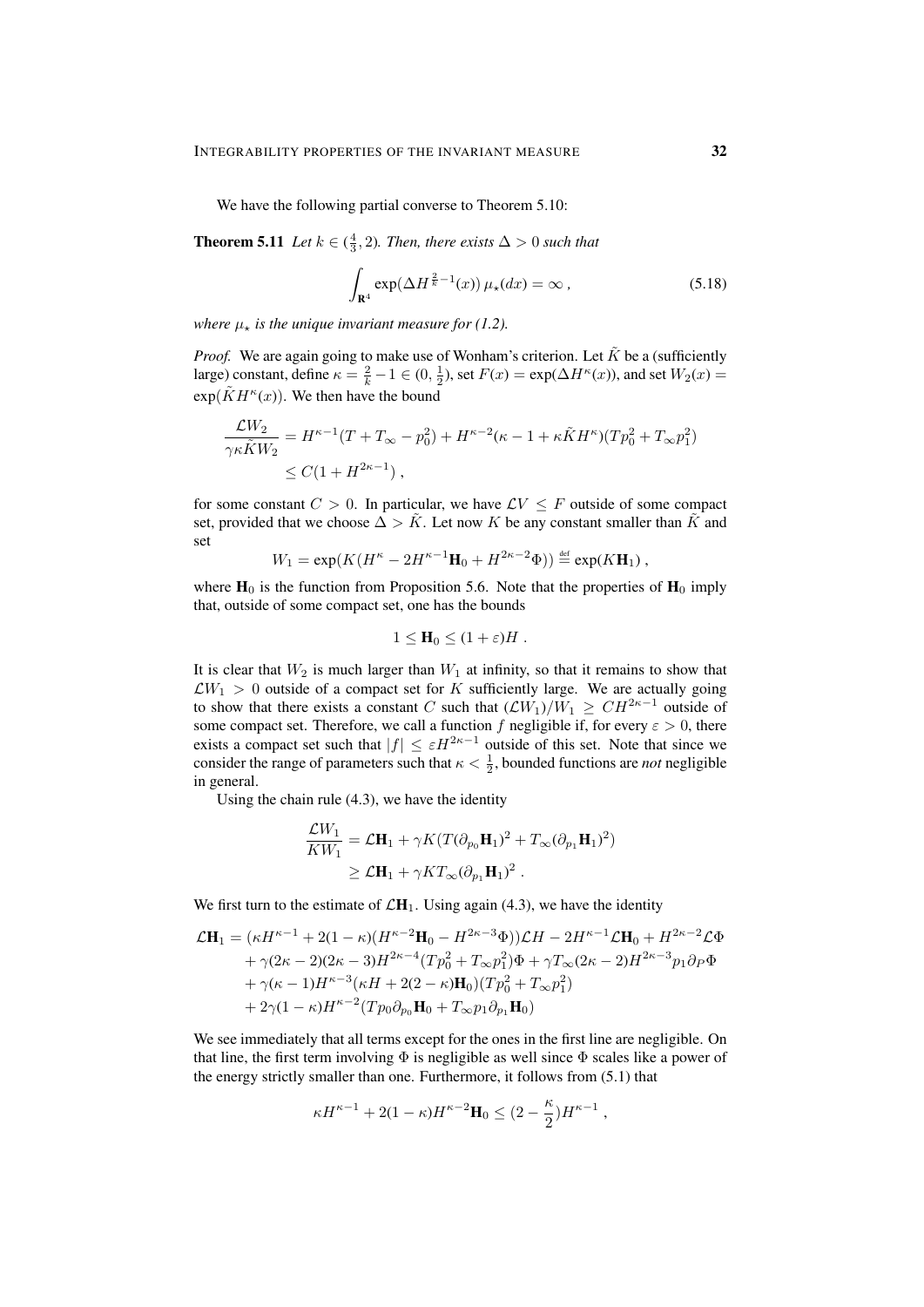We have the following partial converse to Theorem 5.10:

**Theorem 5.11** *Let $k \in (\frac{4}{3}, 2)$. Then, there exists $\Delta > 0$ such that*

$$\int_{\mathbf{R}^4} \exp(\Delta H^{\frac{2}{k}-1}(x))\, \mu_\star(dx) = \infty\,, \tag{5.18}$$

*where $\mu_\star$ is the unique invariant measure for (1.2).*

*Proof.* We are again going to make use of Wonham's criterion. Let $\tilde K$ be a (sufficiently large) constant, define $\kappa = \frac{2}{k} - 1 \in (0, \frac{1}{2})$, set $F(x) = \exp(\Delta H^\kappa(x))$, and set $W_2(x) = \exp(\tilde K H^\kappa(x))$. We then have the bound

$$\begin{aligned}
\frac{\mathcal{L} W_2}{\gamma \kappa \tilde K W_2} &= H^{\kappa-1}(T + T_\infty - p_0^2) + H^{\kappa-2}(\kappa - 1 + \kappa \tilde K H^\kappa)(T p_0^2 + T_\infty p_1^2) \\
&\le C(1 + H^{2\kappa - 1})\,,
\end{aligned}$$

for some constant $C > 0$. In particular, we have $\mathcal{L} V \le F$ outside of some compact set, provided that we choose $\Delta > \tilde K$. Let now $K$ be any constant smaller than $\tilde K$ and set

$$W_1 = \exp(K(H^\kappa - 2H^{\kappa-1}\mathbf{H}_0 + H^{2\kappa-2}\Phi)) \stackrel{\text{def}}{=} \exp(K\mathbf{H}_1)\,,$$

where $\mathbf{H}_0$ is the function from Proposition 5.6. Note that the properties of $\mathbf{H}_0$ imply that, outside of some compact set, one has the bounds

$$1 \le \mathbf{H}_0 \le (1+\varepsilon)H\;.$$

It is clear that $W_2$ is much larger than $W_1$ at infinity, so that it remains to show that $\mathcal{L} W_1 > 0$ outside of a compact set for $K$ sufficiently large. We are actually going to show that there exists a constant $C$ such that $(\mathcal{L} W_1)/W_1 \ge C H^{2\kappa-1}$ outside of some compact set. Therefore, we call a function $f$ negligible if, for every $\varepsilon > 0$, there exists a compact set such that $|f| \le \varepsilon H^{2\kappa-1}$ outside of this set. Note that since we consider the range of parameters such that $\kappa < \frac{1}{2}$, bounded functions are *not* negligible in general.

Using the chain rule (4.3), we have the identity

$$\begin{aligned}
\frac{\mathcal{L} W_1}{K W_1} &= \mathcal{L}\mathbf{H}_1 + \gamma K (T(\partial_{p_0}\mathbf{H}_1)^2 + T_\infty(\partial_{p_1}\mathbf{H}_1)^2) \\
&\ge \mathcal{L}\mathbf{H}_1 + \gamma K T_\infty (\partial_{p_1}\mathbf{H}_1)^2\;.
\end{aligned}$$

We first turn to the estimate of $\mathcal{L}\mathbf{H}_1$. Using again (4.3), we have the identity

$$\begin{aligned}
\mathcal{L}\mathbf{H}_1 &= (\kappa H^{\kappa-1} + 2(1-\kappa)(H^{\kappa-2}\mathbf{H}_0 - H^{2\kappa-3}\Phi))\mathcal{L} H - 2H^{\kappa-1}\mathcal{L}\mathbf{H}_0 + H^{2\kappa-2}\mathcal{L}\Phi \\
&\quad + \gamma(2\kappa-2)(2\kappa-3)H^{2\kappa-4}(T p_0^2 + T_\infty p_1^2)\Phi + \gamma T_\infty (2\kappa-2)H^{2\kappa-3} p_1 \partial_P \Phi \\
&\quad + \gamma(\kappa-1)H^{\kappa-3}(\kappa H + 2(2-\kappa)\mathbf{H}_0)(T p_0^2 + T_\infty p_1^2) \\
&\quad + 2\gamma(1-\kappa)H^{\kappa-2}(T p_0 \partial_{p_0}\mathbf{H}_0 + T_\infty p_1 \partial_{p_1}\mathbf{H}_0)
\end{aligned}$$

We see immediately that all terms except for the ones in the first line are negligible. On that line, the first term involving $\Phi$ is negligible as well since $\Phi$ scales like a power of the energy strictly smaller than one. Furthermore, it follows from (5.1) that

$$\kappa H^{\kappa-1} + 2(1-\kappa)H^{\kappa-2}\mathbf{H}_0 \le (2 - \frac{\kappa}{2})H^{\kappa-1}\,,$$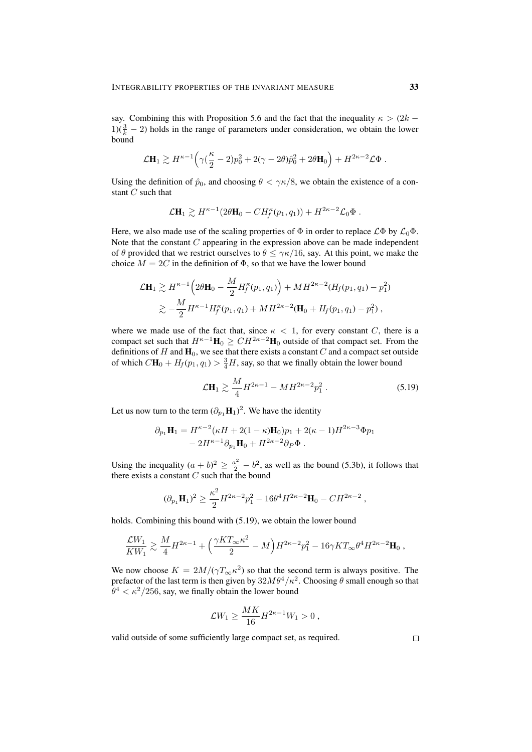say. Combining this with Proposition 5.6 and the fact that the inequality $\kappa > (2k-1)(\frac{3}{k}-2)$ holds in the range of parameters under consideration, we obtain the lower bound

$$\mathcal{L}\mathbf{H}_1 \gtrsim H^{\kappa-1}\Big(\gamma(\frac{\kappa}{2}-2)p_0^2 + 2(\gamma-2\theta)\hat{p}_0^2 + 2\theta\mathbf{H}_0\Big) + H^{2\kappa-2}\mathcal{L}\Phi\;.$$

Using the definition of $\hat{p}_0$, and choosing $\theta < \gamma\kappa/8$, we obtain the existence of a constant $C$ such that

$$\mathcal{L}\mathbf{H}_1 \gtrsim H^{\kappa-1}(2\theta\mathbf{H}_0 - CH_f^\kappa(p_1,q_1)) + H^{2\kappa-2}\mathcal{L}_0\Phi\;.$$

Here, we also made use of the scaling properties of $\Phi$ in order to replace $\mathcal{L}\Phi$ by $\mathcal{L}_0\Phi$. Note that the constant $C$ appearing in the expression above can be made independent of $\theta$ provided that we restrict ourselves to $\theta \le \gamma\kappa/16$, say. At this point, we make the choice $M = 2C$ in the definition of $\Phi$, so that we have the lower bound

$$\begin{aligned}\mathcal{L}\mathbf{H}_1 &\gtrsim H^{\kappa-1}\Big(2\theta\mathbf{H}_0 - \frac{M}{2}H_f^\kappa(p_1,q_1)\Big) + MH^{2\kappa-2}(H_f(p_1,q_1)-p_1^2)\\ &\gtrsim -\frac{M}{2}H^{\kappa-1}H_f^\kappa(p_1,q_1) + MH^{2\kappa-2}(\mathbf{H}_0 + H_f(p_1,q_1)-p_1^2)\;,\end{aligned}$$

where we made use of the fact that, since $\kappa < 1$, for every constant $C$, there is a compact set such that $H^{\kappa-1}\mathbf{H}_0 \ge CH^{2\kappa-2}\mathbf{H}_0$ outside of that compact set. From the definitions of $H$ and $\mathbf{H}_0$, we see that there exists a constant $C$ and a compact set outside of which $C\mathbf{H}_0 + H_f(p_1,q_1) > \frac{3}{4}H$, say, so that we finally obtain the lower bound

$$\mathcal{L}\mathbf{H}_1 \gtrsim \frac{M}{4}H^{2\kappa-1} - MH^{2\kappa-2}p_1^2\;. \tag{5.19}$$

Let us now turn to the term $(\partial_{p_1}\mathbf{H}_1)^2$. We have the identity

$$\begin{aligned}\partial_{p_1}\mathbf{H}_1 = H^{\kappa-2}(\kappa H + 2(1-\kappa)\mathbf{H}_0)p_1 + 2(\kappa-1)H^{2\kappa-3}\Phi p_1\\ - 2H^{\kappa-1}\partial_{p_1}\mathbf{H}_0 + H^{2\kappa-2}\partial_P\Phi\;.\end{aligned}$$

Using the inequality $(a+b)^2 \ge \frac{a^2}{2} - b^2$, as well as the bound (5.3b), it follows that there exists a constant $C$ such that the bound

$$(\partial_{p_1}\mathbf{H}_1)^2 \ge \frac{\kappa^2}{2}H^{2\kappa-2}p_1^2 - 16\theta^4H^{2\kappa-2}\mathbf{H}_0 - CH^{2\kappa-2}\;,$$

holds. Combining this bound with (5.19), we obtain the lower bound

$$\frac{\mathcal{L}W_1}{KW_1} \gtrsim \frac{M}{4}H^{2\kappa-1} + \Big(\frac{\gamma KT_\infty\kappa^2}{2} - M\Big)H^{2\kappa-2}p_1^2 - 16\gamma KT_\infty\theta^4H^{2\kappa-2}\mathbf{H}_0\;,$$

We now choose $K = 2M/(\gamma T_\infty\kappa^2)$ so that the second term is always positive. The prefactor of the last term is then given by $32M\theta^4/\kappa^2$. Choosing $\theta$ small enough so that $\theta^4 < \kappa^2/256$, say, we finally obtain the lower bound

$$\mathcal{L}W_1 \ge \frac{MK}{16}H^{2\kappa-1}W_1 > 0\;,$$

valid outside of some sufficiently large compact set, as required. □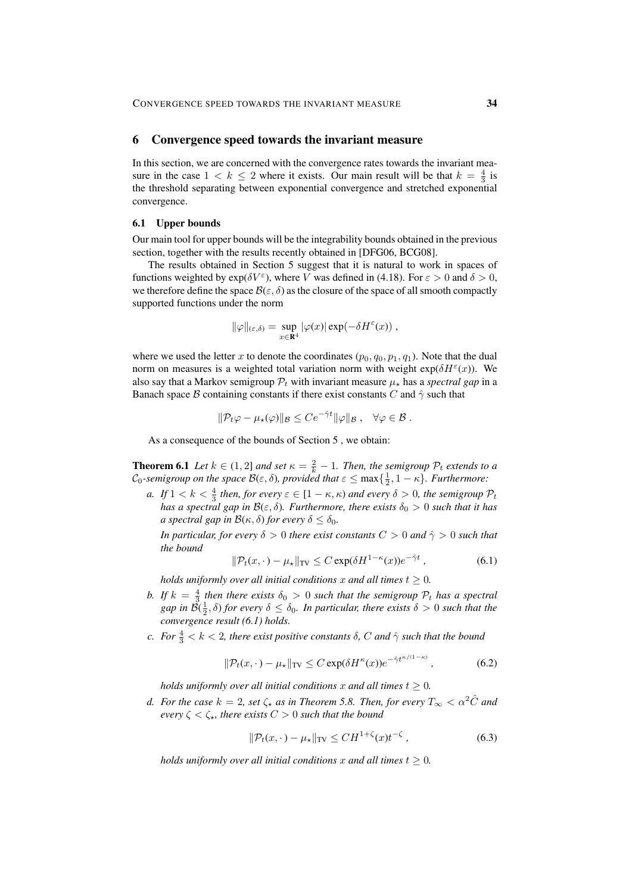# 6 Convergence speed towards the invariant measure

In this section, we are concerned with the convergence rates towards the invariant measure in the case $1 < k \leq 2$ where it exists. Our main result will be that $k = \frac{4}{3}$ is the threshold separating between exponential convergence and stretched exponential convergence.

## 6.1 Upper bounds

Our main tool for upper bounds will be the integrability bounds obtained in the previous section, together with the results recently obtained in [DFG06, BCG08].

The results obtained in Section 5 suggest that it is natural to work in spaces of functions weighted by $\exp(\delta V^\varepsilon)$, where $V$ was defined in (4.18). For $\varepsilon > 0$ and $\delta > 0$, we therefore define the space $\mathcal{B}(\varepsilon, \delta)$ as the closure of the space of all smooth compactly supported functions under the norm

$$\|\varphi\|_{(\varepsilon,\delta)} = \sup_{x \in \mathbf{R}^4} |\varphi(x)| \exp(-\delta H^\varepsilon(x)) ,$$

where we used the letter $x$ to denote the coordinates $(p_0, q_0, p_1, q_1)$. Note that the dual norm on measures is a weighted total variation norm with weight $\exp(\delta H^\varepsilon(x))$. We also say that a Markov semigroup $\mathcal{P}_t$ with invariant measure $\mu_\star$ has a *spectral gap* in a Banach space $\mathcal{B}$ containing constants if there exist constants $C$ and $\hat\gamma$ such that

$$\|\mathcal{P}_t \varphi - \mu_\star(\varphi)\|_{\mathcal{B}} \leq C e^{-\hat\gamma t} \|\varphi\|_{\mathcal{B}} , \quad \forall \varphi \in \mathcal{B} .$$

As a consequence of the bounds of Section 5 , we obtain:

**Theorem 6.1** *Let $k \in (1, 2]$ and set $\kappa = \frac{2}{k} - 1$. Then, the semigroup $\mathcal{P}_t$ extends to a $\mathcal{C}_0$-semigroup on the space $\mathcal{B}(\varepsilon, \delta)$, provided that $\varepsilon \leq \max\{\frac{1}{2}, 1 - \kappa\}$. Furthermore:*

*a. If $1 < k < \frac{4}{3}$ then, for every $\varepsilon \in [1 - \kappa, \kappa)$ and every $\delta > 0$, the semigroup $\mathcal{P}_t$ has a spectral gap in $\mathcal{B}(\varepsilon, \delta)$. Furthermore, there exists $\delta_0 > 0$ such that it has a spectral gap in $\mathcal{B}(\kappa, \delta)$ for every $\delta \leq \delta_0$.*

*In particular, for every $\delta > 0$ there exist constants $C > 0$ and $\hat\gamma > 0$ such that the bound*

$$\|\mathcal{P}_t(x, \cdot\,) - \mu_\star\|_{\mathrm{TV}} \leq C \exp(\delta H^{1-\kappa}(x)) e^{-\hat\gamma t} , \tag{6.1}$$

*holds uniformly over all initial conditions $x$ and all times $t \geq 0$.*

*b. If $k = \frac{4}{3}$ then there exists $\delta_0 > 0$ such that the semigroup $\mathcal{P}_t$ has a spectral gap in $\mathcal{B}(\frac{1}{2}, \delta)$ for every $\delta \leq \delta_0$. In particular, there exists $\delta > 0$ such that the convergence result (6.1) holds.*

*c. For $\frac{4}{3} < k < 2$, there exist positive constants $\delta$, $C$ and $\hat\gamma$ such that the bound*

$$\|\mathcal{P}_t(x, \cdot\,) - \mu_\star\|_{\mathrm{TV}} \leq C \exp(\delta H^{\kappa}(x)) e^{-\hat\gamma t^{\kappa/(1-\kappa)}} , \tag{6.2}$$

*holds uniformly over all initial conditions $x$ and all times $t \geq 0$.*

*d. For the case $k = 2$, set $\zeta_\star$ as in Theorem 5.8. Then, for every $T_\infty < \alpha^2 \hat C$ and every $\zeta < \zeta_\star$, there exists $C > 0$ such that the bound*

$$\|\mathcal{P}_t(x, \cdot\,) - \mu_\star\|_{\mathrm{TV}} \leq C H^{1+\zeta}(x) t^{-\zeta} , \tag{6.3}$$

*holds uniformly over all initial conditions $x$ and all times $t \geq 0$.*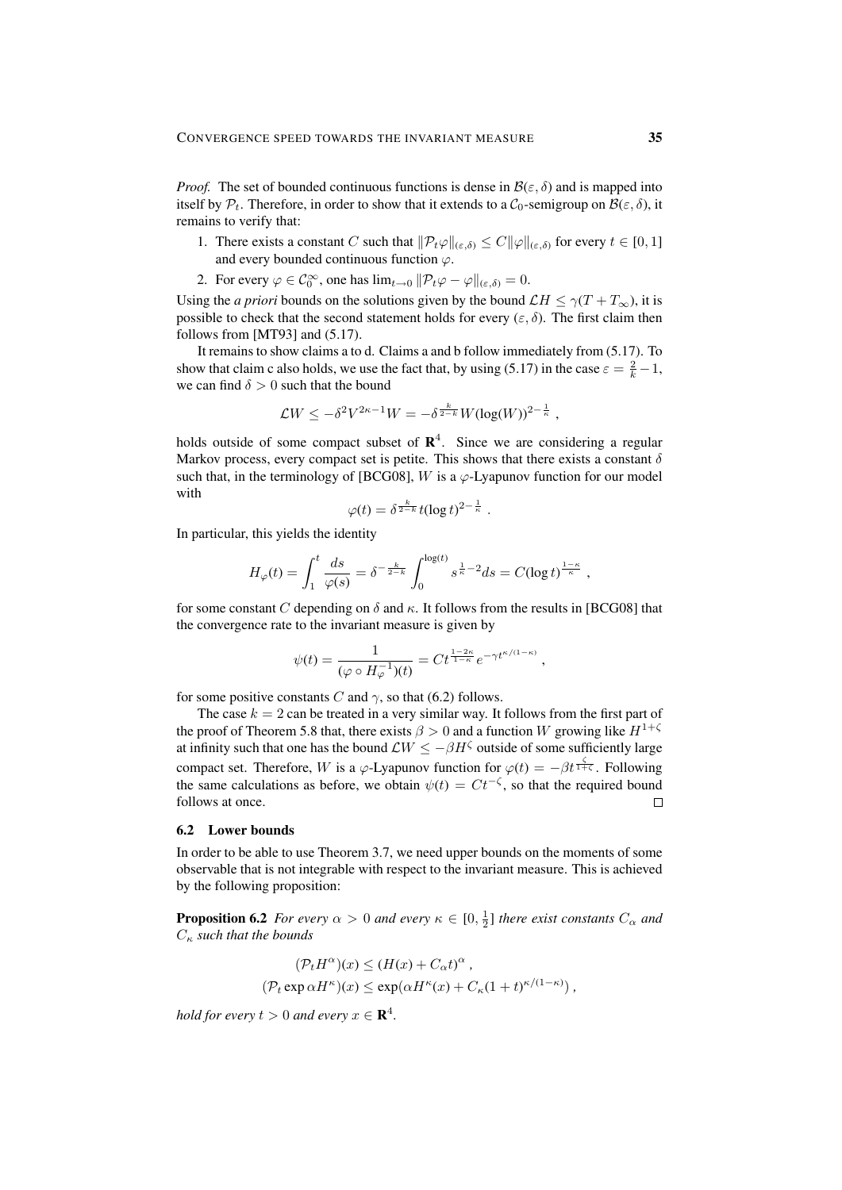*Proof.* The set of bounded continuous functions is dense in $\mathcal{B}(\varepsilon,\delta)$ and is mapped into itself by $\mathcal{P}_t$. Therefore, in order to show that it extends to a $\mathcal{C}_0$-semigroup on $\mathcal{B}(\varepsilon,\delta)$, it remains to verify that:

1. There exists a constant $C$ such that $\|\mathcal{P}_t\varphi\|_{(\varepsilon,\delta)} \le C\|\varphi\|_{(\varepsilon,\delta)}$ for every $t\in[0,1]$ and every bounded continuous function $\varphi$.
2. For every $\varphi \in \mathcal{C}_0^\infty$, one has $\lim_{t\to 0}\|\mathcal{P}_t\varphi - \varphi\|_{(\varepsilon,\delta)} = 0$.

Using the *a priori* bounds on the solutions given by the bound $\mathcal{L}H \le \gamma(T+T_\infty)$, it is possible to check that the second statement holds for every $(\varepsilon,\delta)$. The first claim then follows from [MT93] and (5.17).

It remains to show claims a to d. Claims a and b follow immediately from (5.17). To show that claim c also holds, we use the fact that, by using (5.17) in the case $\varepsilon = \frac{2}{k}-1$, we can find $\delta > 0$ such that the bound

$$
\mathcal{L}W \le -\delta^2 V^{2\kappa-1}W = -\delta^{\frac{k}{2-k}} W(\log(W))^{2-\frac{1}{\kappa}}\;,
$$

holds outside of some compact subset of $\mathbf{R}^4$. Since we are considering a regular Markov process, every compact set is petite. This shows that there exists a constant $\delta$ such that, in the terminology of [BCG08], $W$ is a $\varphi$-Lyapunov function for our model with

$$
\varphi(t) = \delta^{\frac{k}{2-k}} t(\log t)^{2-\frac{1}{\kappa}}\;.
$$

In particular, this yields the identity

$$
H_\varphi(t) = \int_1^t \frac{ds}{\varphi(s)} = \delta^{-\frac{k}{2-k}}\int_0^{\log(t)} s^{\frac{1}{\kappa}-2}ds = C(\log t)^{\frac{1-\kappa}{\kappa}}\;,
$$

for some constant $C$ depending on $\delta$ and $\kappa$. It follows from the results in [BCG08] that the convergence rate to the invariant measure is given by

$$
\psi(t) = \frac{1}{(\varphi\circ H_\varphi^{-1})(t)} = Ct^{\frac{1-2\kappa}{1-\kappa}} e^{-\gamma t^{\kappa/(1-\kappa)}}\;,
$$

for some positive constants $C$ and $\gamma$, so that (6.2) follows.

The case $k=2$ can be treated in a very similar way. It follows from the first part of the proof of Theorem 5.8 that, there exists $\beta > 0$ and a function $W$ growing like $H^{1+\zeta}$ at infinity such that one has the bound $\mathcal{L}W \le -\beta H^\zeta$ outside of some sufficiently large compact set. Therefore, $W$ is a $\varphi$-Lyapunov function for $\varphi(t) = -\beta t^{\frac{\zeta}{1+\zeta}}$. Following the same calculations as before, we obtain $\psi(t) = Ct^{-\zeta}$, so that the required bound follows at once. □

### 6.2 Lower bounds

In order to be able to use Theorem 3.7, we need upper bounds on the moments of some observable that is not integrable with respect to the invariant measure. This is achieved by the following proposition:

**Proposition 6.2** *For every $\alpha > 0$ and every $\kappa \in [0,\frac{1}{2}]$ there exist constants $C_\alpha$ and $C_\kappa$ such that the bounds*

$$
\begin{aligned}
(\mathcal{P}_t H^\alpha)(x) &\le (H(x) + C_\alpha t)^\alpha\;,\\
(\mathcal{P}_t \exp \alpha H^\kappa)(x) &\le \exp(\alpha H^\kappa(x) + C_\kappa(1+t)^{\kappa/(1-\kappa)})\;,
\end{aligned}
$$

*hold for every $t > 0$ and every $x \in \mathbf{R}^4$.*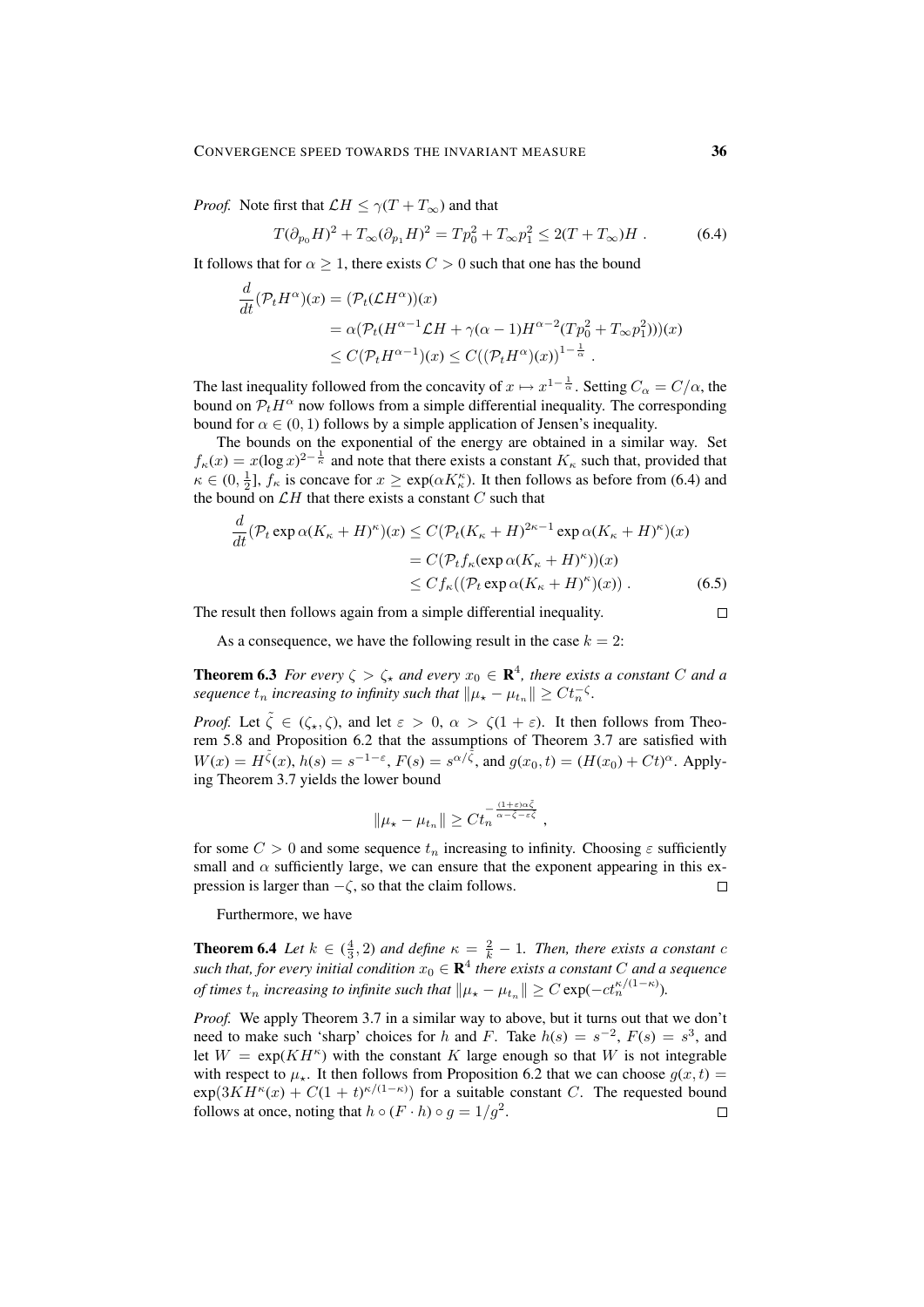*Proof.* Note first that $\mathcal{L}H \leq \gamma(T + T_\infty)$ and that

$$T(\partial_{p_0} H)^2 + T_\infty (\partial_{p_1} H)^2 = T p_0^2 + T_\infty p_1^2 \leq 2(T + T_\infty) H \; . \tag{6.4}$$

It follows that for $\alpha \geq 1$, there exists $C > 0$ such that one has the bound

$$\begin{aligned}
\frac{d}{dt}(\mathcal{P}_t H^\alpha)(x) &= (\mathcal{P}_t(\mathcal{L}H^\alpha))(x) \\
&= \alpha(\mathcal{P}_t(H^{\alpha-1}\mathcal{L}H + \gamma(\alpha-1)H^{\alpha-2}(Tp_0^2 + T_\infty p_1^2)))(x) \\
&\leq C(\mathcal{P}_t H^{\alpha-1})(x) \leq C((\mathcal{P}_t H^\alpha)(x))^{1-\frac{1}{\alpha}} \; .
\end{aligned}$$

The last inequality followed from the concavity of $x \mapsto x^{1-\frac{1}{\alpha}}$. Setting $C_\alpha = C/\alpha$, the bound on $\mathcal{P}_t H^\alpha$ now follows from a simple differential inequality. The corresponding bound for $\alpha \in (0,1)$ follows by a simple application of Jensen's inequality.

The bounds on the exponential of the energy are obtained in a similar way. Set $f_\kappa(x) = x(\log x)^{2-\frac{1}{\kappa}}$ and note that there exists a constant $K_\kappa$ such that, provided that $\kappa \in (0, \frac{1}{2}]$, $f_\kappa$ is concave for $x \geq \exp(\alpha K_\kappa^\kappa)$. It then follows as before from (6.4) and the bound on $\mathcal{L}H$ that there exists a constant $C$ such that

$$\begin{aligned}
\frac{d}{dt}(\mathcal{P}_t \exp\alpha(K_\kappa + H)^\kappa)(x) &\leq C(\mathcal{P}_t (K_\kappa + H)^{2\kappa-1}\exp\alpha(K_\kappa + H)^\kappa)(x) \\
&= C(\mathcal{P}_t f_\kappa(\exp\alpha(K_\kappa + H)^\kappa))(x) \\
&\leq C f_\kappa((\mathcal{P}_t \exp\alpha(K_\kappa + H)^\kappa)(x)) \; .
\end{aligned} \tag{6.5}$$

The result then follows again from a simple differential inequality. $\square$

As a consequence, we have the following result in the case $k = 2$:

**Theorem 6.3** *For every $\zeta > \zeta_\star$ and every $x_0 \in \mathbf{R}^4$, there exists a constant $C$ and a sequence $t_n$ increasing to infinity such that $\|\mu_\star - \mu_{t_n}\| \geq C t_n^{-\zeta}$.*

*Proof.* Let $\tilde\zeta \in (\zeta_\star, \zeta)$, and let $\varepsilon > 0$, $\alpha > \zeta(1+\varepsilon)$. It then follows from Theorem 5.8 and Proposition 6.2 that the assumptions of Theorem 3.7 are satisfied with $W(x) = H^{\tilde\zeta}(x)$, $h(s) = s^{-1-\varepsilon}$, $F(s) = s^{\alpha/\tilde\zeta}$, and $g(x_0, t) = (H(x_0) + Ct)^\alpha$. Applying Theorem 3.7 yields the lower bound

$$\|\mu_\star - \mu_{t_n}\| \geq C t_n^{-\frac{(1+\varepsilon)\alpha\tilde\zeta}{\alpha - \tilde\zeta - \varepsilon\tilde\zeta}} \; ,$$

for some $C > 0$ and some sequence $t_n$ increasing to infinity. Choosing $\varepsilon$ sufficiently small and $\alpha$ sufficiently large, we can ensure that the exponent appearing in this expression is larger than $-\zeta$, so that the claim follows. $\square$

Furthermore, we have

**Theorem 6.4** *Let $k \in (\frac{4}{3}, 2)$ and define $\kappa = \frac{2}{k} - 1$. Then, there exists a constant $c$ such that, for every initial condition $x_0 \in \mathbf{R}^4$ there exists a constant $C$ and a sequence of times $t_n$ increasing to infinite such that $\|\mu_\star - \mu_{t_n}\| \geq C\exp(-c t_n^{\kappa/(1-\kappa)})$.*

*Proof.* We apply Theorem 3.7 in a similar way to above, but it turns out that we don't need to make such 'sharp' choices for $h$ and $F$. Take $h(s) = s^{-2}$, $F(s) = s^3$, and let $W = \exp(KH^\kappa)$ with the constant $K$ large enough so that $W$ is not integrable with respect to $\mu_\star$. It then follows from Proposition 6.2 that we can choose $g(x,t) = \exp(3KH^\kappa(x) + C(1+t)^{\kappa/(1-\kappa)})$ for a suitable constant $C$. The requested bound follows at once, noting that $h \circ (F \cdot h) \circ g = 1/g^2$. $\square$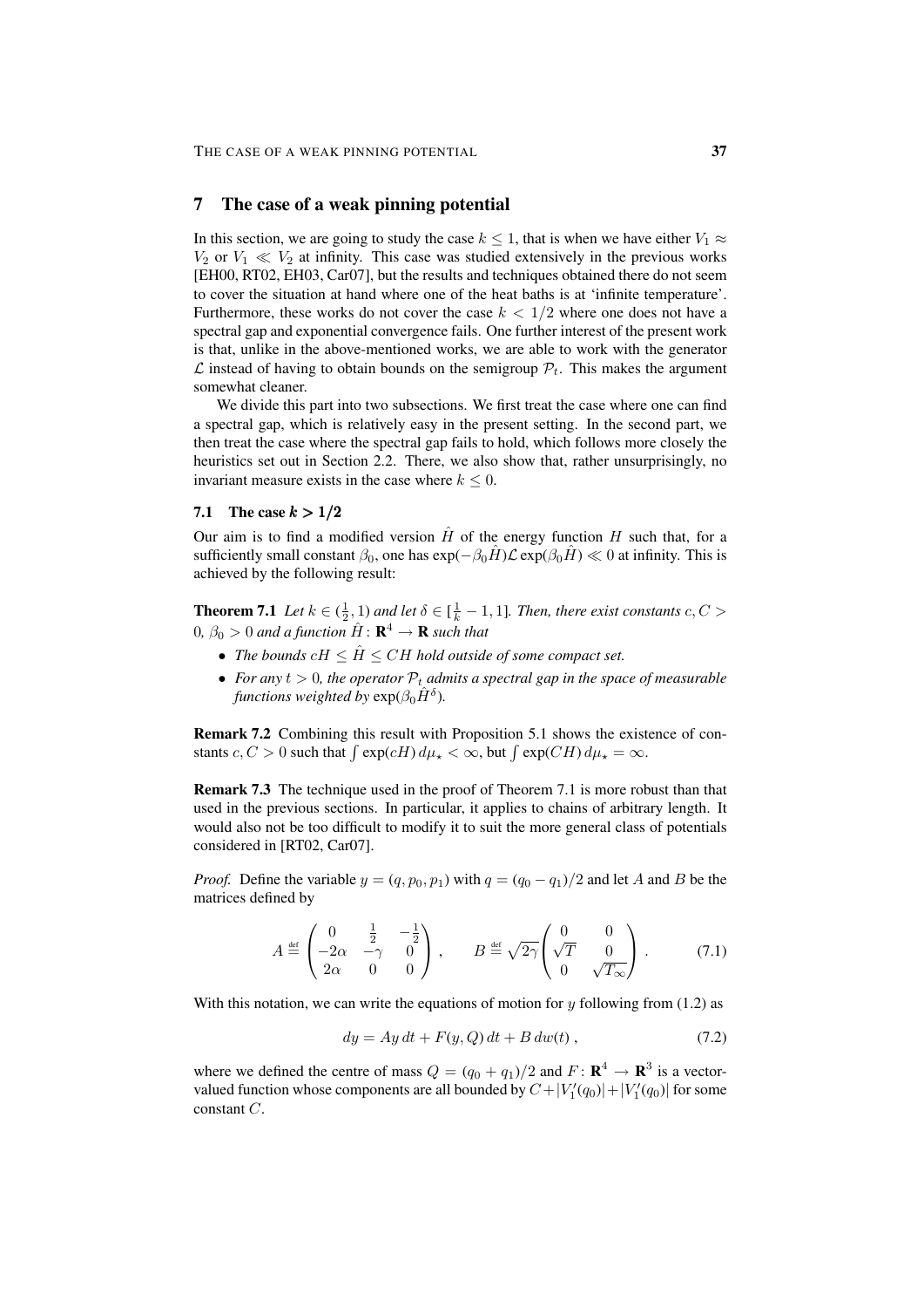# 7 The case of a weak pinning potential

In this section, we are going to study the case $k \leq 1$, that is when we have either $V_1 \approx V_2$ or $V_1 \ll V_2$ at infinity. This case was studied extensively in the previous works [EH00, RT02, EH03, Car07], but the results and techniques obtained there do not seem to cover the situation at hand where one of the heat baths is at 'infinite temperature'. Furthermore, these works do not cover the case $k < 1/2$ where one does not have a spectral gap and exponential convergence fails. One further interest of the present work is that, unlike in the above-mentioned works, we are able to work with the generator $\mathcal{L}$ instead of having to obtain bounds on the semigroup $\mathcal{P}_t$. This makes the argument somewhat cleaner.

We divide this part into two subsections. We first treat the case where one can find a spectral gap, which is relatively easy in the present setting. In the second part, we then treat the case where the spectral gap fails to hold, which follows more closely the heuristics set out in Section 2.2. There, we also show that, rather unsurprisingly, no invariant measure exists in the case where $k \leq 0$.

## 7.1 The case $k > 1/2$

Our aim is to find a modified version $\hat{H}$ of the energy function $H$ such that, for a sufficiently small constant $\beta_0$, one has $\exp(-\beta_0 \hat{H})\mathcal{L}\exp(\beta_0 \hat{H}) \ll 0$ at infinity. This is achieved by the following result:

**Theorem 7.1** *Let $k \in (\frac{1}{2}, 1)$ and let $\delta \in [\frac{1}{k} - 1, 1]$. Then, there exist constants $c, C > 0$, $\beta_0 > 0$ and a function $\hat{H} \colon \mathbf{R}^4 \to \mathbf{R}$ such that*

- *The bounds $cH \leq \hat{H} \leq CH$ hold outside of some compact set.*
- *For any $t > 0$, the operator $\mathcal{P}_t$ admits a spectral gap in the space of measurable functions weighted by $\exp(\beta_0 \hat{H}^\delta)$.*

**Remark 7.2** Combining this result with Proposition 5.1 shows the existence of constants $c, C > 0$ such that $\int \exp(cH)\, d\mu_\star < \infty$, but $\int \exp(CH)\, d\mu_\star = \infty$.

**Remark 7.3** The technique used in the proof of Theorem 7.1 is more robust than that used in the previous sections. In particular, it applies to chains of arbitrary length. It would also not be too difficult to modify it to suit the more general class of potentials considered in [RT02, Car07].

*Proof.* Define the variable $y = (q, p_0, p_1)$ with $q = (q_0 - q_1)/2$ and let $A$ and $B$ be the matrices defined by

$$A \stackrel{\text{def}}{=} \begin{pmatrix} 0 & \frac{1}{2} & -\frac{1}{2} \\ -2\alpha & -\gamma & 0 \\ 2\alpha & 0 & 0 \end{pmatrix}, \qquad B \stackrel{\text{def}}{=} \sqrt{2\gamma} \begin{pmatrix} 0 & 0 \\ \sqrt{T} & 0 \\ 0 & \sqrt{T_\infty} \end{pmatrix}. \tag{7.1}$$

With this notation, we can write the equations of motion for $y$ following from (1.2) as

$$dy = Ay\, dt + F(y, Q)\, dt + B\, dw(t)\,, \tag{7.2}$$

where we defined the centre of mass $Q = (q_0 + q_1)/2$ and $F \colon \mathbf{R}^4 \to \mathbf{R}^3$ is a vector-valued function whose components are all bounded by $C + |V_1'(q_0)| + |V_1'(q_0)|$ for some constant $C$.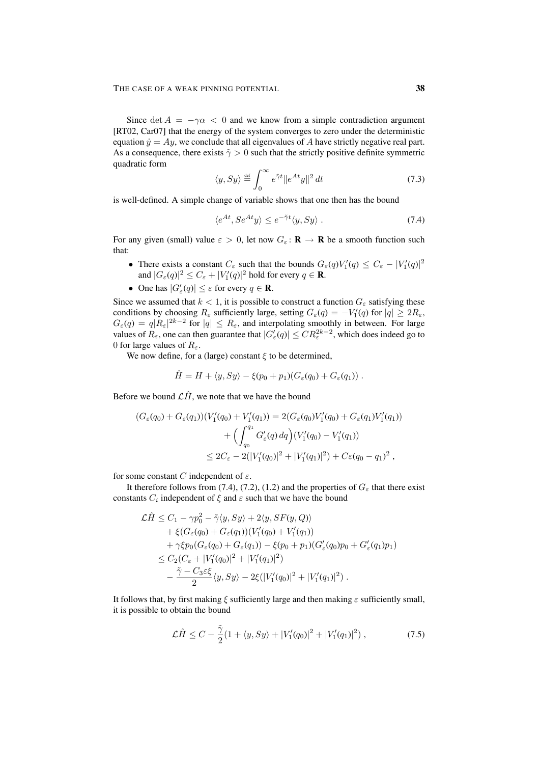Since $\det A = -\gamma\alpha < 0$ and we know from a simple contradiction argument [RT02, Car07] that the energy of the system converges to zero under the deterministic equation $\dot y = Ay$, we conclude that all eigenvalues of $A$ have strictly negative real part. As a consequence, there exists $\tilde\gamma > 0$ such that the strictly positive definite symmetric quadratic form

$$\langle y, Sy\rangle \stackrel{\text{def}}{=} \int_0^\infty e^{\tilde\gamma t}\|e^{At}y\|^2\,dt \tag{7.3}$$

is well-defined. A simple change of variable shows that one then has the bound

$$\langle e^{At}, Se^{At}y\rangle \le e^{-\tilde\gamma t}\langle y, Sy\rangle\;. \tag{7.4}$$

For any given (small) value $\varepsilon > 0$, let now $G_\varepsilon\colon \mathbf{R}\to\mathbf{R}$ be a smooth function such that:

- There exists a constant $C_\varepsilon$ such that the bounds $G_\varepsilon(q)V_1'(q) \le C_\varepsilon - |V_1'(q)|^2$ and $|G_\varepsilon(q)|^2 \le C_\varepsilon + |V_1'(q)|^2$ hold for every $q\in\mathbf{R}$.
- One has $|G_\varepsilon'(q)| \le \varepsilon$ for every $q \in \mathbf{R}$.

Since we assumed that $k < 1$, it is possible to construct a function $G_\varepsilon$ satisfying these conditions by choosing $R_\varepsilon$ sufficiently large, setting $G_\varepsilon(q) = -V_1'(q)$ for $|q| \ge 2R_\varepsilon$, $G_\varepsilon(q) = q|R_\varepsilon|^{2k-2}$ for $|q| \le R_\varepsilon$, and interpolating smoothly in between. For large values of $R_\varepsilon$, one can then guarantee that $|G_\varepsilon'(q)| \le CR_\varepsilon^{2k-2}$, which does indeed go to 0 for large values of $R_\varepsilon$.

We now define, for a (large) constant $\xi$ to be determined,

$$\hat H = H + \langle y, Sy\rangle - \xi(p_0 + p_1)(G_\varepsilon(q_0) + G_\varepsilon(q_1))\;.$$

Before we bound $\mathcal{L}\hat H$, we note that we have the bound

$$\begin{aligned}
(G_\varepsilon(q_0) + G_\varepsilon(q_1))(V_1'(q_0) + V_1'(q_1)) &= 2(G_\varepsilon(q_0)V_1'(q_0) + G_\varepsilon(q_1)V_1'(q_1)) \\
&\quad + \Big(\int_{q_0}^{q_1} G_\varepsilon'(q)\,dq\Big)(V_1'(q_0) - V_1'(q_1)) \\
&\le 2C_\varepsilon - 2(|V_1'(q_0)|^2 + |V_1'(q_1)|^2) + C\varepsilon(q_0 - q_1)^2\;,
\end{aligned}$$

for some constant $C$ independent of $\varepsilon$.

It therefore follows from (7.4), (7.2), (1.2) and the properties of $G_\varepsilon$ that there exist constants $C_i$ independent of $\xi$ and $\varepsilon$ such that we have the bound

$$\begin{aligned}
\mathcal{L}\hat H &\le C_1 - \gamma p_0^2 - \tilde\gamma\langle y, Sy\rangle + 2\langle y, SF(y,Q)\rangle \\
&\quad + \xi(G_\varepsilon(q_0) + G_\varepsilon(q_1))(V_1'(q_0) + V_1'(q_1)) \\
&\quad + \gamma\xi p_0(G_\varepsilon(q_0) + G_\varepsilon(q_1)) - \xi(p_0+p_1)(G_\varepsilon'(q_0)p_0 + G_\varepsilon'(q_1)p_1) \\
&\le C_2(C_\varepsilon + |V_1'(q_0)|^2 + |V_1'(q_1)|^2) \\
&\quad - \frac{\tilde\gamma - C_3\varepsilon\xi}{2}\langle y, Sy\rangle - 2\xi(|V_1'(q_0)|^2 + |V_1'(q_1)|^2)\;.
\end{aligned}$$

It follows that, by first making $\xi$ sufficiently large and then making $\varepsilon$ sufficiently small, it is possible to obtain the bound

$$\mathcal{L}\hat H \le C - \frac{\tilde\gamma}{2}(1 + \langle y, Sy\rangle + |V_1'(q_0)|^2 + |V_1'(q_1)|^2)\;, \tag{7.5}$$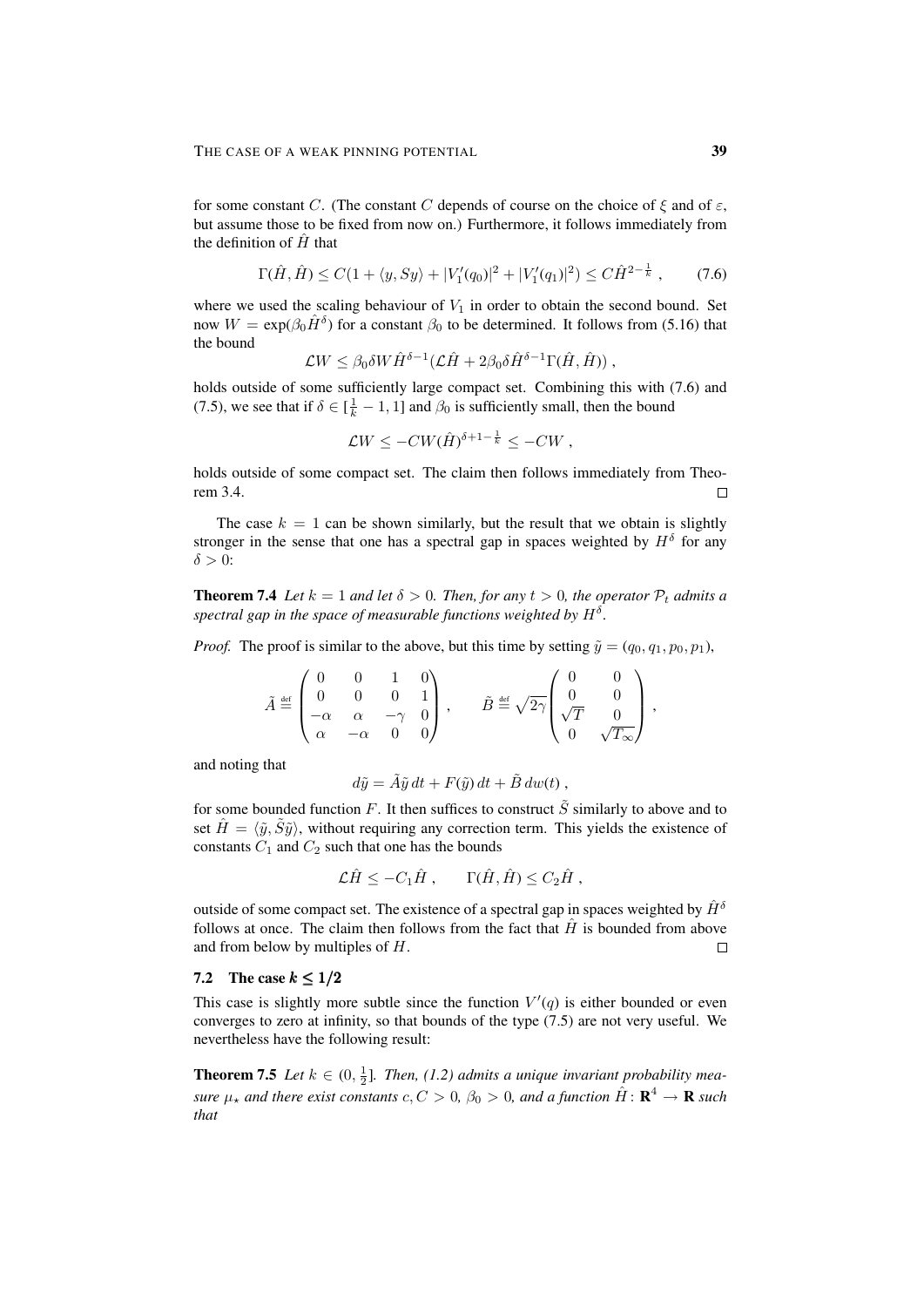for some constant $C$. (The constant $C$ depends of course on the choice of $\xi$ and of $\varepsilon$, but assume those to be fixed from now on.) Furthermore, it follows immediately from the definition of $\hat{H}$ that

$$\Gamma(\hat{H}, \hat{H}) \leq C(1 + \langle y, Sy \rangle + |V_1'(q_0)|^2 + |V_1'(q_1)|^2) \leq C\hat{H}^{2-\frac{1}{k}} , \qquad (7.6)$$

where we used the scaling behaviour of $V_1$ in order to obtain the second bound. Set now $W = \exp(\beta_0 \hat{H}^\delta)$ for a constant $\beta_0$ to be determined. It follows from (5.16) that the bound

$$\mathcal{L}W \leq \beta_0 \delta W \hat{H}^{\delta-1}(\mathcal{L}\hat{H} + 2\beta_0 \delta \hat{H}^{\delta-1}\Gamma(\hat{H}, \hat{H})) ,$$

holds outside of some sufficiently large compact set. Combining this with (7.6) and (7.5), we see that if $\delta \in [\frac{1}{k} - 1, 1]$ and $\beta_0$ is sufficiently small, then the bound

$$\mathcal{L}W \leq -CW(\hat{H})^{\delta+1-\frac{1}{k}} \leq -CW ,$$

holds outside of some compact set. The claim then follows immediately from Theorem 3.4. $\square$

The case $k = 1$ can be shown similarly, but the result that we obtain is slightly stronger in the sense that one has a spectral gap in spaces weighted by $H^\delta$ for any $\delta > 0$:

**Theorem 7.4** *Let $k = 1$ and let $\delta > 0$. Then, for any $t > 0$, the operator $\mathcal{P}_t$ admits a spectral gap in the space of measurable functions weighted by $H^\delta$.*

*Proof.* The proof is similar to the above, but this time by setting $\tilde{y} = (q_0, q_1, p_0, p_1)$,

$$\tilde{A} \stackrel{\text{def}}{=} \begin{pmatrix} 0 & 0 & 1 & 0 \\ 0 & 0 & 0 & 1 \\ -\alpha & \alpha & -\gamma & 0 \\ \alpha & -\alpha & 0 & 0 \end{pmatrix} , \qquad \tilde{B} \stackrel{\text{def}}{=} \sqrt{2\gamma} \begin{pmatrix} 0 & 0 \\ 0 & 0 \\ \sqrt{T} & 0 \\ 0 & \sqrt{T_\infty} \end{pmatrix} ,$$

and noting that

$$d\tilde{y} = \tilde{A}\tilde{y}\, dt + F(\tilde{y})\, dt + \tilde{B}\, dw(t) ,$$

for some bounded function $F$. It then suffices to construct $\tilde{S}$ similarly to above and to set $\hat{H} = \langle \tilde{y}, \tilde{S}\tilde{y} \rangle$, without requiring any correction term. This yields the existence of constants $C_1$ and $C_2$ such that one has the bounds

$$\mathcal{L}\hat{H} \leq -C_1 \hat{H} , \qquad \Gamma(\hat{H}, \hat{H}) \leq C_2 \hat{H} ,$$

outside of some compact set. The existence of a spectral gap in spaces weighted by $\hat{H}^\delta$ follows at once. The claim then follows from the fact that $\hat{H}$ is bounded from above and from below by multiples of $H$. $\square$

### 7.2 The case $k \leq 1/2$

This case is slightly more subtle since the function $V'(q)$ is either bounded or even converges to zero at infinity, so that bounds of the type (7.5) are not very useful. We nevertheless have the following result:

**Theorem 7.5** *Let $k \in (0, \frac{1}{2}]$. Then, (1.2) admits a unique invariant probability measure $\mu_\star$ and there exist constants $c, C > 0$, $\beta_0 > 0$, and a function $\hat{H} \colon \mathbf{R}^4 \to \mathbf{R}$ such that*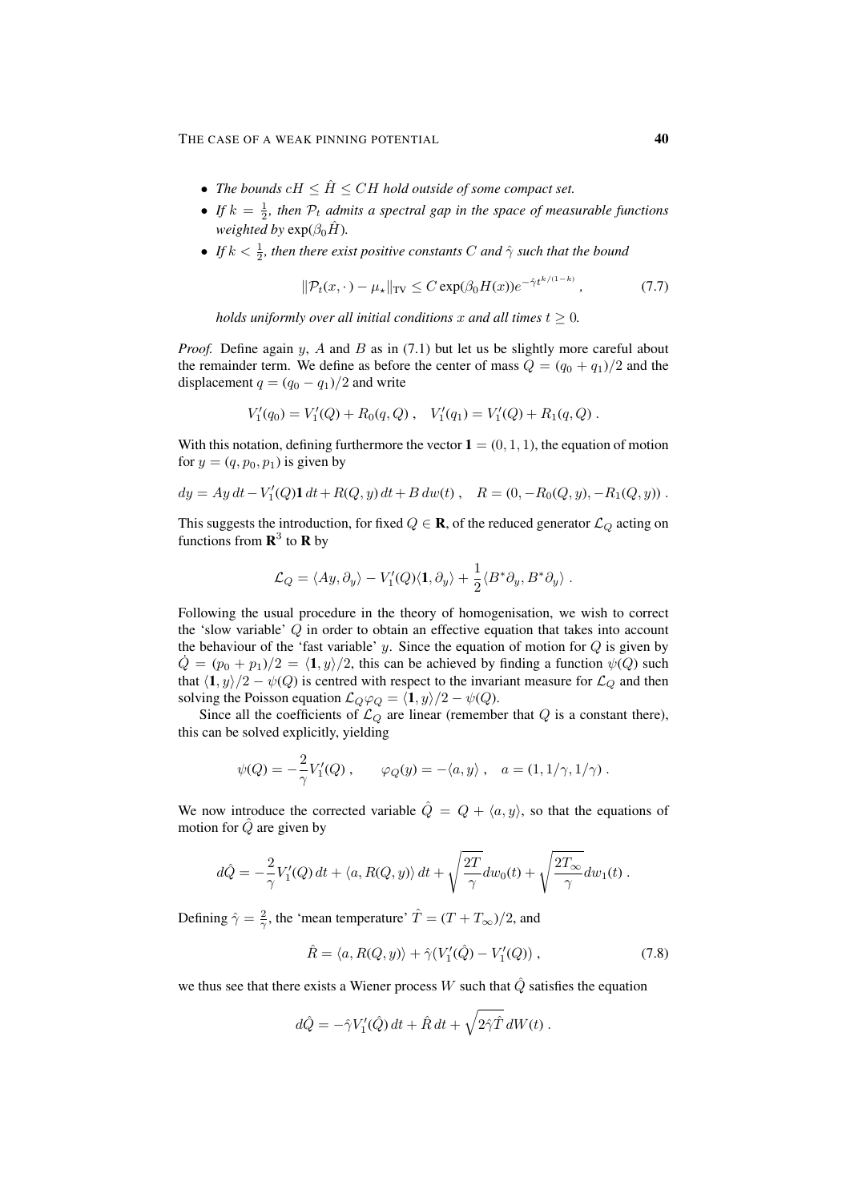- *The bounds $cH \le \hat{H} \le CH$ hold outside of some compact set.*
- *If $k = \frac{1}{2}$, then $\mathcal{P}_t$ admits a spectral gap in the space of measurable functions weighted by $\exp(\beta_0 \hat{H})$.*
- *If $k < \frac{1}{2}$, then there exist positive constants $C$ and $\hat{\gamma}$ such that the bound*

$$\|\mathcal{P}_t(x,\cdot) - \mu_\star\|_{\rm TV} \le C \exp(\beta_0 H(x)) e^{-\hat{\gamma} t^{k/(1-k)}} , \tag{7.7}$$

*holds uniformly over all initial conditions $x$ and all times $t \ge 0$.*

*Proof.* Define again $y$, $A$ and $B$ as in (7.1) but let us be slightly more careful about the remainder term. We define as before the center of mass $Q = (q_0 + q_1)/2$ and the displacement $q = (q_0 - q_1)/2$ and write

$$V_1'(q_0) = V_1'(Q) + R_0(q,Q) , \quad V_1'(q_1) = V_1'(Q) + R_1(q,Q) .$$

With this notation, defining furthermore the vector $\mathbf{1} = (0,1,1)$, the equation of motion for $y = (q, p_0, p_1)$ is given by

$$dy = Ay\, dt - V_1'(Q)\mathbf{1}\, dt + R(Q,y)\, dt + B\, dw(t) , \quad R = (0, -R_0(Q,y), -R_1(Q,y)) .$$

This suggests the introduction, for fixed $Q \in \mathbf{R}$, of the reduced generator $\mathcal{L}_Q$ acting on functions from $\mathbf{R}^3$ to $\mathbf{R}$ by

$$\mathcal{L}_Q = \langle Ay, \partial_y\rangle - V_1'(Q)\langle \mathbf{1}, \partial_y\rangle + \frac{1}{2}\langle B^*\partial_y, B^*\partial_y\rangle .$$

Following the usual procedure in the theory of homogenisation, we wish to correct the 'slow variable' $Q$ in order to obtain an effective equation that takes into account the behaviour of the 'fast variable' $y$. Since the equation of motion for $Q$ is given by $\dot{Q} = (p_0 + p_1)/2 = \langle \mathbf{1}, y\rangle/2$, this can be achieved by finding a function $\psi(Q)$ such that $\langle \mathbf{1}, y\rangle/2 - \psi(Q)$ is centred with respect to the invariant measure for $\mathcal{L}_Q$ and then solving the Poisson equation $\mathcal{L}_Q \varphi_Q = \langle \mathbf{1}, y\rangle/2 - \psi(Q)$.

Since all the coefficients of $\mathcal{L}_Q$ are linear (remember that $Q$ is a constant there), this can be solved explicitly, yielding

$$\psi(Q) = -\frac{2}{\gamma} V_1'(Q) , \qquad \varphi_Q(y) = -\langle a, y\rangle , \quad a = (1, 1/\gamma, 1/\gamma) .$$

We now introduce the corrected variable $\hat{Q} = Q + \langle a, y\rangle$, so that the equations of motion for $\hat{Q}$ are given by

$$d\hat{Q} = -\frac{2}{\gamma} V_1'(Q)\, dt + \langle a, R(Q,y)\rangle\, dt + \sqrt{\frac{2T}{\gamma}}\, dw_0(t) + \sqrt{\frac{2T_\infty}{\gamma}}\, dw_1(t) .$$

Defining $\hat{\gamma} = \frac{2}{\gamma}$, the 'mean temperature' $\hat{T} = (T + T_\infty)/2$, and

$$\hat{R} = \langle a, R(Q,y)\rangle + \hat{\gamma}(V_1'(\hat{Q}) - V_1'(Q)) , \tag{7.8}$$

we thus see that there exists a Wiener process $W$ such that $\hat{Q}$ satisfies the equation

$$d\hat{Q} = -\hat{\gamma} V_1'(\hat{Q})\, dt + \hat{R}\, dt + \sqrt{2\hat{\gamma}\hat{T}}\, dW(t) .$$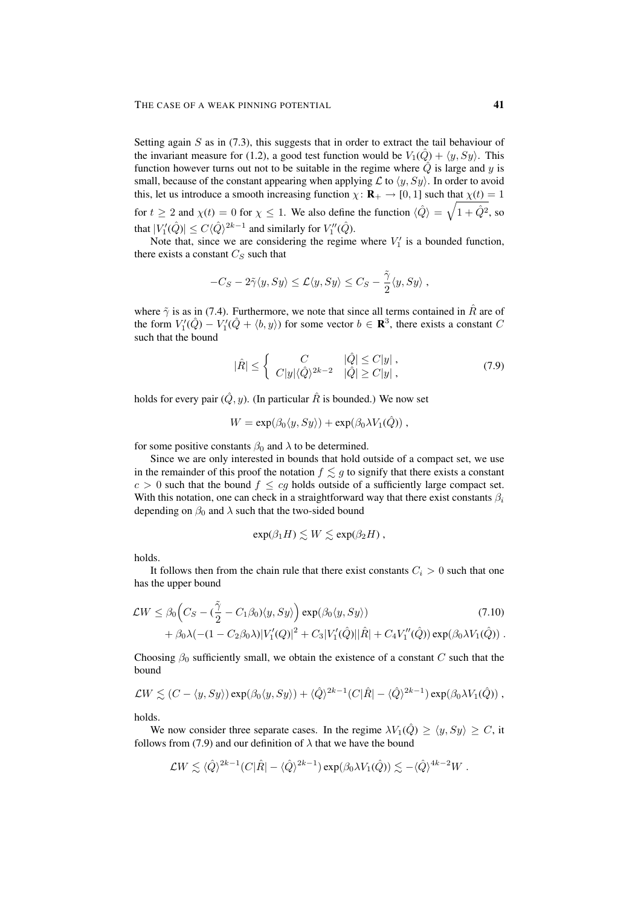Setting again $S$ as in (7.3), this suggests that in order to extract the tail behaviour of the invariant measure for (1.2), a good test function would be $V_1(\hat{Q}) + \langle y, Sy\rangle$. This function however turns out not to be suitable in the regime where $\hat{Q}$ is large and $y$ is small, because of the constant appearing when applying $\mathcal{L}$ to $\langle y, Sy\rangle$. In order to avoid this, let us introduce a smooth increasing function $\chi\colon \mathbf{R}_+ \to [0,1]$ such that $\chi(t) = 1$ for $t \geq 2$ and $\chi(t) = 0$ for $\chi \leq 1$. We also define the function $\langle \hat{Q}\rangle = \sqrt{1 + \hat{Q}^2}$, so that $|V_1'(\hat{Q})| \leq C\langle \hat{Q}\rangle^{2k-1}$ and similarly for $V_1''(\hat{Q})$.

Note that, since we are considering the regime where $V_1'$ is a bounded function, there exists a constant $C_S$ such that

$$-C_S - 2\tilde{\gamma}\langle y, Sy\rangle \leq \mathcal{L}\langle y, Sy\rangle \leq C_S - \frac{\tilde{\gamma}}{2}\langle y, Sy\rangle\;,$$

where $\tilde{\gamma}$ is as in (7.4). Furthermore, we note that since all terms contained in $\hat{R}$ are of the form $V_1'(\hat{Q}) - V_1'(\hat{Q} + \langle b, y\rangle)$ for some vector $b \in \mathbf{R}^3$, there exists a constant $C$ such that the bound

$$|\hat{R}| \leq \left\{ \begin{array}{ll} C & |\hat{Q}| \leq C|y|\;, \\ C|y|\langle \hat{Q}\rangle^{2k-2} & |\hat{Q}| \geq C|y|\;, \end{array}\right. \tag{7.9}$$

holds for every pair $(\hat{Q}, y)$. (In particular $\hat{R}$ is bounded.) We now set

$$W = \exp(\beta_0\langle y, Sy\rangle) + \exp(\beta_0\lambda V_1(\hat{Q}))\;,$$

for some positive constants $\beta_0$ and $\lambda$ to be determined.

Since we are only interested in bounds that hold outside of a compact set, we use in the remainder of this proof the notation $f \lesssim g$ to signify that there exists a constant $c > 0$ such that the bound $f \leq cg$ holds outside of a sufficiently large compact set. With this notation, one can check in a straightforward way that there exist constants $\beta_i$ depending on $\beta_0$ and $\lambda$ such that the two-sided bound

$$\exp(\beta_1 H) \lesssim W \lesssim \exp(\beta_2 H)\;,$$

holds.

It follows then from the chain rule that there exist constants $C_i > 0$ such that one has the upper bound

$$\begin{aligned}\mathcal{L}W \leq{}& \beta_0\Big(C_S - (\frac{\tilde{\gamma}}{2} - C_1\beta_0)\langle y, Sy\rangle\Big)\exp(\beta_0\langle y, Sy\rangle) \\ &+ \beta_0\lambda(-(1 - C_2\beta_0\lambda)|V_1'(Q)|^2 + C_3|V_1'(\hat{Q})||\hat{R}| + C_4 V_1''(\hat{Q}))\exp(\beta_0\lambda V_1(\hat{Q}))\;.\end{aligned} \tag{7.10}$$

Choosing $\beta_0$ sufficiently small, we obtain the existence of a constant $C$ such that the bound

$$\mathcal{L}W \lesssim (C - \langle y, Sy\rangle)\exp(\beta_0\langle y, Sy\rangle) + \langle \hat{Q}\rangle^{2k-1}(C|\hat{R}| - \langle \hat{Q}\rangle^{2k-1})\exp(\beta_0\lambda V_1(\hat{Q}))\;,$$

holds.

We now consider three separate cases. In the regime $\lambda V_1(\hat{Q}) \geq \langle y, Sy\rangle \geq C$, it follows from (7.9) and our definition of $\lambda$ that we have the bound

$$\mathcal{L}W \lesssim \langle \hat{Q}\rangle^{2k-1}(C|\hat{R}| - \langle \hat{Q}\rangle^{2k-1})\exp(\beta_0\lambda V_1(\hat{Q})) \lesssim -\langle \hat{Q}\rangle^{4k-2}W\;.$$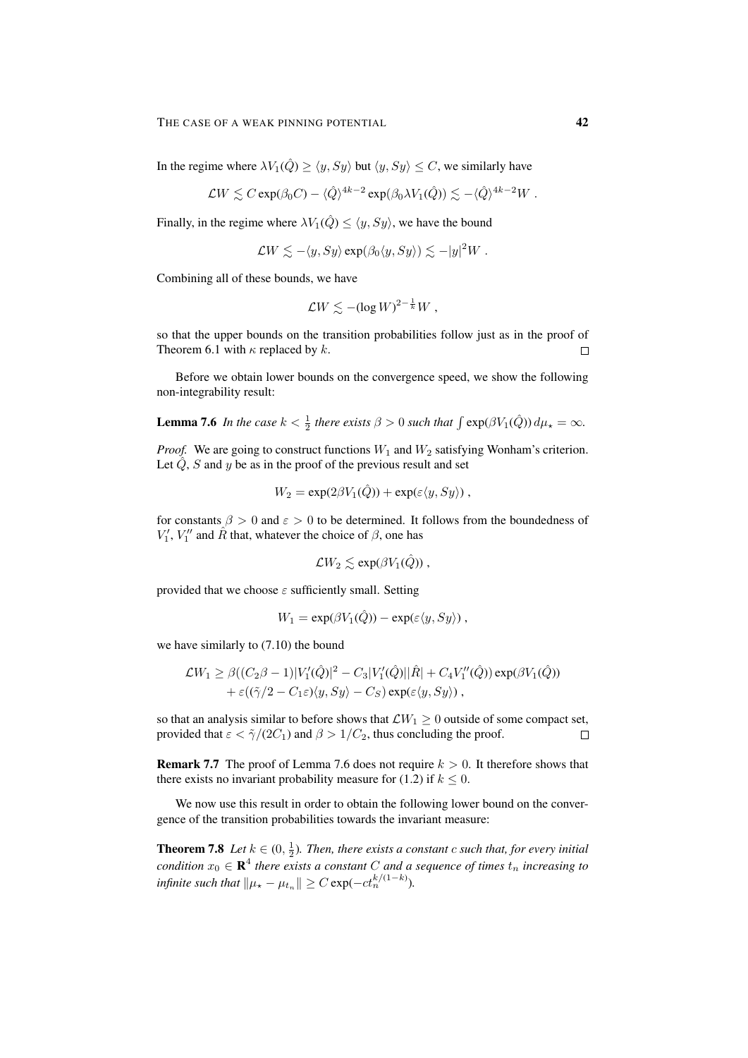In the regime where $\lambda V_1(\hat{Q}) \geq \langle y, Sy\rangle$ but $\langle y, Sy\rangle \leq C$, we similarly have

$$\mathcal{L}W \lesssim C\exp(\beta_0 C) - \langle \hat{Q}\rangle^{4k-2}\exp(\beta_0 \lambda V_1(\hat{Q})) \lesssim -\langle \hat{Q}\rangle^{4k-2} W \;.$$

Finally, in the regime where $\lambda V_1(\hat{Q}) \leq \langle y, Sy\rangle$, we have the bound

$$\mathcal{L}W \lesssim -\langle y, Sy\rangle \exp(\beta_0\langle y, Sy\rangle) \lesssim -|y|^2 W \;.$$

Combining all of these bounds, we have

$$\mathcal{L}W \lesssim -(\log W)^{2-\frac{1}{k}} W \;,$$

so that the upper bounds on the transition probabilities follow just as in the proof of Theorem 6.1 with $\kappa$ replaced by $k$. ◻

Before we obtain lower bounds on the convergence speed, we show the following non-integrability result:

**Lemma 7.6** *In the case $k < \frac{1}{2}$ there exists $\beta > 0$ such that $\int \exp(\beta V_1(\hat{Q}))\, d\mu_\star = \infty$.*

*Proof.* We are going to construct functions $W_1$ and $W_2$ satisfying Wonham's criterion. Let $\hat{Q}$, $S$ and $y$ be as in the proof of the previous result and set

$$W_2 = \exp(2\beta V_1(\hat{Q})) + \exp(\varepsilon\langle y, Sy\rangle) \;,$$

for constants $\beta > 0$ and $\varepsilon > 0$ to be determined. It follows from the boundedness of $V_1'$, $V_1''$ and $\hat{R}$ that, whatever the choice of $\beta$, one has

$$\mathcal{L}W_2 \lesssim \exp(\beta V_1(\hat{Q})) \;,$$

provided that we choose $\varepsilon$ sufficiently small. Setting

$$W_1 = \exp(\beta V_1(\hat{Q})) - \exp(\varepsilon\langle y, Sy\rangle) \;,$$

we have similarly to (7.10) the bound

$$\begin{aligned}\mathcal{L}W_1 \geq{}& \beta((C_2\beta - 1)|V_1'(\hat{Q})|^2 - C_3|V_1'(\hat{Q})||\hat{R}| + C_4 V_1''(\hat{Q}))\exp(\beta V_1(\hat{Q})) \\ &+ \varepsilon((\tilde{\gamma}/2 - C_1\varepsilon)\langle y, Sy\rangle - C_S)\exp(\varepsilon\langle y, Sy\rangle) \;,\end{aligned}$$

so that an analysis similar to before shows that $\mathcal{L}W_1 \geq 0$ outside of some compact set, provided that $\varepsilon < \tilde{\gamma}/(2C_1)$ and $\beta > 1/C_2$, thus concluding the proof. ◻

**Remark 7.7** The proof of Lemma 7.6 does not require $k > 0$. It therefore shows that there exists no invariant probability measure for (1.2) if $k \leq 0$.

We now use this result in order to obtain the following lower bound on the convergence of the transition probabilities towards the invariant measure:

**Theorem 7.8** *Let $k \in (0, \frac{1}{2})$. Then, there exists a constant $c$ such that, for every initial condition $x_0 \in \mathbf{R}^4$ there exists a constant $C$ and a sequence of times $t_n$ increasing to infinite such that $\|\mu_\star - \mu_{t_n}\| \geq C\exp(-ct_n^{k/(1-k)})$.*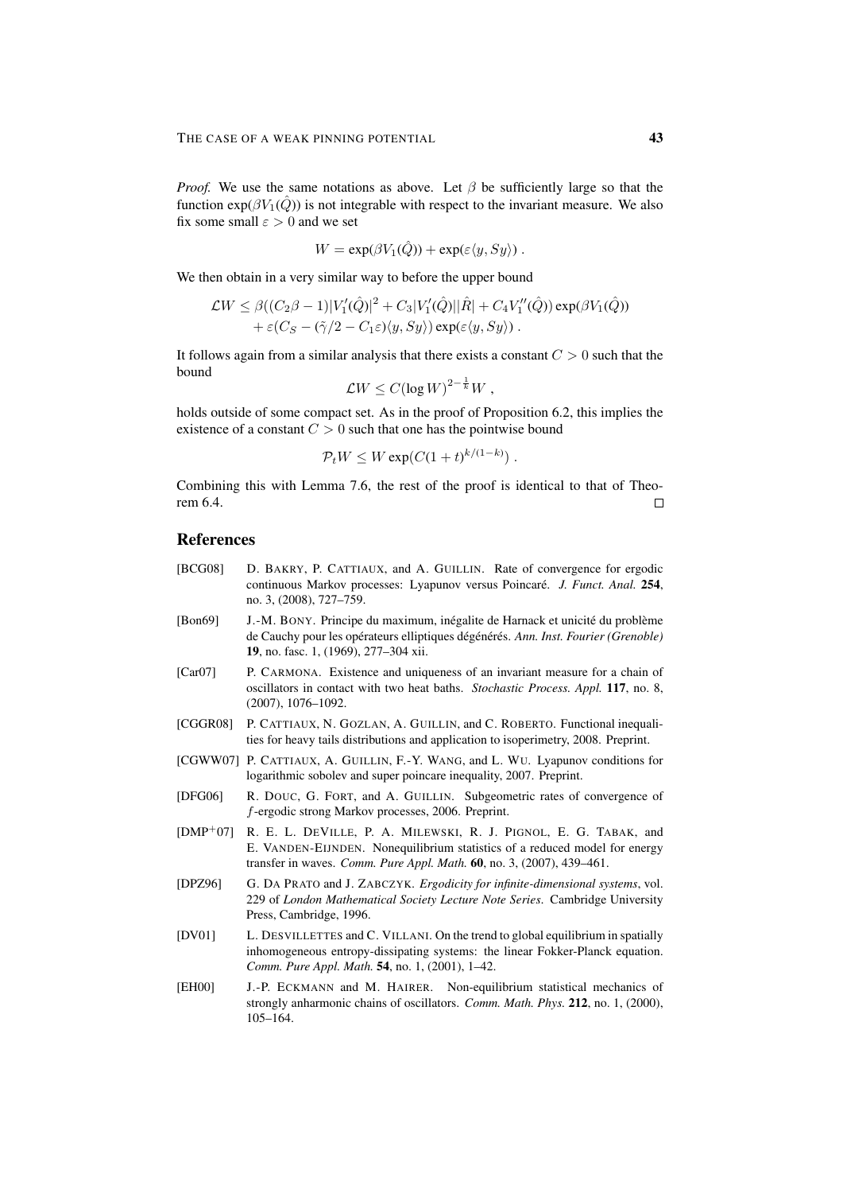*Proof.* We use the same notations as above. Let $\beta$ be sufficiently large so that the function $\exp(\beta V_1(\hat{Q}))$ is not integrable with respect to the invariant measure. We also fix some small $\varepsilon > 0$ and we set

$$W = \exp(\beta V_1(\hat{Q})) + \exp(\varepsilon \langle y, Sy \rangle) .$$

We then obtain in a very similar way to before the upper bound

$$\begin{aligned} \mathcal{L}W \leq\, & \beta((C_2\beta - 1)|V_1'(\hat{Q})|^2 + C_3|V_1'(\hat{Q})||\hat{R}| + C_4 V_1''(\hat{Q})) \exp(\beta V_1(\hat{Q})) \\ & + \varepsilon(C_S - (\tilde{\gamma}/2 - C_1\varepsilon)\langle y, Sy \rangle) \exp(\varepsilon \langle y, Sy \rangle) . \end{aligned}$$

It follows again from a similar analysis that there exists a constant $C > 0$ such that the bound

$$\mathcal{L}W \leq C(\log W)^{2-\frac{1}{k}} W ,$$

holds outside of some compact set. As in the proof of Proposition 6.2, this implies the existence of a constant $C > 0$ such that one has the pointwise bound

$$\mathcal{P}_t W \leq W \exp(C(1+t)^{k/(1-k)}) .$$

Combining this with Lemma 7.6, the rest of the proof is identical to that of Theorem 6.4. $\square$

## References

[BCG08] D. Bakry, P. Cattiaux, and A. Guillin. Rate of convergence for ergodic continuous Markov processes: Lyapunov versus Poincaré. *J. Funct. Anal.* **254**, no. 3, (2008), 727–759.

[Bon69] J.-M. Bony. Principe du maximum, inégalite de Harnack et unicité du problème de Cauchy pour les opérateurs elliptiques dégénérés. *Ann. Inst. Fourier (Grenoble)* **19**, no. fasc. 1, (1969), 277–304 xii.

[Car07] P. Carmona. Existence and uniqueness of an invariant measure for a chain of oscillators in contact with two heat baths. *Stochastic Process. Appl.* **117**, no. 8, (2007), 1076–1092.

[CGGR08] P. Cattiaux, N. Gozlan, A. Guillin, and C. Roberto. Functional inequalities for heavy tails distributions and application to isoperimetry, 2008. Preprint.

[CGWW07] P. Cattiaux, A. Guillin, F.-Y. Wang, and L. Wu. Lyapunov conditions for logarithmic sobolev and super poincare inequality, 2007. Preprint.

[DFG06] R. Douc, G. Fort, and A. Guillin. Subgeometric rates of convergence of $f$-ergodic strong Markov processes, 2006. Preprint.

[DMP+07] R. E. L. DeVille, P. A. Milewski, R. J. Pignol, E. G. Tabak, and E. Vanden-Eijnden. Nonequilibrium statistics of a reduced model for energy transfer in waves. *Comm. Pure Appl. Math.* **60**, no. 3, (2007), 439–461.

[DPZ96] G. Da Prato and J. Zabczyk. *Ergodicity for infinite-dimensional systems*, vol. 229 of *London Mathematical Society Lecture Note Series*. Cambridge University Press, Cambridge, 1996.

[DV01] L. Desvillettes and C. Villani. On the trend to global equilibrium in spatially inhomogeneous entropy-dissipating systems: the linear Fokker-Planck equation. *Comm. Pure Appl. Math.* **54**, no. 1, (2001), 1–42.

[EH00] J.-P. Eckmann and M. Hairer. Non-equilibrium statistical mechanics of strongly anharmonic chains of oscillators. *Comm. Math. Phys.* **212**, no. 1, (2000), 105–164.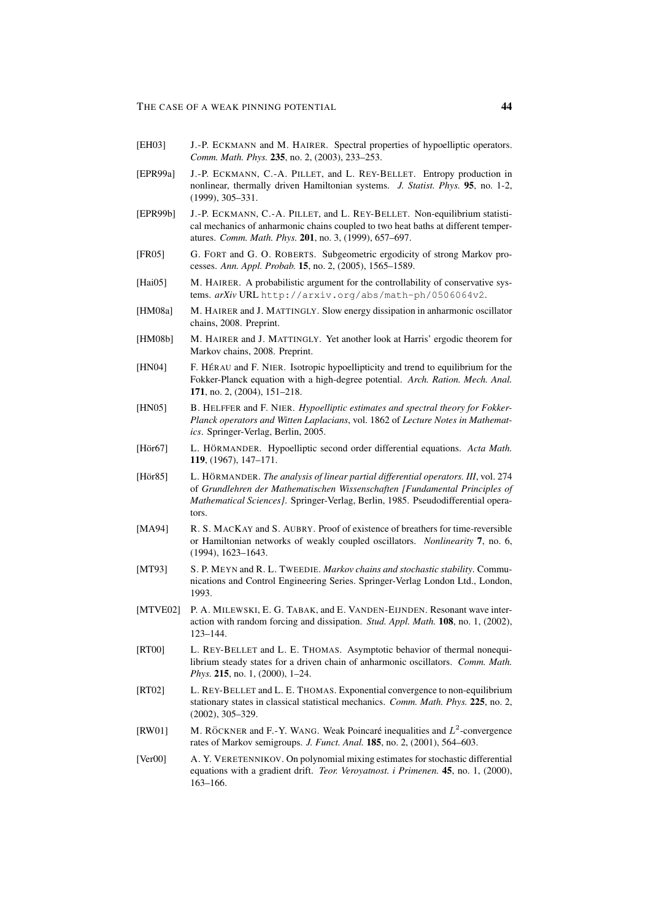[EH03] J.-P. Eckmann and M. Hairer. Spectral properties of hypoelliptic operators. *Comm. Math. Phys.* **235**, no. 2, (2003), 233–253.

[EPR99a] J.-P. Eckmann, C.-A. Pillet, and L. Rey-Bellet. Entropy production in nonlinear, thermally driven Hamiltonian systems. *J. Statist. Phys.* **95**, no. 1-2, (1999), 305–331.

[EPR99b] J.-P. Eckmann, C.-A. Pillet, and L. Rey-Bellet. Non-equilibrium statistical mechanics of anharmonic chains coupled to two heat baths at different temperatures. *Comm. Math. Phys.* **201**, no. 3, (1999), 657–697.

[FR05] G. Fort and G. O. Roberts. Subgeometric ergodicity of strong Markov processes. *Ann. Appl. Probab.* **15**, no. 2, (2005), 1565–1589.

[Hai05] M. Hairer. A probabilistic argument for the controllability of conservative systems. *arXiv* URL `http://arxiv.org/abs/math-ph/0506064v2`.

[HM08a] M. Hairer and J. Mattingly. Slow energy dissipation in anharmonic oscillator chains, 2008. Preprint.

[HM08b] M. Hairer and J. Mattingly. Yet another look at Harris' ergodic theorem for Markov chains, 2008. Preprint.

[HN04] F. Hérau and F. Nier. Isotropic hypoellipticity and trend to equilibrium for the Fokker-Planck equation with a high-degree potential. *Arch. Ration. Mech. Anal.* **171**, no. 2, (2004), 151–218.

[HN05] B. Helffer and F. Nier. *Hypoelliptic estimates and spectral theory for Fokker-Planck operators and Witten Laplacians*, vol. 1862 of *Lecture Notes in Mathematics*. Springer-Verlag, Berlin, 2005.

[Hör67] L. Hörmander. Hypoelliptic second order differential equations. *Acta Math.* **119**, (1967), 147–171.

[Hör85] L. Hörmander. *The analysis of linear partial differential operators. III*, vol. 274 of *Grundlehren der Mathematischen Wissenschaften [Fundamental Principles of Mathematical Sciences]*. Springer-Verlag, Berlin, 1985. Pseudodifferential operators.

[MA94] R. S. MacKay and S. Aubry. Proof of existence of breathers for time-reversible or Hamiltonian networks of weakly coupled oscillators. *Nonlinearity* **7**, no. 6, (1994), 1623–1643.

[MT93] S. P. Meyn and R. L. Tweedie. *Markov chains and stochastic stability*. Communications and Control Engineering Series. Springer-Verlag London Ltd., London, 1993.

[MTVE02] P. A. Milewski, E. G. Tabak, and E. Vanden-Eijnden. Resonant wave interaction with random forcing and dissipation. *Stud. Appl. Math.* **108**, no. 1, (2002), 123–144.

[RT00] L. Rey-Bellet and L. E. Thomas. Asymptotic behavior of thermal nonequilibrium steady states for a driven chain of anharmonic oscillators. *Comm. Math. Phys.* **215**, no. 1, (2000), 1–24.

[RT02] L. Rey-Bellet and L. E. Thomas. Exponential convergence to non-equilibrium stationary states in classical statistical mechanics. *Comm. Math. Phys.* **225**, no. 2, (2002), 305–329.

[RW01] M. Röckner and F.-Y. Wang. Weak Poincaré inequalities and $L^2$-convergence rates of Markov semigroups. *J. Funct. Anal.* **185**, no. 2, (2001), 564–603.

[Ver00] A. Y. Veretennikov. On polynomial mixing estimates for stochastic differential equations with a gradient drift. *Teor. Veroyatnost. i Primenen.* **45**, no. 1, (2000), 163–166.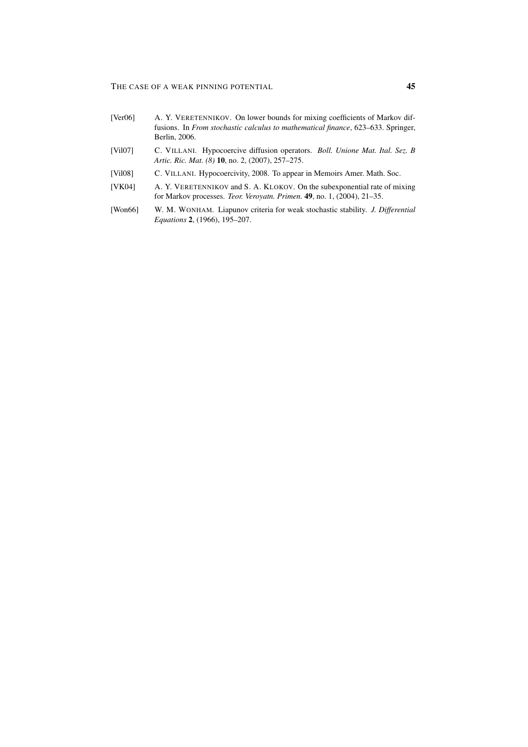[Ver06] A. Y. VERETENNIKOV. On lower bounds for mixing coefficients of Markov diffusions. In *From stochastic calculus to mathematical finance*, 623–633. Springer, Berlin, 2006.

[Vil07] C. VILLANI. Hypocoercive diffusion operators. *Boll. Unione Mat. Ital. Sez. B Artic. Ric. Mat. (8)* **10**, no. 2, (2007), 257–275.

[Vil08] C. VILLANI. Hypocoercivity, 2008. To appear in Memoirs Amer. Math. Soc.

[VK04] A. Y. VERETENNIKOV and S. A. KLOKOV. On the subexponential rate of mixing for Markov processes. *Teor. Veroyatn. Primen.* **49**, no. 1, (2004), 21–35.

[Won66] W. M. WONHAM. Liapunov criteria for weak stochastic stability. *J. Differential Equations* **2**, (1966), 195–207.